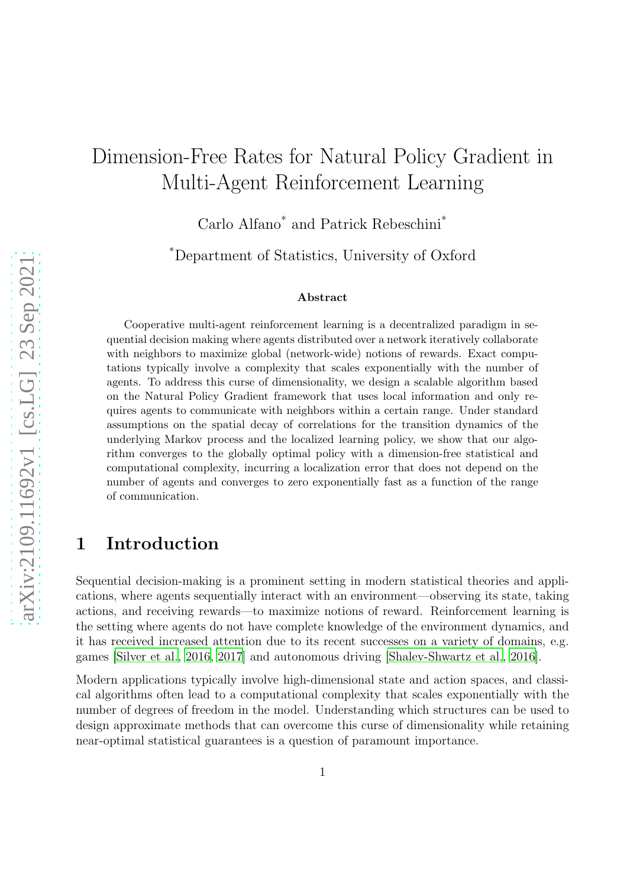# Dimension-Free Rates for Natural Policy Gradient in Multi-Agent Reinforcement Learning

Carlo Alfano[*] and Patrick Rebeschini[*]

[*]Department of Statistics, University of Oxford

### Abstract

Cooperative multi-agent reinforcement learning is a decentralized paradigm in sequential decision making where agents distributed over a network iteratively collaborate with neighbors to maximize global (network-wide) notions of rewards. Exact computations typically involve a complexity that scales exponentially with the number of agents. To address this curse of dimensionality, we design a scalable algorithm based on the Natural Policy Gradient framework that uses local information and only requires agents to communicate with neighbors within a certain range. Under standard assumptions on the spatial decay of correlations for the transition dynamics of the underlying Markov process and the localized learning policy, we show that our algorithm converges to the globally optimal policy with a dimension-free statistical and computational complexity, incurring a localization error that does not depend on the number of agents and converges to zero exponentially fast as a function of the range of communication.

## 1 Introduction

Sequential decision-making is a prominent setting in modern statistical theories and applications, where agents sequentially interact with an environment—observing its state, taking actions, and receiving rewards—to maximize notions of reward. Reinforcement learning is the setting where agents do not have complete knowledge of the environment dynamics, and it has received increased attention due to its recent successes on a variety of domains, e.g. games [Silver et al., 2016, 2017] and autonomous driving [Shalev-Shwartz et al., 2016].

Modern applications typically involve high-dimensional state and action spaces, and classical algorithms often lead to a computational complexity that scales exponentially with the number of degrees of freedom in the model. Understanding which structures can be used to design approximate methods that can overcome this curse of dimensionality while retaining near-optimal statistical guarantees is a question of paramount importance.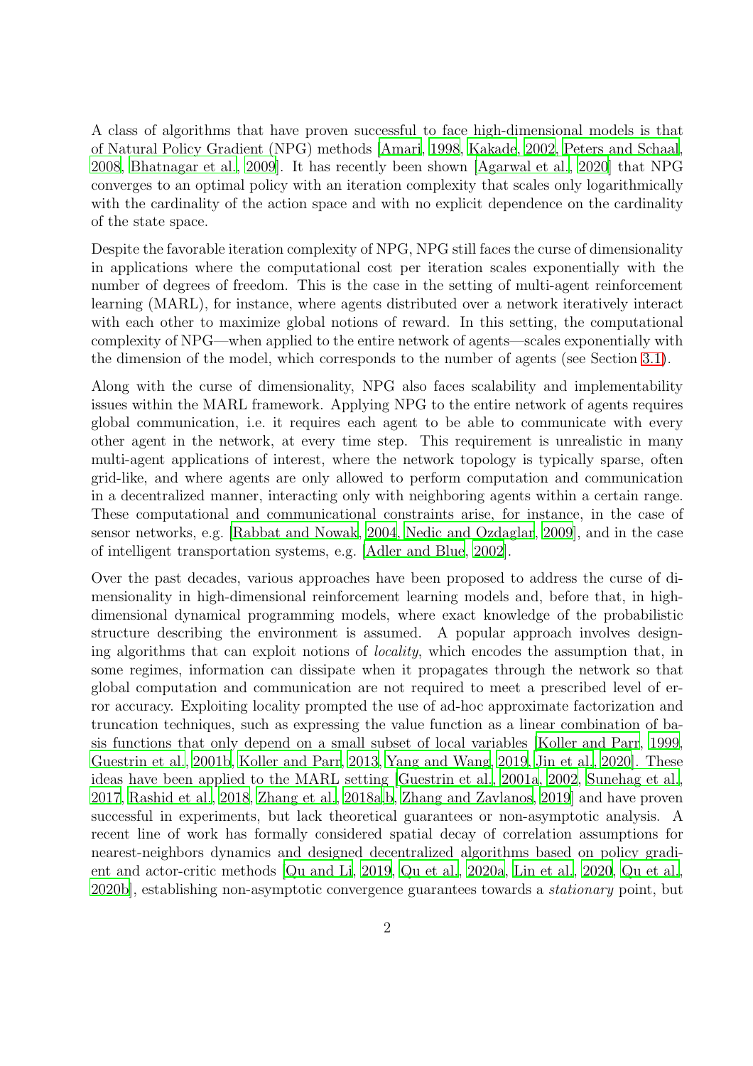A class of algorithms that have proven successful to face high-dimensional models is that of Natural Policy Gradient (NPG) methods [Amari, 1998, Kakade, 2002, Peters and Schaal, 2008, Bhatnagar et al., 2009]. It has recently been shown [Agarwal et al., 2020] that NPG converges to an optimal policy with an iteration complexity that scales only logarithmically with the cardinality of the action space and with no explicit dependence on the cardinality of the state space.

Despite the favorable iteration complexity of NPG, NPG still faces the curse of dimensionality in applications where the computational cost per iteration scales exponentially with the number of degrees of freedom. This is the case in the setting of multi-agent reinforcement learning (MARL), for instance, where agents distributed over a network iteratively interact with each other to maximize global notions of reward. In this setting, the computational complexity of NPG—when applied to the entire network of agents—scales exponentially with the dimension of the model, which corresponds to the number of agents (see Section 3.1).

Along with the curse of dimensionality, NPG also faces scalability and implementability issues within the MARL framework. Applying NPG to the entire network of agents requires global communication, i.e. it requires each agent to be able to communicate with every other agent in the network, at every time step. This requirement is unrealistic in many multi-agent applications of interest, where the network topology is typically sparse, often grid-like, and where agents are only allowed to perform computation and communication in a decentralized manner, interacting only with neighboring agents within a certain range. These computational and communicational constraints arise, for instance, in the case of sensor networks, e.g. [Rabbat and Nowak, 2004, Nedic and Ozdaglar, 2009], and in the case of intelligent transportation systems, e.g. [Adler and Blue, 2002].

Over the past decades, various approaches have been proposed to address the curse of dimensionality in high-dimensional reinforcement learning models and, before that, in high-dimensional dynamical programming models, where exact knowledge of the probabilistic structure describing the environment is assumed. A popular approach involves designing algorithms that can exploit notions of *locality*, which encodes the assumption that, in some regimes, information can dissipate when it propagates through the network so that global computation and communication are not required to meet a prescribed level of error accuracy. Exploiting locality prompted the use of ad-hoc approximate factorization and truncation techniques, such as expressing the value function as a linear combination of basis functions that only depend on a small subset of local variables [Koller and Parr, 1999, Guestrin et al., 2001b, Koller and Parr, 2013, Yang and Wang, 2019, Jin et al., 2020]. These ideas have been applied to the MARL setting [Guestrin et al., 2001a, 2002, Sunehag et al., 2017, Rashid et al., 2018, Zhang et al., 2018a,b, Zhang and Zavlanos, 2019] and have proven successful in experiments, but lack theoretical guarantees or non-asymptotic analysis. A recent line of work has formally considered spatial decay of correlation assumptions for nearest-neighbors dynamics and designed decentralized algorithms based on policy gradient and actor-critic methods [Qu and Li, 2019, Qu et al., 2020a, Lin et al., 2020, Qu et al., 2020b], establishing non-asymptotic convergence guarantees towards a *stationary* point, but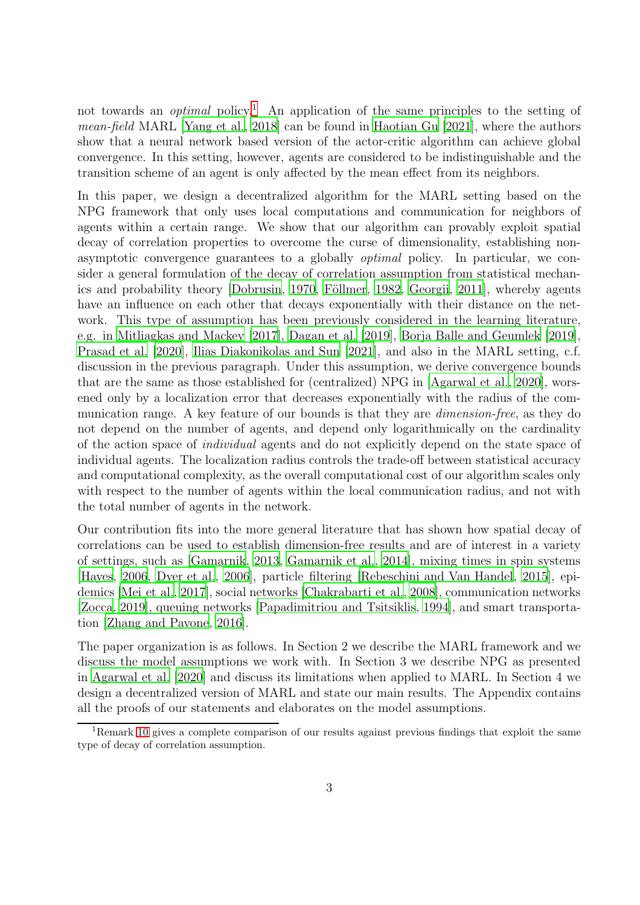not towards an *optimal* policy.[1] An application of the same principles to the setting of *mean-field* MARL [Yang et al., 2018] can be found in Haotian Gu [2021], where the authors show that a neural network based version of the actor-critic algorithm can achieve global convergence. In this setting, however, agents are considered to be indistinguishable and the transition scheme of an agent is only affected by the mean effect from its neighbors.

In this paper, we design a decentralized algorithm for the MARL setting based on the NPG framework that only uses local computations and communication for neighbors of agents within a certain range. We show that our algorithm can provably exploit spatial decay of correlation properties to overcome the curse of dimensionality, establishing non-asymptotic convergence guarantees to a globally *optimal* policy. In particular, we consider a general formulation of the decay of correlation assumption from statistical mechanics and probability theory [Dobrusin, 1970, Föllmer, 1982, Georgii, 2011], whereby agents have an influence on each other that decays exponentially with their distance on the network. This type of assumption has been previously considered in the learning literature, e.g. in Mitliagkas and Mackey [2017], Dagan et al. [2019], Borja Balle and Geumlek [2019], Prasad et al. [2020], Ilias Diakonikolas and Sun [2021], and also in the MARL setting, c.f. discussion in the previous paragraph. Under this assumption, we derive convergence bounds that are the same as those established for (centralized) NPG in [Agarwal et al., 2020], worsened only by a localization error that decreases exponentially with the radius of the communication range. A key feature of our bounds is that they are *dimension-free*, as they do not depend on the number of agents, and depend only logarithmically on the cardinality of the action space of *individual* agents and do not explicitly depend on the state space of individual agents. The localization radius controls the trade-off between statistical accuracy and computational complexity, as the overall computational cost of our algorithm scales only with respect to the number of agents within the local communication radius, and not with the total number of agents in the network.

Our contribution fits into the more general literature that has shown how spatial decay of correlations can be used to establish dimension-free results and are of interest in a variety of settings, such as [Gamarnik, 2013, Gamarnik et al., 2014], mixing times in spin systems [Hayes, 2006, Dyer et al., 2006], particle filtering [Rebeschini and Van Handel, 2015], epidemics [Mei et al., 2017], social networks [Chakrabarti et al., 2008], communication networks [Zocca, 2019], queuing networks [Papadimitriou and Tsitsiklis, 1994], and smart transportation [Zhang and Pavone, 2016].

The paper organization is as follows. In Section 2 we describe the MARL framework and we discuss the model assumptions we work with. In Section 3 we describe NPG as presented in Agarwal et al. [2020] and discuss its limitations when applied to MARL. In Section 4 we design a decentralized version of MARL and state our main results. The Appendix contains all the proofs of our statements and elaborates on the model assumptions.

[1] Remark 10 gives a complete comparison of our results against previous findings that exploit the same type of decay of correlation assumption.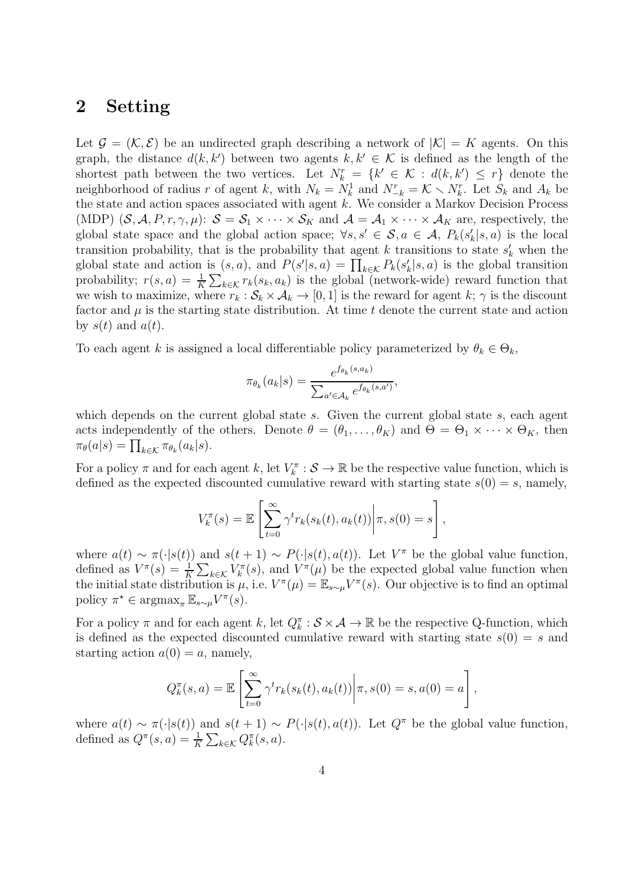## 2 Setting

Let $\mathcal{G} = (\mathcal{K}, \mathcal{E})$ be an undirected graph describing a network of $|\mathcal{K}| = K$ agents. On this graph, the distance $d(k, k')$ between two agents $k, k' \in \mathcal{K}$ is defined as the length of the shortest path between the two vertices. Let $N_k^r = \{k' \in \mathcal{K} : d(k, k') \leq r\}$ denote the neighborhood of radius $r$ of agent $k$, with $N_k = N_k^1$ and $N_{-k}^r = \mathcal{K} \setminus N_k^r$. Let $S_k$ and $A_k$ be the state and action spaces associated with agent $k$. We consider a Markov Decision Process (MDP) $(\mathcal{S}, \mathcal{A}, P, r, \gamma, \mu)$: $\mathcal{S} = \mathcal{S}_1 \times \cdots \times \mathcal{S}_K$ and $\mathcal{A} = \mathcal{A}_1 \times \cdots \times \mathcal{A}_K$ are, respectively, the global state space and the global action space; $\forall s, s' \in \mathcal{S}, a \in \mathcal{A}$, $P_k(s_k'|s, a)$ is the local transition probability, that is the probability that agent $k$ transitions to state $s_k'$ when the global state and action is $(s, a)$, and $P(s'|s, a) = \prod_{k \in \mathcal{K}} P_k(s_k'|s, a)$ is the global transition probability; $r(s, a) = \frac{1}{K} \sum_{k \in \mathcal{K}} r_k(s_k, a_k)$ is the global (network-wide) reward function that we wish to maximize, where $r_k : \mathcal{S}_k \times \mathcal{A}_k \to [0, 1]$ is the reward for agent $k$; $\gamma$ is the discount factor and $\mu$ is the starting state distribution. At time $t$ denote the current state and action by $s(t)$ and $a(t)$.

To each agent $k$ is assigned a local differentiable policy parameterized by $\theta_k \in \Theta_k$,

$$\pi_{\theta_k}(a_k|s) = \frac{e^{f_{\theta_k}(s, a_k)}}{\sum_{a' \in \mathcal{A}_k} e^{f_{\theta_k}(s, a')}},$$

which depends on the current global state $s$. Given the current global state $s$, each agent acts independently of the others. Denote $\theta = (\theta_1, \ldots, \theta_K)$ and $\Theta = \Theta_1 \times \cdots \times \Theta_K$, then $\pi_\theta(a|s) = \prod_{k \in \mathcal{K}} \pi_{\theta_k}(a_k|s)$.

For a policy $\pi$ and for each agent $k$, let $V_k^\pi : \mathcal{S} \to \mathbb{R}$ be the respective value function, which is defined as the expected discounted cumulative reward with starting state $s(0) = s$, namely,

$$V_k^\pi(s) = \mathbb{E}\left[\sum_{t=0}^{\infty} \gamma^t r_k(s_k(t), a_k(t)) \middle| \pi, s(0) = s\right],$$

where $a(t) \sim \pi(\cdot|s(t))$ and $s(t+1) \sim P(\cdot|s(t), a(t))$. Let $V^\pi$ be the global value function, defined as $V^\pi(s) = \frac{1}{K} \sum_{k \in \mathcal{K}} V_k^\pi(s)$, and $V^\pi(\mu)$ be the expected global value function when the initial state distribution is $\mu$, i.e. $V^\pi(\mu) = \mathbb{E}_{s \sim \mu} V^\pi(s)$. Our objective is to find an optimal policy $\pi^\star \in \operatorname{argmax}_\pi \mathbb{E}_{s \sim \mu} V^\pi(s)$.

For a policy $\pi$ and for each agent $k$, let $Q_k^\pi : \mathcal{S} \times \mathcal{A} \to \mathbb{R}$ be the respective Q-function, which is defined as the expected discounted cumulative reward with starting state $s(0) = s$ and starting action $a(0) = a$, namely,

$$Q_k^\pi(s, a) = \mathbb{E}\left[\sum_{t=0}^{\infty} \gamma^t r_k(s_k(t), a_k(t)) \middle| \pi, s(0) = s, a(0) = a\right],$$

where $a(t) \sim \pi(\cdot|s(t))$ and $s(t+1) \sim P(\cdot|s(t), a(t))$. Let $Q^\pi$ be the global value function, defined as $Q^\pi(s, a) = \frac{1}{K} \sum_{k \in \mathcal{K}} Q_k^\pi(s, a)$.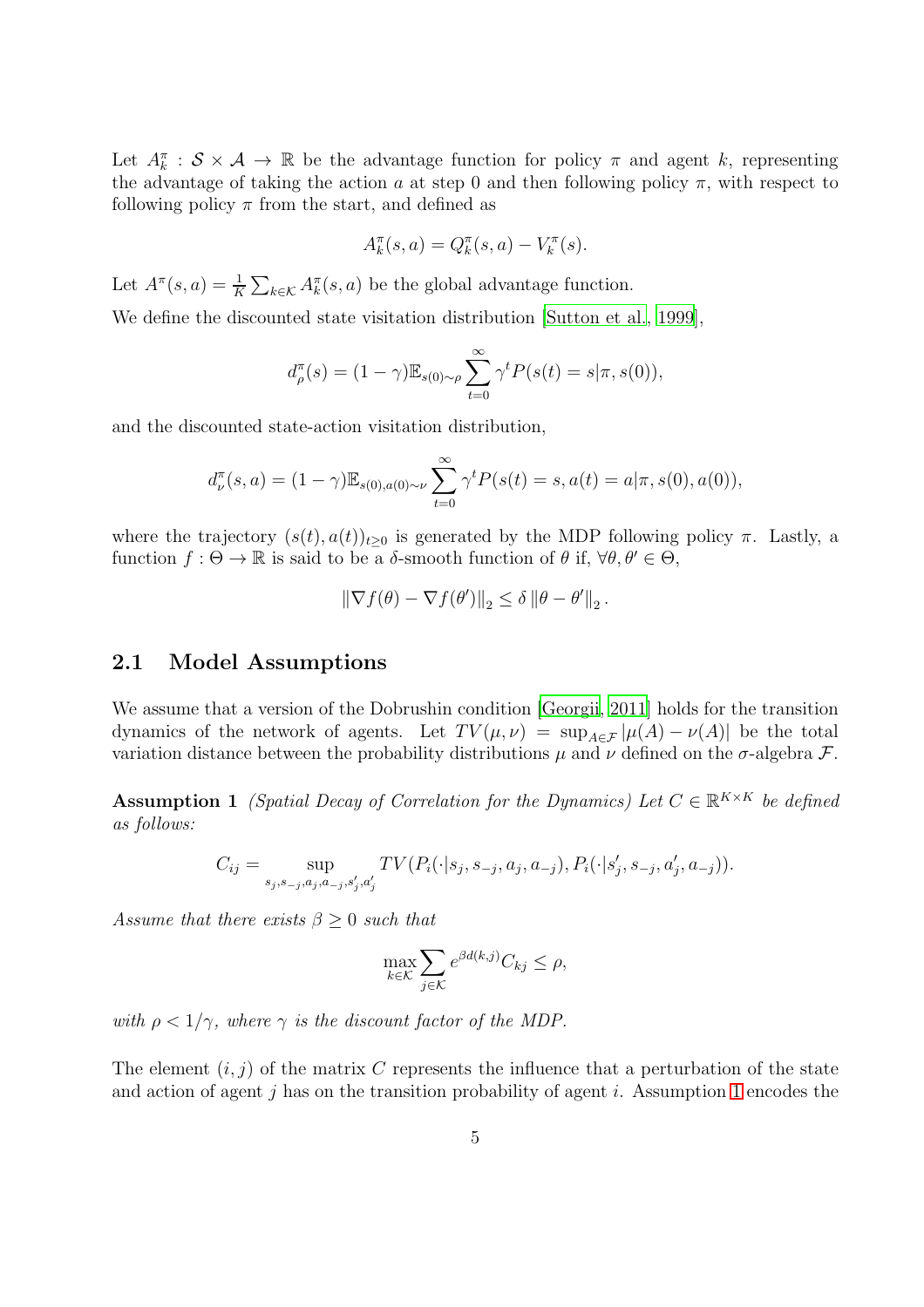Let $A_k^\pi : \mathcal{S} \times \mathcal{A} \to \mathbb{R}$ be the advantage function for policy $\pi$ and agent $k$, representing the advantage of taking the action $a$ at step 0 and then following policy $\pi$, with respect to following policy $\pi$ from the start, and defined as

$$A_k^\pi(s, a) = Q_k^\pi(s, a) - V_k^\pi(s).$$

Let $A^\pi(s, a) = \frac{1}{K} \sum_{k \in \mathcal{K}} A_k^\pi(s, a)$ be the global advantage function.

We define the discounted state visitation distribution [Sutton et al., 1999],

$$d_\rho^\pi(s) = (1 - \gamma) \mathbb{E}_{s(0) \sim \rho} \sum_{t=0}^{\infty} \gamma^t P(s(t) = s | \pi, s(0)),$$

and the discounted state-action visitation distribution,

$$d_\nu^\pi(s, a) = (1 - \gamma) \mathbb{E}_{s(0), a(0) \sim \nu} \sum_{t=0}^{\infty} \gamma^t P(s(t) = s, a(t) = a | \pi, s(0), a(0)),$$

where the trajectory $(s(t), a(t))_{t \geq 0}$ is generated by the MDP following policy $\pi$. Lastly, a function $f : \Theta \to \mathbb{R}$ is said to be a $\delta$-smooth function of $\theta$ if, $\forall \theta, \theta' \in \Theta$,

$$\left\| \nabla f(\theta) - \nabla f(\theta') \right\|_2 \leq \delta \left\| \theta - \theta' \right\|_2.$$

## 2.1 Model Assumptions

We assume that a version of the Dobrushin condition [Georgii, 2011] holds for the transition dynamics of the network of agents. Let $TV(\mu, \nu) = \sup_{A \in \mathcal{F}} |\mu(A) - \nu(A)|$ be the total variation distance between the probability distributions $\mu$ and $\nu$ defined on the $\sigma$-algebra $\mathcal{F}$.

**Assumption 1** *(Spatial Decay of Correlation for the Dynamics) Let $C \in \mathbb{R}^{K \times K}$ be defined as follows:*

$$C_{ij} = \sup_{s_j, s_{-j}, a_j, a_{-j}, s_j', a_j'} TV(P_i(\cdot | s_j, s_{-j}, a_j, a_{-j}), P_i(\cdot | s_j', s_{-j}, a_j', a_{-j})).$$

*Assume that there exists $\beta \geq 0$ such that*

$$\max_{k \in \mathcal{K}} \sum_{j \in \mathcal{K}} e^{\beta d(k, j)} C_{kj} \leq \rho,$$

*with $\rho < 1/\gamma$, where $\gamma$ is the discount factor of the MDP.*

The element $(i, j)$ of the matrix $C$ represents the influence that a perturbation of the state and action of agent $j$ has on the transition probability of agent $i$. Assumption 1 encodes the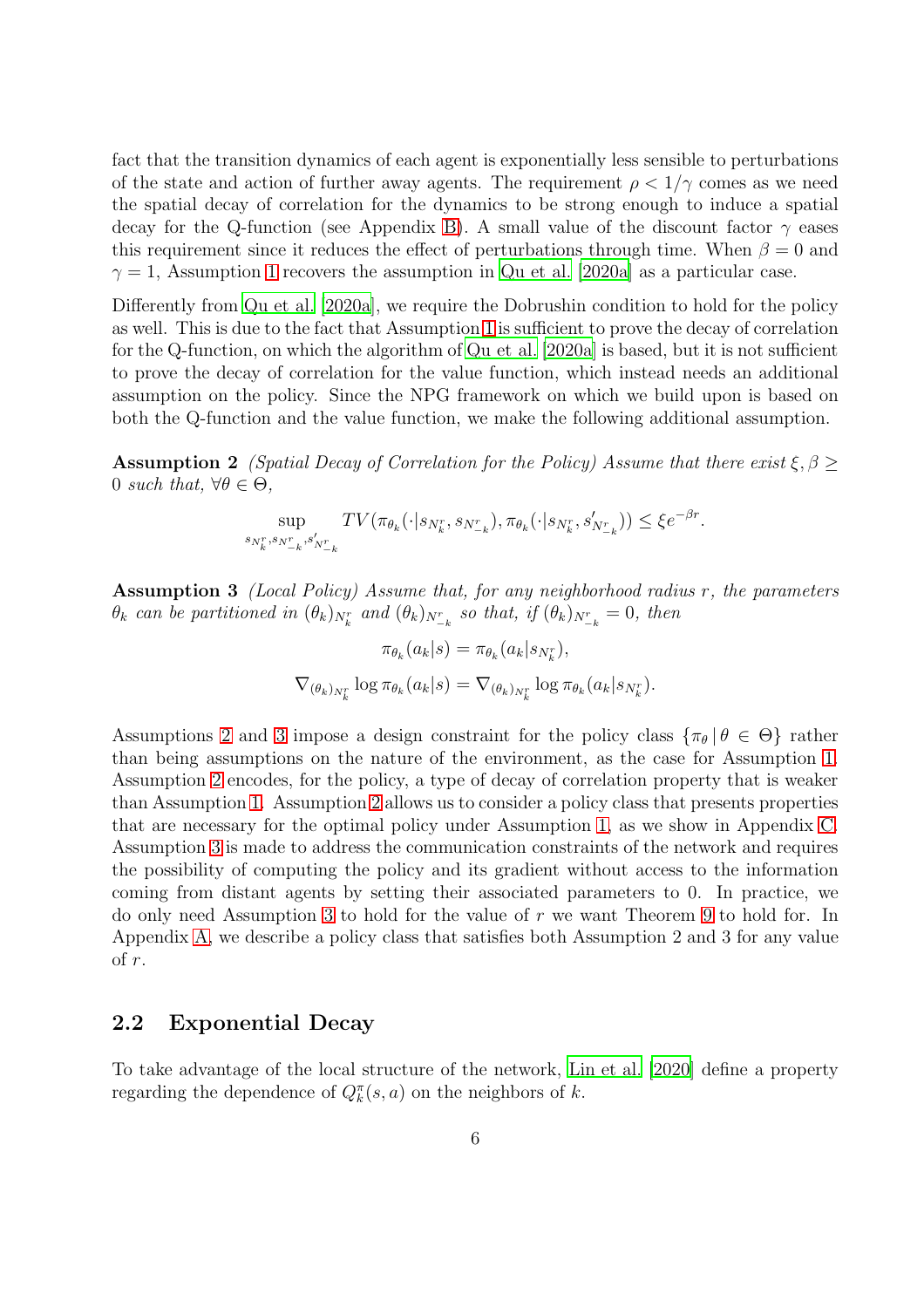fact that the transition dynamics of each agent is exponentially less sensible to perturbations of the state and action of further away agents. The requirement $\rho < 1/\gamma$ comes as we need the spatial decay of correlation for the dynamics to be strong enough to induce a spatial decay for the Q-function (see Appendix B). A small value of the discount factor $\gamma$ eases this requirement since it reduces the effect of perturbations through time. When $\beta = 0$ and $\gamma = 1$, Assumption 1 recovers the assumption in Qu et al. [2020a] as a particular case.

Differently from Qu et al. [2020a], we require the Dobrushin condition to hold for the policy as well. This is due to the fact that Assumption 1 is sufficient to prove the decay of correlation for the Q-function, on which the algorithm of Qu et al. [2020a] is based, but it is not sufficient to prove the decay of correlation for the value function, which instead needs an additional assumption on the policy. Since the NPG framework on which we build upon is based on both the Q-function and the value function, we make the following additional assumption.

**Assumption 2** *(Spatial Decay of Correlation for the Policy) Assume that there exist $\xi, \beta \geq 0$ such that, $\forall \theta \in \Theta$,*

$$\sup_{s_{N_k^r}, s_{N_{-k}^r}, s'_{N_{-k}^r}} TV(\pi_{\theta_k}(\cdot|s_{N_k^r}, s_{N_{-k}^r}), \pi_{\theta_k}(\cdot|s_{N_k^r}, s'_{N_{-k}^r})) \leq \xi e^{-\beta r}.$$

**Assumption 3** *(Local Policy) Assume that, for any neighborhood radius $r$, the parameters $\theta_k$ can be partitioned in $(\theta_k)_{N_k^r}$ and $(\theta_k)_{N_{-k}^r}$ so that, if $(\theta_k)_{N_{-k}^r} = 0$, then*

$$\pi_{\theta_k}(a_k|s) = \pi_{\theta_k}(a_k|s_{N_k^r}),$$

$$\nabla_{(\theta_k)_{N_k^r}} \log \pi_{\theta_k}(a_k|s) = \nabla_{(\theta_k)_{N_k^r}} \log \pi_{\theta_k}(a_k|s_{N_k^r}).$$

Assumptions 2 and 3 impose a design constraint for the policy class $\{\pi_\theta \,|\, \theta \in \Theta\}$ rather than being assumptions on the nature of the environment, as the case for Assumption 1. Assumption 2 encodes, for the policy, a type of decay of correlation property that is weaker than Assumption 1. Assumption 2 allows us to consider a policy class that presents properties that are necessary for the optimal policy under Assumption 1, as we show in Appendix C. Assumption 3 is made to address the communication constraints of the network and requires the possibility of computing the policy and its gradient without access to the information coming from distant agents by setting their associated parameters to 0. In practice, we do only need Assumption 3 to hold for the value of $r$ we want Theorem 9 to hold for. In Appendix A, we describe a policy class that satisfies both Assumption 2 and 3 for any value of $r$.

## 2.2 Exponential Decay

To take advantage of the local structure of the network, Lin et al. [2020] define a property regarding the dependence of $Q_k^\pi(s, a)$ on the neighbors of $k$.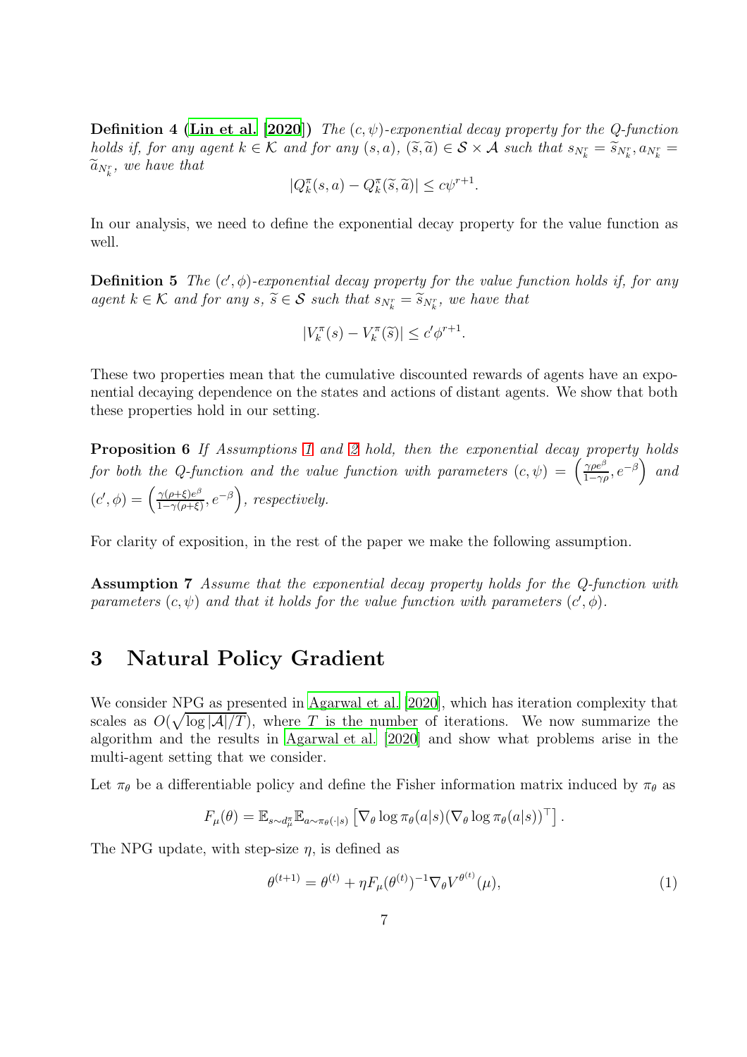**Definition 4 (Lin et al. [2020])** *The $(c, \psi)$-exponential decay property for the Q-function holds if, for any agent $k \in \mathcal{K}$ and for any $(s, a)$, $(\widetilde{s}, \widetilde{a}) \in \mathcal{S} \times \mathcal{A}$ such that $s_{N_k^r} = \widetilde{s}_{N_k^r}, a_{N_k^r} = \widetilde{a}_{N_k^r}$, we have that*

$$|Q_k^\pi(s,a) - Q_k^\pi(\widetilde{s},\widetilde{a})| \leq c\psi^{r+1}.$$

In our analysis, we need to define the exponential decay property for the value function as well.

**Definition 5** *The $(c', \phi)$-exponential decay property for the value function holds if, for any agent $k \in \mathcal{K}$ and for any $s$, $\widetilde{s} \in \mathcal{S}$ such that $s_{N_k^r} = \widetilde{s}_{N_k^r}$, we have that*

$$|V_k^\pi(s) - V_k^\pi(\widetilde{s})| \leq c'\phi^{r+1}.$$

These two properties mean that the cumulative discounted rewards of agents have an exponential decaying dependence on the states and actions of distant agents. We show that both these properties hold in our setting.

**Proposition 6** *If Assumptions 1 and 2 hold, then the exponential decay property holds for both the Q-function and the value function with parameters $(c, \psi) = \left(\frac{\gamma \rho e^\beta}{1-\gamma\rho}, e^{-\beta}\right)$ and $(c', \phi) = \left(\frac{\gamma(\rho+\xi)e^\beta}{1-\gamma(\rho+\xi)}, e^{-\beta}\right)$, respectively.*

For clarity of exposition, in the rest of the paper we make the following assumption.

**Assumption 7** *Assume that the exponential decay property holds for the Q-function with parameters $(c, \psi)$ and that it holds for the value function with parameters $(c', \phi)$.*

# 3 Natural Policy Gradient

We consider NPG as presented in Agarwal et al. [2020], which has iteration complexity that scales as $O(\sqrt{\log |\mathcal{A}|/T})$, where $T$ is the number of iterations. We now summarize the algorithm and the results in Agarwal et al. [2020] and show what problems arise in the multi-agent setting that we consider.

Let $\pi_\theta$ be a differentiable policy and define the Fisher information matrix induced by $\pi_\theta$ as

$$F_\mu(\theta) = \mathbb{E}_{s \sim d_\mu^\pi} \mathbb{E}_{a \sim \pi_\theta(\cdot|s)} \left[ \nabla_\theta \log \pi_\theta(a|s) (\nabla_\theta \log \pi_\theta(a|s))^\top \right].$$

The NPG update, with step-size $\eta$, is defined as

$$\theta^{(t+1)} = \theta^{(t)} + \eta F_\mu(\theta^{(t)})^{-1} \nabla_\theta V^{\theta^{(t)}}(\mu), \tag{1}$$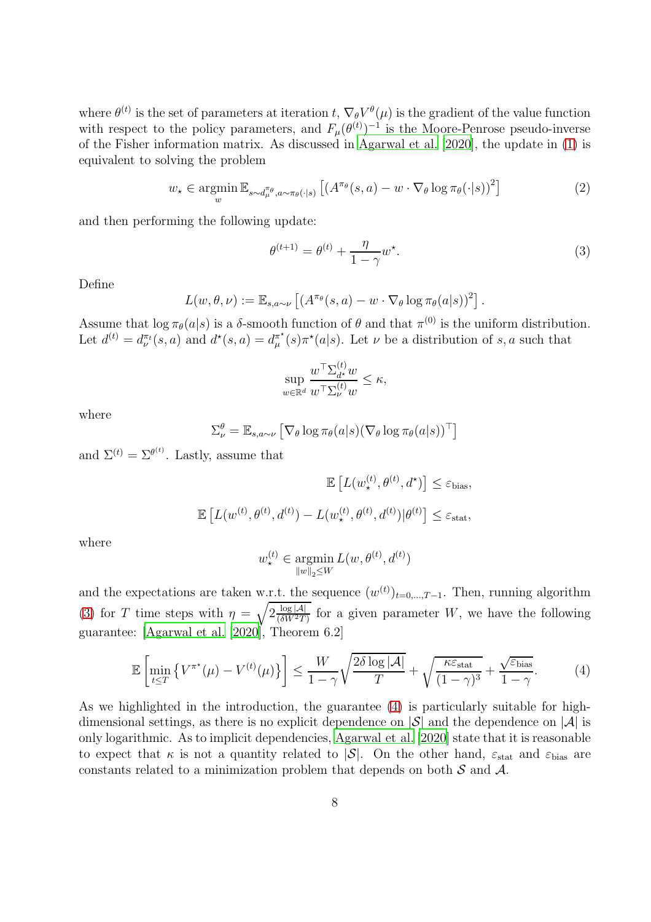where $\theta^{(t)}$ is the set of parameters at iteration $t$, $\nabla_\theta V^\theta(\mu)$ is the gradient of the value function with respect to the policy parameters, and $F_\mu(\theta^{(t)})^{-1}$ is the Moore-Penrose pseudo-inverse of the Fisher information matrix. As discussed in Agarwal et al. [2020], the update in (1) is equivalent to solving the problem

$$w_\star \in \operatorname*{argmin}_{w} \mathbb{E}_{s\sim d_\mu^{\pi_\theta}, a\sim\pi_\theta(\cdot|s)} \left[ \left(A^{\pi_\theta}(s,a) - w \cdot \nabla_\theta \log \pi_\theta(\cdot|s)\right)^2 \right] \tag{2}$$

and then performing the following update:

$$\theta^{(t+1)} = \theta^{(t)} + \frac{\eta}{1-\gamma} w^\star. \tag{3}$$

Define

$$L(w,\theta,\nu) := \mathbb{E}_{s,a\sim\nu} \left[ \left(A^{\pi_\theta}(s,a) - w \cdot \nabla_\theta \log \pi_\theta(a|s)\right)^2 \right].$$

Assume that $\log \pi_\theta(a|s)$ is a $\delta$-smooth function of $\theta$ and that $\pi^{(0)}$ is the uniform distribution. Let $d^{(t)} = d_\nu^{\pi_t}(s,a)$ and $d^\star(s,a) = d_\mu^{\pi^\star}(s)\pi^\star(a|s)$. Let $\nu$ be a distribution of $s,a$ such that

$$\sup_{w\in\mathbb{R}^d} \frac{w^\top \Sigma_{d^\star}^{(t)} w}{w^\top \Sigma_\nu^{(t)} w} \leq \kappa,$$

where

$$\Sigma_\nu^\theta = \mathbb{E}_{s,a\sim\nu} \left[ \nabla_\theta \log \pi_\theta(a|s) (\nabla_\theta \log \pi_\theta(a|s))^\top \right]$$

and $\Sigma^{(t)} = \Sigma^{\theta^{(t)}}$. Lastly, assume that

$$\mathbb{E}\left[ L(w_\star^{(t)}, \theta^{(t)}, d^\star) \right] \leq \varepsilon_{\text{bias}},$$

$$\mathbb{E}\left[ L(w^{(t)}, \theta^{(t)}, d^{(t)}) - L(w_\star^{(t)}, \theta^{(t)}, d^{(t)}) | \theta^{(t)} \right] \leq \varepsilon_{\text{stat}},$$

where

$$w_\star^{(t)} \in \operatorname*{argmin}_{\|w\|_2 \leq W} L(w, \theta^{(t)}, d^{(t)})$$

and the expectations are taken w.r.t. the sequence $(w^{(t)})_{t=0,\dots,T-1}$. Then, running algorithm (3) for $T$ time steps with $\eta = \sqrt{2\frac{\log|\mathcal{A}|}{(\delta W^2 T)}}$ for a given parameter $W$, we have the following guarantee: [Agarwal et al. [2020], Theorem 6.2]

$$\mathbb{E}\left[ \min_{t\leq T} \left\{ V^{\pi^\star}(\mu) - V^{(t)}(\mu) \right\} \right] \leq \frac{W}{1-\gamma}\sqrt{\frac{2\delta \log|\mathcal{A}|}{T}} + \sqrt{\frac{\kappa \varepsilon_{\text{stat}}}{(1-\gamma)^3}} + \frac{\sqrt{\varepsilon_{\text{bias}}}}{1-\gamma}. \tag{4}$$

As we highlighted in the introduction, the guarantee (4) is particularly suitable for high-dimensional settings, as there is no explicit dependence on $|\mathcal{S}|$ and the dependence on $|\mathcal{A}|$ is only logarithmic. As to implicit dependencies, Agarwal et al. [2020] state that it is reasonable to expect that $\kappa$ is not a quantity related to $|\mathcal{S}|$. On the other hand, $\varepsilon_{\text{stat}}$ and $\varepsilon_{\text{bias}}$ are constants related to a minimization problem that depends on both $\mathcal{S}$ and $\mathcal{A}$.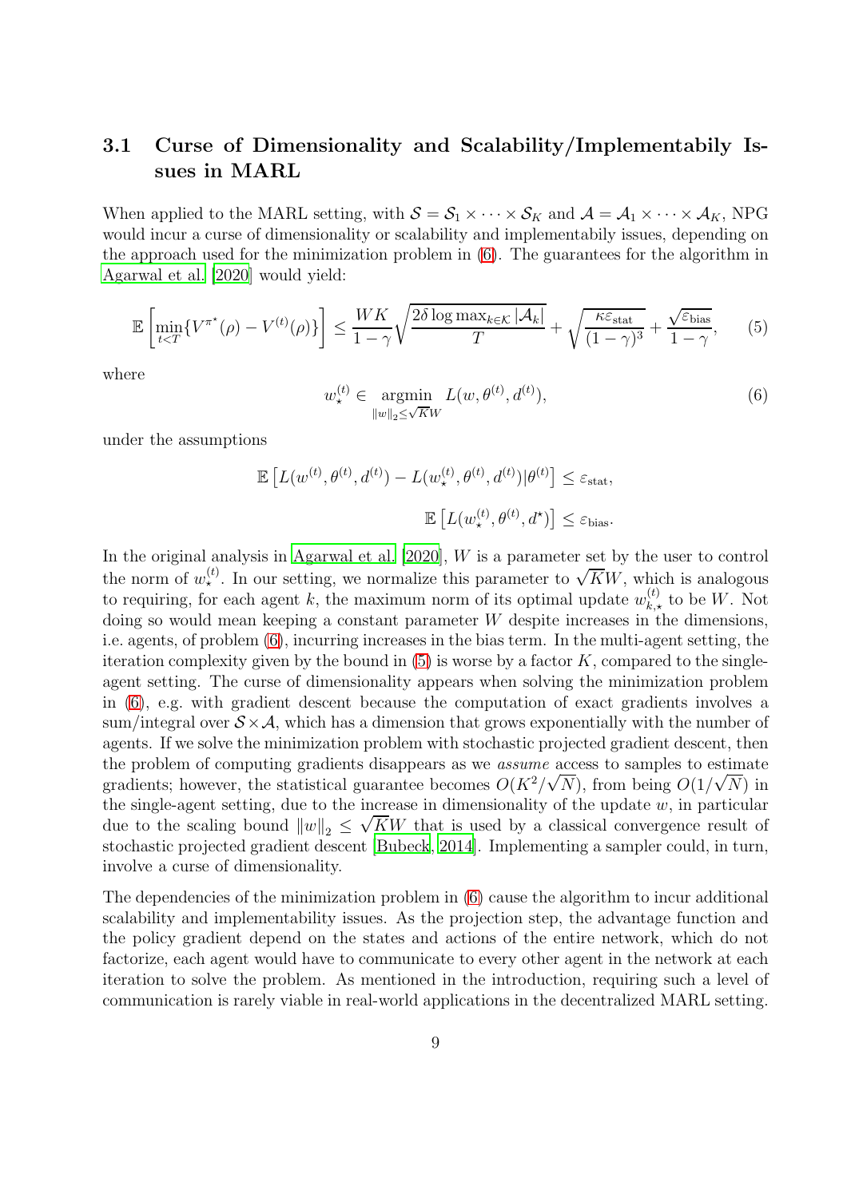### 3.1 Curse of Dimensionality and Scalability/Implementabily Issues in MARL

When applied to the MARL setting, with $\mathcal{S} = \mathcal{S}_1 \times \cdots \times \mathcal{S}_K$ and $\mathcal{A} = \mathcal{A}_1 \times \cdots \times \mathcal{A}_K$, NPG would incur a curse of dimensionality or scalability and implementabily issues, depending on the approach used for the minimization problem in (6). The guarantees for the algorithm in Agarwal et al. [2020] would yield:

$$\mathbb{E}\left[\min_{t<T}\{V^{\pi^\star}(\rho) - V^{(t)}(\rho)\}\right] \leq \frac{WK}{1-\gamma}\sqrt{\frac{2\delta \log \max_{k\in\mathcal{K}} |\mathcal{A}_k|}{T}} + \sqrt{\frac{\kappa\varepsilon_{\text{stat}}}{(1-\gamma)^3}} + \frac{\sqrt{\varepsilon_{\text{bias}}}}{1-\gamma}, \tag{5}$$

where

$$w_\star^{(t)} \in \underset{\|w\|_2 \leq \sqrt{K}W}{\operatorname{argmin}} \; L(w, \theta^{(t)}, d^{(t)}), \tag{6}$$

under the assumptions

$$\mathbb{E}\left[L(w^{(t)}, \theta^{(t)}, d^{(t)}) - L(w_\star^{(t)}, \theta^{(t)}, d^{(t)})|\theta^{(t)}\right] \leq \varepsilon_{\text{stat}},$$

$$\mathbb{E}\left[L(w_\star^{(t)}, \theta^{(t)}, d^\star)\right] \leq \varepsilon_{\text{bias}}.$$

In the original analysis in Agarwal et al. [2020], $W$ is a parameter set by the user to control the norm of $w_\star^{(t)}$. In our setting, we normalize this parameter to $\sqrt{K}W$, which is analogous to requiring, for each agent $k$, the maximum norm of its optimal update $w_{k,\star}^{(t)}$ to be $W$. Not doing so would mean keeping a constant parameter $W$ despite increases in the dimensions, i.e. agents, of problem (6), incurring increases in the bias term. In the multi-agent setting, the iteration complexity given by the bound in (5) is worse by a factor $K$, compared to the single-agent setting. The curse of dimensionality appears when solving the minimization problem in (6), e.g. with gradient descent because the computation of exact gradients involves a sum/integral over $\mathcal{S} \times \mathcal{A}$, which has a dimension that grows exponentially with the number of agents. If we solve the minimization problem with stochastic projected gradient descent, then the problem of computing gradients disappears as we *assume* access to samples to estimate gradients; however, the statistical guarantee becomes $O(K^2/\sqrt{N})$, from being $O(1/\sqrt{N})$ in the single-agent setting, due to the increase in dimensionality of the update $w$, in particular due to the scaling bound $\|w\|_2 \leq \sqrt{K}W$ that is used by a classical convergence result of stochastic projected gradient descent [Bubeck, 2014]. Implementing a sampler could, in turn, involve a curse of dimensionality.

The dependencies of the minimization problem in (6) cause the algorithm to incur additional scalability and implementability issues. As the projection step, the advantage function and the policy gradient depend on the states and actions of the entire network, which do not factorize, each agent would have to communicate to every other agent in the network at each iteration to solve the problem. As mentioned in the introduction, requiring such a level of communication is rarely viable in real-world applications in the decentralized MARL setting.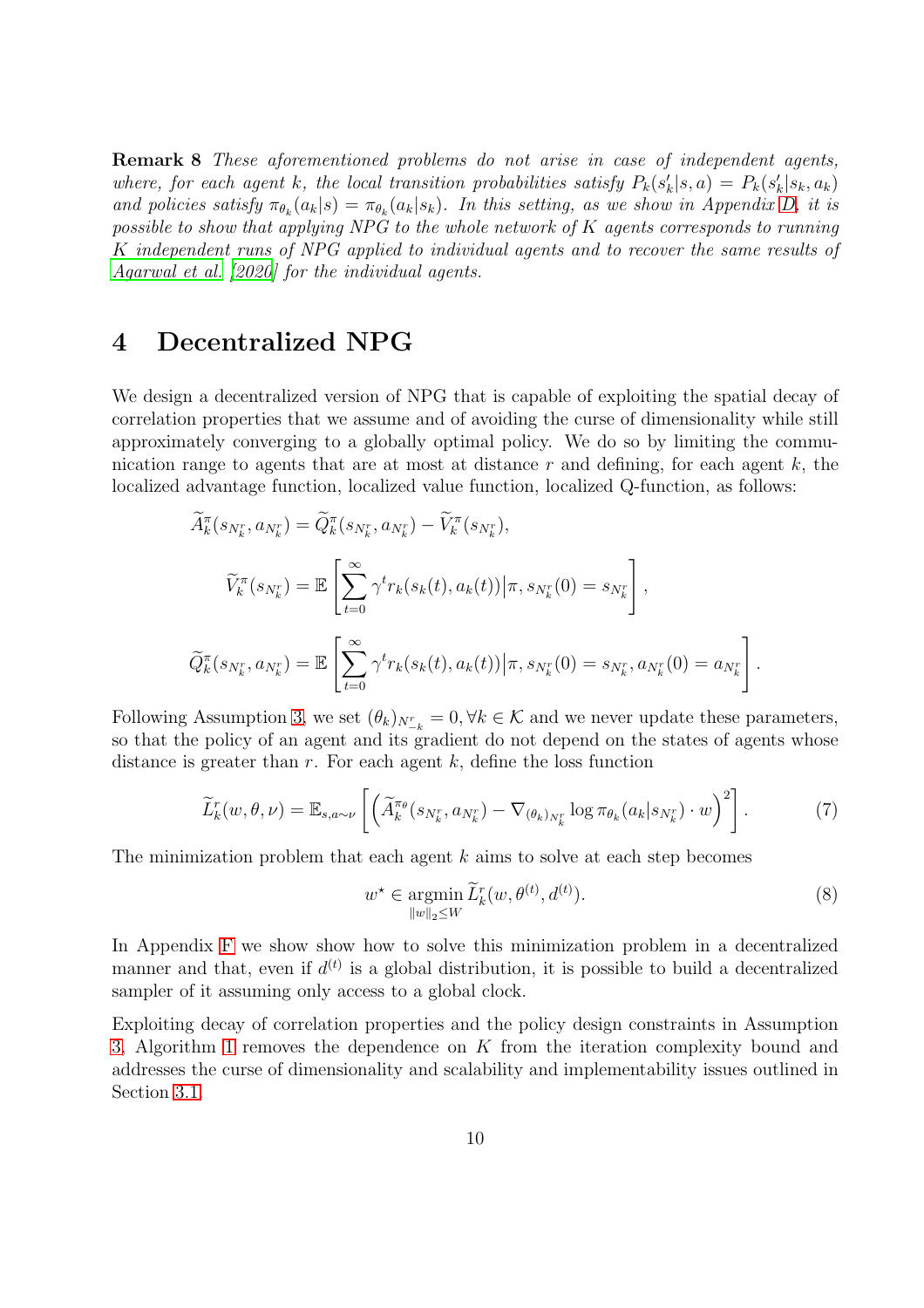**Remark 8** *These aforementioned problems do not arise in case of independent agents, where, for each agent $k$, the local transition probabilities satisfy $P_k(s'_k|s,a) = P_k(s'_k|s_k,a_k)$ and policies satisfy $\pi_{\theta_k}(a_k|s) = \pi_{\theta_k}(a_k|s_k)$. In this setting, as we show in Appendix D, it is possible to show that applying NPG to the whole network of $K$ agents corresponds to running $K$ independent runs of NPG applied to individual agents and to recover the same results of Agarwal et al. [2020] for the individual agents.*

# 4 Decentralized NPG

We design a decentralized version of NPG that is capable of exploiting the spatial decay of correlation properties that we assume and of avoiding the curse of dimensionality while still approximately converging to a globally optimal policy. We do so by limiting the communication range to agents that are at most at distance $r$ and defining, for each agent $k$, the localized advantage function, localized value function, localized Q-function, as follows:

$$\widetilde{A}_k^\pi(s_{N_k^r}, a_{N_k^r}) = \widetilde{Q}_k^\pi(s_{N_k^r}, a_{N_k^r}) - \widetilde{V}_k^\pi(s_{N_k^r}),$$

$$\widetilde{V}_k^\pi(s_{N_k^r}) = \mathbb{E}\left[\sum_{t=0}^{\infty} \gamma^t r_k(s_k(t), a_k(t)) \big| \pi, s_{N_k^r}(0) = s_{N_k^r}\right],$$

$$\widetilde{Q}_k^\pi(s_{N_k^r}, a_{N_k^r}) = \mathbb{E}\left[\sum_{t=0}^{\infty} \gamma^t r_k(s_k(t), a_k(t)) \big| \pi, s_{N_k^r}(0) = s_{N_k^r}, a_{N_k^r}(0) = a_{N_k^r}\right].$$

Following Assumption 3, we set $(\theta_k)_{N_{-k}^r} = 0, \forall k \in \mathcal{K}$ and we never update these parameters, so that the policy of an agent and its gradient do not depend on the states of agents whose distance is greater than $r$. For each agent $k$, define the loss function

$$\widetilde{L}_k^r(w, \theta, \nu) = \mathbb{E}_{s,a\sim\nu}\left[\left(\widetilde{A}_k^{\pi_\theta}(s_{N_k^r}, a_{N_k^r}) - \nabla_{(\theta_k)_{N_k^r}} \log \pi_{\theta_k}(a_k|s_{N_k^r}) \cdot w\right)^2\right]. \tag{7}$$

The minimization problem that each agent $k$ aims to solve at each step becomes

$$w^\star \in \underset{\|w\|_2 \le W}{\operatorname{argmin}}\, \widetilde{L}_k^r(w, \theta^{(t)}, d^{(t)}). \tag{8}$$

In Appendix F we show show how to solve this minimization problem in a decentralized manner and that, even if $d^{(t)}$ is a global distribution, it is possible to build a decentralized sampler of it assuming only access to a global clock.

Exploiting decay of correlation properties and the policy design constraints in Assumption 3, Algorithm 1 removes the dependence on $K$ from the iteration complexity bound and addresses the curse of dimensionality and scalability and implementability issues outlined in Section 3.1.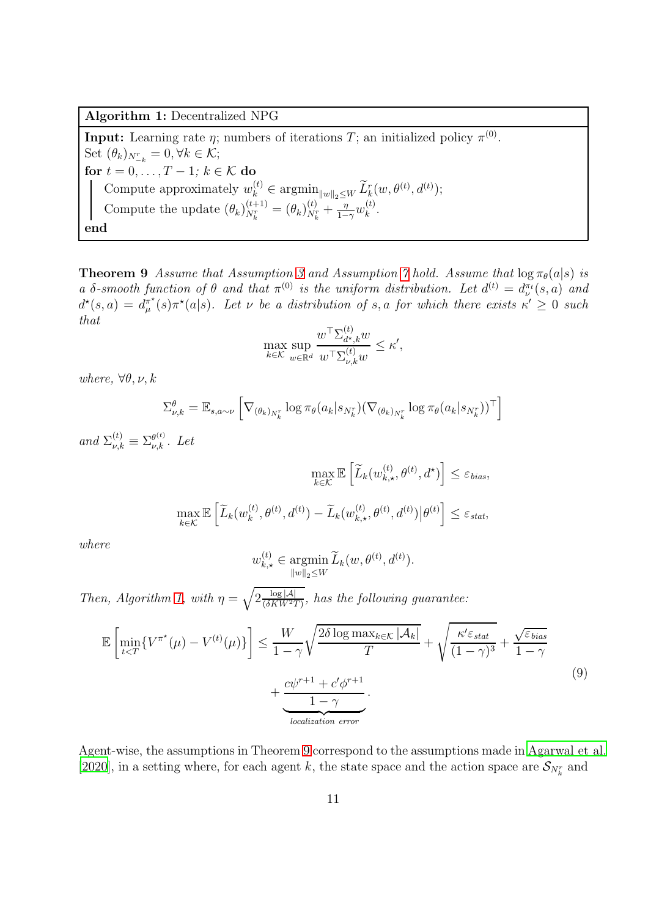**Algorithm 1:** Decentralized NPG

**Input:** Learning rate $\eta$; numbers of iterations $T$; an initialized policy $\pi^{(0)}$.
Set $(\theta_k)_{N^r_{-k}} = 0, \forall k \in \mathcal{K}$;
**for** $t = 0, \dots, T-1$; $k \in \mathcal{K}$ **do**
  Compute approximately $w_k^{(t)} \in \operatorname{argmin}_{\|w\|_2 \le W} \widetilde{L}_k^r(w, \theta^{(t)}, d^{(t)})$;
  Compute the update $(\theta_k)_{N_k^r}^{(t+1)} = (\theta_k)_{N_k^r}^{(t)} + \frac{\eta}{1-\gamma} w_k^{(t)}$.
**end**

**Theorem 9** *Assume that Assumption 3 and Assumption 7 hold. Assume that $\log \pi_\theta(a|s)$ is a $\delta$-smooth function of $\theta$ and that $\pi^{(0)}$ is the uniform distribution. Let $d^{(t)} = d_\nu^{\pi_t}(s,a)$ and $d^\star(s,a) = d_\mu^{\pi^\star}(s)\pi^\star(a|s)$. Let $\nu$ be a distribution of $s,a$ for which there exists $\kappa' \ge 0$ such that*

$$
\max_{k \in \mathcal{K}} \sup_{w \in \mathbb{R}^d} \frac{w^\top \Sigma_{d^\star,k}^{(t)} w}{w^\top \Sigma_{\nu,k}^{(t)} w} \le \kappa',
$$

*where, $\forall \theta, \nu, k$*

$$
\Sigma_{\nu,k}^{\theta} = \mathbb{E}_{s,a \sim \nu}\left[\nabla_{(\theta_k)_{N_k^r}} \log \pi_\theta(a_k|s_{N_k^r}) (\nabla_{(\theta_k)_{N_k^r}} \log \pi_\theta(a_k|s_{N_k^r}))^\top\right]
$$

*and $\Sigma_{\nu,k}^{(t)} \equiv \Sigma_{\nu,k}^{\theta^{(t)}}$. Let*

$$
\max_{k \in \mathcal{K}} \mathbb{E}\left[\widetilde{L}_k(w_{k,\star}^{(t)}, \theta^{(t)}, d^\star)\right] \le \varepsilon_{bias},
$$

$$
\max_{k \in \mathcal{K}} \mathbb{E}\left[\widetilde{L}_k(w_k^{(t)}, \theta^{(t)}, d^{(t)}) - \widetilde{L}_k(w_{k,\star}^{(t)}, \theta^{(t)}, d^{(t)}) \big| \theta^{(t)}\right] \le \varepsilon_{stat},
$$

*where*

$$
w_{k,\star}^{(t)} \in \operatorname*{argmin}_{\|w\|_2 \le W} \widetilde{L}_k(w, \theta^{(t)}, d^{(t)}).
$$

*Then, Algorithm 1, with $\eta = \sqrt{2\frac{\log|\mathcal{A}|}{(\delta K W^2 T)}}$, has the following guarantee:*

$$
\mathbb{E}\left[\min_{t<T}\{V^{\pi^\star}(\mu) - V^{(t)}(\mu)\}\right] \le \frac{W}{1-\gamma}\sqrt{\frac{2\delta \log \max_{k \in \mathcal{K}} |\mathcal{A}_k|}{T}} + \sqrt{\frac{\kappa' \varepsilon_{stat}}{(1-\gamma)^3}} + \frac{\sqrt{\varepsilon_{bias}}}{1-\gamma} + \underbrace{\frac{c\psi^{r+1} + c'\phi^{r+1}}{1-\gamma}}_{localization\ error}. \tag{9}
$$

Agent-wise, the assumptions in Theorem 9 correspond to the assumptions made in Agarwal et al. [2020], in a setting where, for each agent $k$, the state space and the action space are $\mathcal{S}_{N_k^r}$ and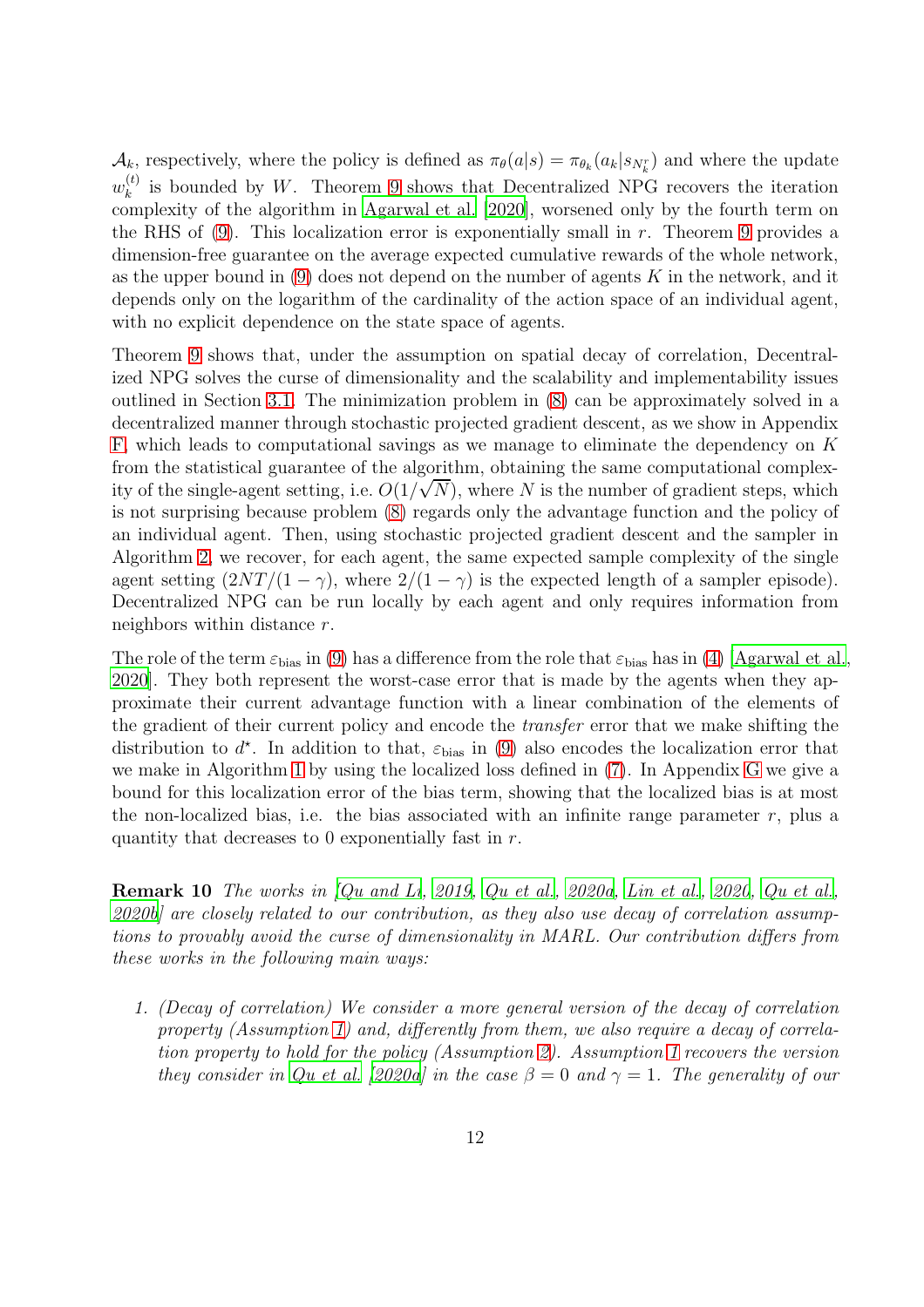$\mathcal{A}_k$, respectively, where the policy is defined as $\pi_\theta(a|s) = \pi_{\theta_k}(a_k|s_{N_k^r})$ and where the update $w_k^{(t)}$ is bounded by $W$. Theorem 9 shows that Decentralized NPG recovers the iteration complexity of the algorithm in Agarwal et al. [2020], worsened only by the fourth term on the RHS of (9). This localization error is exponentially small in $r$. Theorem 9 provides a dimension-free guarantee on the average expected cumulative rewards of the whole network, as the upper bound in (9) does not depend on the number of agents $K$ in the network, and it depends only on the logarithm of the cardinality of the action space of an individual agent, with no explicit dependence on the state space of agents.

Theorem 9 shows that, under the assumption on spatial decay of correlation, Decentralized NPG solves the curse of dimensionality and the scalability and implementability issues outlined in Section 3.1. The minimization problem in (8) can be approximately solved in a decentralized manner through stochastic projected gradient descent, as we show in Appendix F, which leads to computational savings as we manage to eliminate the dependency on $K$ from the statistical guarantee of the algorithm, obtaining the same computational complexity of the single-agent setting, i.e. $O(1/\sqrt{N})$, where $N$ is the number of gradient steps, which is not surprising because problem (8) regards only the advantage function and the policy of an individual agent. Then, using stochastic projected gradient descent and the sampler in Algorithm 2, we recover, for each agent, the same expected sample complexity of the single agent setting ($2NT/(1-\gamma)$, where $2/(1-\gamma)$ is the expected length of a sampler episode). Decentralized NPG can be run locally by each agent and only requires information from neighbors within distance $r$.

The role of the term $\varepsilon_{\text{bias}}$ in (9) has a difference from the role that $\varepsilon_{\text{bias}}$ has in (4) [Agarwal et al., 2020]. They both represent the worst-case error that is made by the agents when they approximate their current advantage function with a linear combination of the elements of the gradient of their current policy and encode the *transfer* error that we make shifting the distribution to $d^\star$. In addition to that, $\varepsilon_{\text{bias}}$ in (9) also encodes the localization error that we make in Algorithm 1 by using the localized loss defined in (7). In Appendix G we give a bound for this localization error of the bias term, showing that the localized bias is at most the non-localized bias, i.e. the bias associated with an infinite range parameter $r$, plus a quantity that decreases to 0 exponentially fast in $r$.

**Remark 10** *The works in [Qu and Li, 2019, Qu et al., 2020a, Lin et al., 2020, Qu et al., 2020b] are closely related to our contribution, as they also use decay of correlation assumptions to provably avoid the curse of dimensionality in MARL. Our contribution differs from these works in the following main ways:*

1. *(Decay of correlation) We consider a more general version of the decay of correlation property (Assumption 1) and, differently from them, we also require a decay of correlation property to hold for the policy (Assumption 2). Assumption 1 recovers the version they consider in Qu et al. [2020a] in the case $\beta = 0$ and $\gamma = 1$. The generality of our*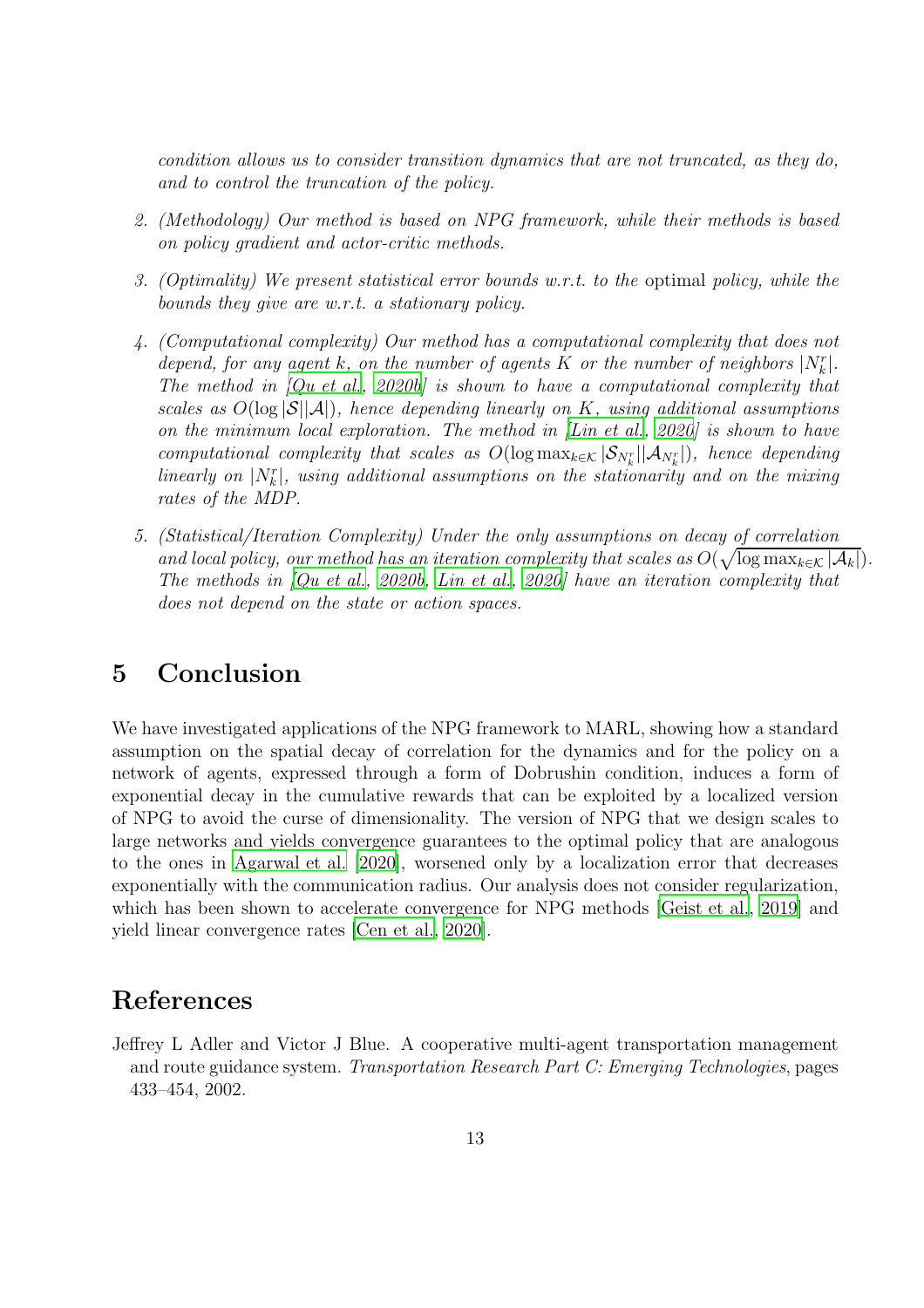*condition allows us to consider transition dynamics that are not truncated, as they do, and to control the truncation of the policy.*

2. *(Methodology) Our method is based on NPG framework, while their methods is based on policy gradient and actor-critic methods.*

3. *(Optimality) We present statistical error bounds w.r.t. to the* optimal *policy, while the bounds they give are w.r.t. a stationary policy.*

4. *(Computational complexity) Our method has a computational complexity that does not depend, for any agent $k$, on the number of agents $K$ or the number of neighbors $|N_k^r|$. The method in [Qu et al., 2020b] is shown to have a computational complexity that scales as $O(\log |\mathcal{S}||\mathcal{A}|)$, hence depending linearly on $K$, using additional assumptions on the minimum local exploration. The method in [Lin et al., 2020] is shown to have computational complexity that scales as $O(\log \max_{k \in \mathcal{K}} |\mathcal{S}_{N_k^r}||\mathcal{A}_{N_k^r}|)$, hence depending linearly on $|N_k^r|$, using additional assumptions on the stationarity and on the mixing rates of the MDP.*

5. *(Statistical/Iteration Complexity) Under the only assumptions on decay of correlation and local policy, our method has an iteration complexity that scales as $O(\sqrt{\log \max_{k \in \mathcal{K}} |\mathcal{A}_k|})$. The methods in [Qu et al., 2020b, Lin et al., 2020] have an iteration complexity that does not depend on the state or action spaces.*

# 5 Conclusion

We have investigated applications of the NPG framework to MARL, showing how a standard assumption on the spatial decay of correlation for the dynamics and for the policy on a network of agents, expressed through a form of Dobrushin condition, induces a form of exponential decay in the cumulative rewards that can be exploited by a localized version of NPG to avoid the curse of dimensionality. The version of NPG that we design scales to large networks and yields convergence guarantees to the optimal policy that are analogous to the ones in Agarwal et al. [2020], worsened only by a localization error that decreases exponentially with the communication radius. Our analysis does not consider regularization, which has been shown to accelerate convergence for NPG methods [Geist et al., 2019] and yield linear convergence rates [Cen et al., 2020].

# References

Jeffrey L Adler and Victor J Blue. A cooperative multi-agent transportation management and route guidance system. *Transportation Research Part C: Emerging Technologies*, pages 433–454, 2002.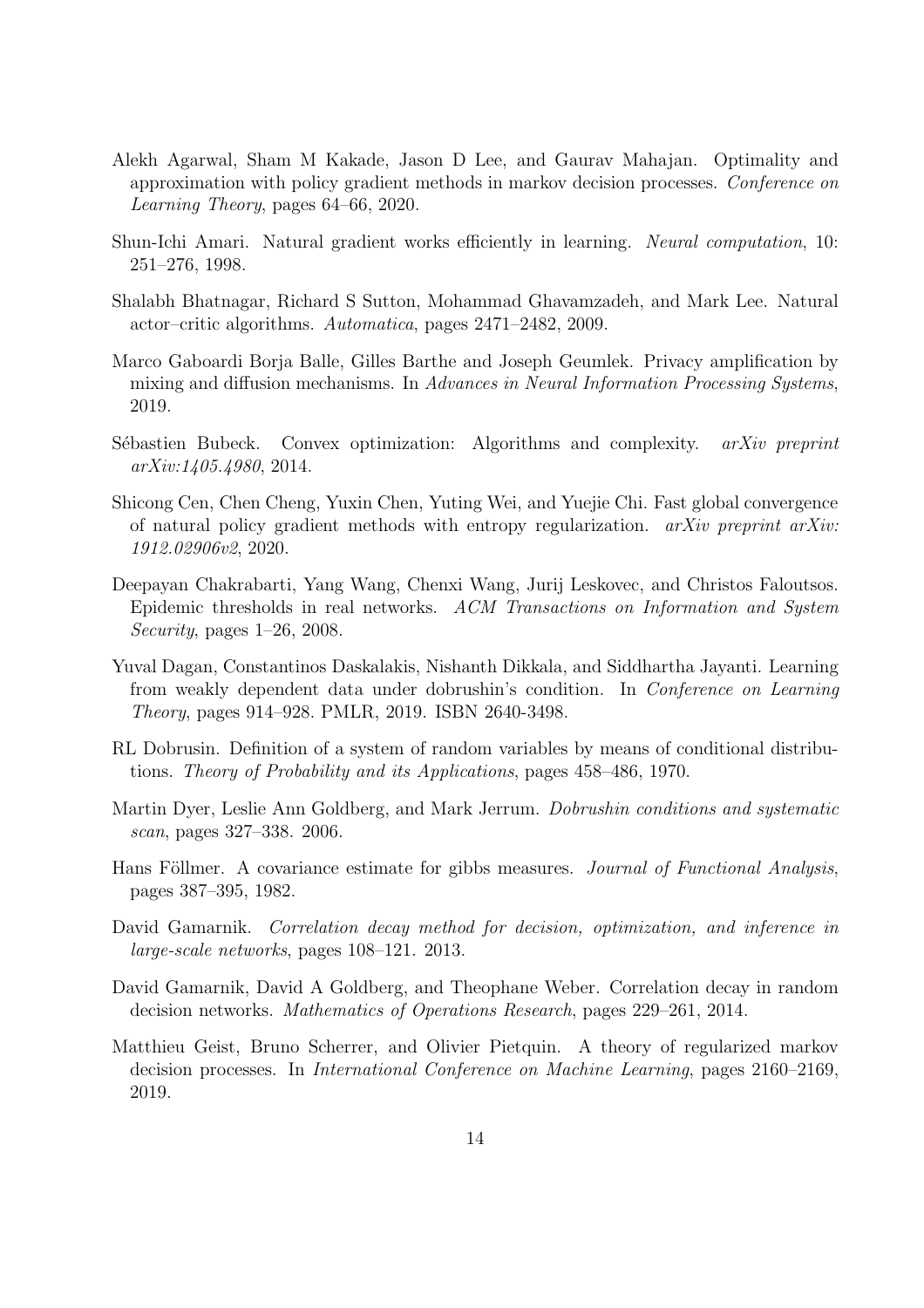Alekh Agarwal, Sham M Kakade, Jason D Lee, and Gaurav Mahajan. Optimality and approximation with policy gradient methods in markov decision processes. *Conference on Learning Theory*, pages 64–66, 2020.

Shun-Ichi Amari. Natural gradient works efficiently in learning. *Neural computation*, 10: 251–276, 1998.

Shalabh Bhatnagar, Richard S Sutton, Mohammad Ghavamzadeh, and Mark Lee. Natural actor–critic algorithms. *Automatica*, pages 2471–2482, 2009.

Marco Gaboardi Borja Balle, Gilles Barthe and Joseph Geumlek. Privacy amplification by mixing and diffusion mechanisms. In *Advances in Neural Information Processing Systems*, 2019.

Sébastien Bubeck. Convex optimization: Algorithms and complexity. *arXiv preprint arXiv:1405.4980*, 2014.

Shicong Cen, Chen Cheng, Yuxin Chen, Yuting Wei, and Yuejie Chi. Fast global convergence of natural policy gradient methods with entropy regularization. *arXiv preprint arXiv: 1912.02906v2*, 2020.

Deepayan Chakrabarti, Yang Wang, Chenxi Wang, Jurij Leskovec, and Christos Faloutsos. Epidemic thresholds in real networks. *ACM Transactions on Information and System Security*, pages 1–26, 2008.

Yuval Dagan, Constantinos Daskalakis, Nishanth Dikkala, and Siddhartha Jayanti. Learning from weakly dependent data under dobrushin's condition. In *Conference on Learning Theory*, pages 914–928. PMLR, 2019. ISBN 2640-3498.

RL Dobrusin. Definition of a system of random variables by means of conditional distributions. *Theory of Probability and its Applications*, pages 458–486, 1970.

Martin Dyer, Leslie Ann Goldberg, and Mark Jerrum. *Dobrushin conditions and systematic scan*, pages 327–338. 2006.

Hans Föllmer. A covariance estimate for gibbs measures. *Journal of Functional Analysis*, pages 387–395, 1982.

David Gamarnik. *Correlation decay method for decision, optimization, and inference in large-scale networks*, pages 108–121. 2013.

David Gamarnik, David A Goldberg, and Theophane Weber. Correlation decay in random decision networks. *Mathematics of Operations Research*, pages 229–261, 2014.

Matthieu Geist, Bruno Scherrer, and Olivier Pietquin. A theory of regularized markov decision processes. In *International Conference on Machine Learning*, pages 2160–2169, 2019.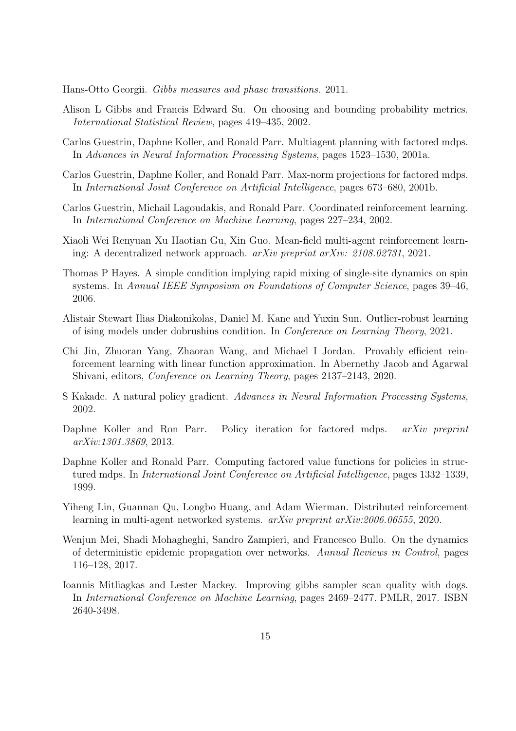Hans-Otto Georgii. *Gibbs measures and phase transitions*. 2011.

Alison L Gibbs and Francis Edward Su. On choosing and bounding probability metrics. *International Statistical Review*, pages 419–435, 2002.

Carlos Guestrin, Daphne Koller, and Ronald Parr. Multiagent planning with factored mdps. In *Advances in Neural Information Processing Systems*, pages 1523–1530, 2001a.

Carlos Guestrin, Daphne Koller, and Ronald Parr. Max-norm projections for factored mdps. In *International Joint Conference on Artificial Intelligence*, pages 673–680, 2001b.

Carlos Guestrin, Michail Lagoudakis, and Ronald Parr. Coordinated reinforcement learning. In *International Conference on Machine Learning*, pages 227–234, 2002.

Xiaoli Wei Renyuan Xu Haotian Gu, Xin Guo. Mean-field multi-agent reinforcement learning: A decentralized network approach. *arXiv preprint arXiv: 2108.02731*, 2021.

Thomas P Hayes. A simple condition implying rapid mixing of single-site dynamics on spin systems. In *Annual IEEE Symposium on Foundations of Computer Science*, pages 39–46, 2006.

Alistair Stewart Ilias Diakonikolas, Daniel M. Kane and Yuxin Sun. Outlier-robust learning of ising models under dobrushins condition. In *Conference on Learning Theory*, 2021.

Chi Jin, Zhuoran Yang, Zhaoran Wang, and Michael I Jordan. Provably efficient reinforcement learning with linear function approximation. In Abernethy Jacob and Agarwal Shivani, editors, *Conference on Learning Theory*, pages 2137–2143, 2020.

S Kakade. A natural policy gradient. *Advances in Neural Information Processing Systems*, 2002.

Daphne Koller and Ron Parr. Policy iteration for factored mdps. *arXiv preprint arXiv:1301.3869*, 2013.

Daphne Koller and Ronald Parr. Computing factored value functions for policies in structured mdps. In *International Joint Conference on Artificial Intelligence*, pages 1332–1339, 1999.

Yiheng Lin, Guannan Qu, Longbo Huang, and Adam Wierman. Distributed reinforcement learning in multi-agent networked systems. *arXiv preprint arXiv:2006.06555*, 2020.

Wenjun Mei, Shadi Mohagheghi, Sandro Zampieri, and Francesco Bullo. On the dynamics of deterministic epidemic propagation over networks. *Annual Reviews in Control*, pages 116–128, 2017.

Ioannis Mitliagkas and Lester Mackey. Improving gibbs sampler scan quality with dogs. In *International Conference on Machine Learning*, pages 2469–2477. PMLR, 2017. ISBN 2640-3498.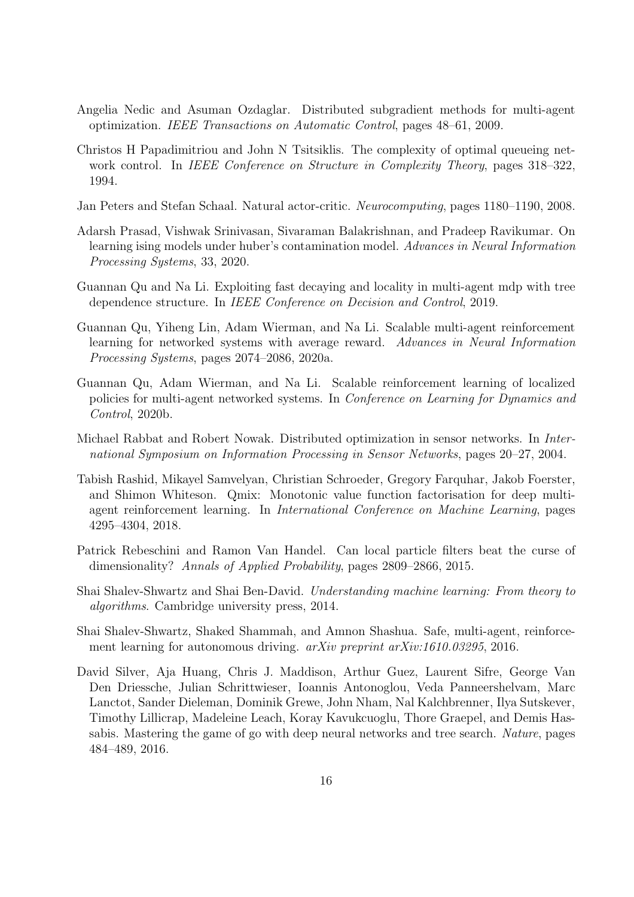Angelia Nedic and Asuman Ozdaglar. Distributed subgradient methods for multi-agent optimization. *IEEE Transactions on Automatic Control*, pages 48–61, 2009.

Christos H Papadimitriou and John N Tsitsiklis. The complexity of optimal queueing network control. In *IEEE Conference on Structure in Complexity Theory*, pages 318–322, 1994.

Jan Peters and Stefan Schaal. Natural actor-critic. *Neurocomputing*, pages 1180–1190, 2008.

Adarsh Prasad, Vishwak Srinivasan, Sivaraman Balakrishnan, and Pradeep Ravikumar. On learning ising models under huber's contamination model. *Advances in Neural Information Processing Systems*, 33, 2020.

Guannan Qu and Na Li. Exploiting fast decaying and locality in multi-agent mdp with tree dependence structure. In *IEEE Conference on Decision and Control*, 2019.

Guannan Qu, Yiheng Lin, Adam Wierman, and Na Li. Scalable multi-agent reinforcement learning for networked systems with average reward. *Advances in Neural Information Processing Systems*, pages 2074–2086, 2020a.

Guannan Qu, Adam Wierman, and Na Li. Scalable reinforcement learning of localized policies for multi-agent networked systems. In *Conference on Learning for Dynamics and Control*, 2020b.

Michael Rabbat and Robert Nowak. Distributed optimization in sensor networks. In *International Symposium on Information Processing in Sensor Networks*, pages 20–27, 2004.

Tabish Rashid, Mikayel Samvelyan, Christian Schroeder, Gregory Farquhar, Jakob Foerster, and Shimon Whiteson. Qmix: Monotonic value function factorisation for deep multi-agent reinforcement learning. In *International Conference on Machine Learning*, pages 4295–4304, 2018.

Patrick Rebeschini and Ramon Van Handel. Can local particle filters beat the curse of dimensionality? *Annals of Applied Probability*, pages 2809–2866, 2015.

Shai Shalev-Shwartz and Shai Ben-David. *Understanding machine learning: From theory to algorithms*. Cambridge university press, 2014.

Shai Shalev-Shwartz, Shaked Shammah, and Amnon Shashua. Safe, multi-agent, reinforcement learning for autonomous driving. *arXiv preprint arXiv:1610.03295*, 2016.

David Silver, Aja Huang, Chris J. Maddison, Arthur Guez, Laurent Sifre, George Van Den Driessche, Julian Schrittwieser, Ioannis Antonoglou, Veda Panneershelvam, Marc Lanctot, Sander Dieleman, Dominik Grewe, John Nham, Nal Kalchbrenner, Ilya Sutskever, Timothy Lillicrap, Madeleine Leach, Koray Kavukcuoglu, Thore Graepel, and Demis Hassabis. Mastering the game of go with deep neural networks and tree search. *Nature*, pages 484–489, 2016.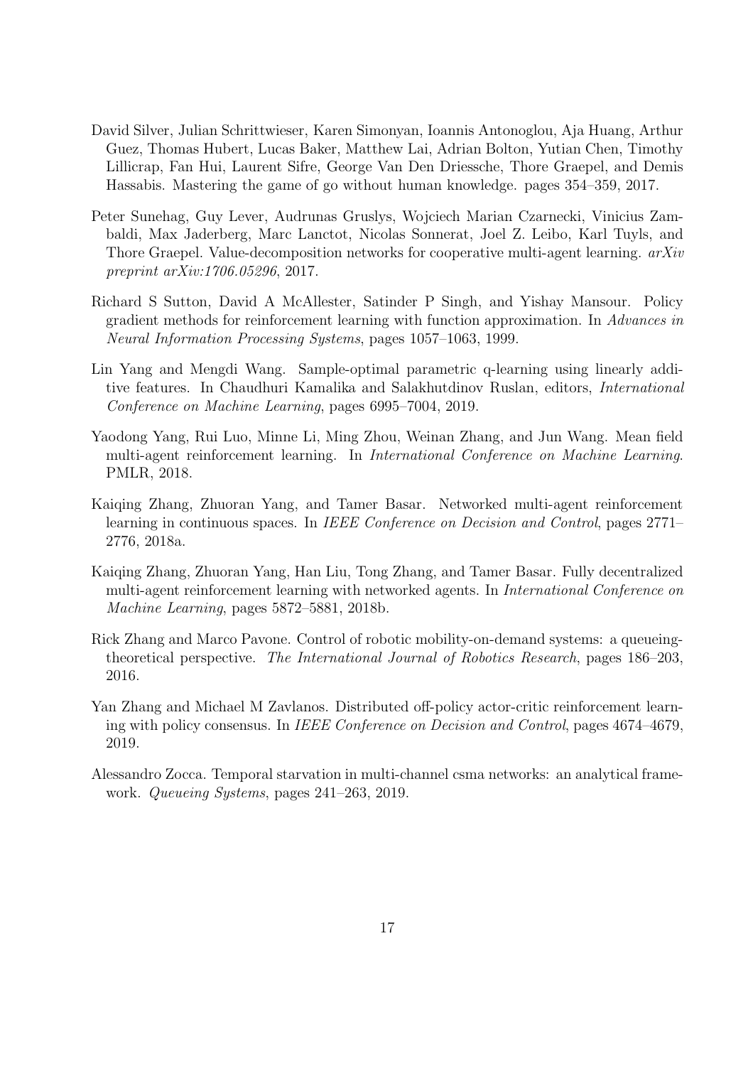David Silver, Julian Schrittwieser, Karen Simonyan, Ioannis Antonoglou, Aja Huang, Arthur Guez, Thomas Hubert, Lucas Baker, Matthew Lai, Adrian Bolton, Yutian Chen, Timothy Lillicrap, Fan Hui, Laurent Sifre, George Van Den Driessche, Thore Graepel, and Demis Hassabis. Mastering the game of go without human knowledge. pages 354–359, 2017.

Peter Sunehag, Guy Lever, Audrunas Gruslys, Wojciech Marian Czarnecki, Vinicius Zambaldi, Max Jaderberg, Marc Lanctot, Nicolas Sonnerat, Joel Z. Leibo, Karl Tuyls, and Thore Graepel. Value-decomposition networks for cooperative multi-agent learning. *arXiv preprint arXiv:1706.05296*, 2017.

Richard S Sutton, David A McAllester, Satinder P Singh, and Yishay Mansour. Policy gradient methods for reinforcement learning with function approximation. In *Advances in Neural Information Processing Systems*, pages 1057–1063, 1999.

Lin Yang and Mengdi Wang. Sample-optimal parametric q-learning using linearly additive features. In Chaudhuri Kamalika and Salakhutdinov Ruslan, editors, *International Conference on Machine Learning*, pages 6995–7004, 2019.

Yaodong Yang, Rui Luo, Minne Li, Ming Zhou, Weinan Zhang, and Jun Wang. Mean field multi-agent reinforcement learning. In *International Conference on Machine Learning*. PMLR, 2018.

Kaiqing Zhang, Zhuoran Yang, and Tamer Basar. Networked multi-agent reinforcement learning in continuous spaces. In *IEEE Conference on Decision and Control*, pages 2771–2776, 2018a.

Kaiqing Zhang, Zhuoran Yang, Han Liu, Tong Zhang, and Tamer Basar. Fully decentralized multi-agent reinforcement learning with networked agents. In *International Conference on Machine Learning*, pages 5872–5881, 2018b.

Rick Zhang and Marco Pavone. Control of robotic mobility-on-demand systems: a queueing-theoretical perspective. *The International Journal of Robotics Research*, pages 186–203, 2016.

Yan Zhang and Michael M Zavlanos. Distributed off-policy actor-critic reinforcement learning with policy consensus. In *IEEE Conference on Decision and Control*, pages 4674–4679, 2019.

Alessandro Zocca. Temporal starvation in multi-channel csma networks: an analytical framework. *Queueing Systems*, pages 241–263, 2019.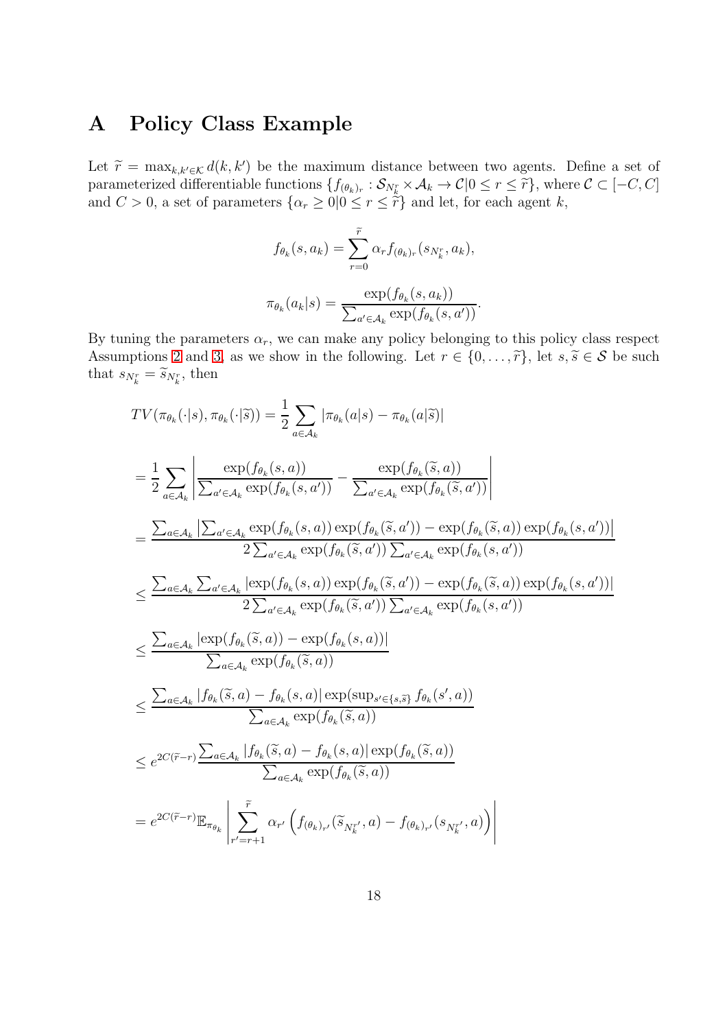# A Policy Class Example

Let $\widetilde{r} = \max_{k,k' \in \mathcal{K}} d(k, k')$ be the maximum distance between two agents. Define a set of parameterized differentiable functions $\{f_{(\theta_k)_r} : \mathcal{S}_{N_k^r} \times \mathcal{A}_k \to \mathcal{C} | 0 \le r \le \widetilde{r}\}$, where $\mathcal{C} \subset [-C, C]$ and $C > 0$, a set of parameters $\{\alpha_r \ge 0 | 0 \le r \le \widetilde{r}\}$ and let, for each agent $k$,

$$f_{\theta_k}(s, a_k) = \sum_{r=0}^{\widetilde{r}} \alpha_r f_{(\theta_k)_r}(s_{N_k^r}, a_k),$$

$$\pi_{\theta_k}(a_k|s) = \frac{\exp(f_{\theta_k}(s, a_k))}{\sum_{a' \in \mathcal{A}_k} \exp(f_{\theta_k}(s, a'))}.$$

By tuning the parameters $\alpha_r$, we can make any policy belonging to this policy class respect Assumptions 2 and 3, as we show in the following. Let $r \in \{0, \dots, \widetilde{r}\}$, let $s, \widetilde{s} \in \mathcal{S}$ be such that $s_{N_k^r} = \widetilde{s}_{N_k^r}$, then

$$
\begin{aligned}
&TV(\pi_{\theta_k}(\cdot|s), \pi_{\theta_k}(\cdot|\widetilde{s})) = \frac{1}{2} \sum_{a \in \mathcal{A}_k} |\pi_{\theta_k}(a|s) - \pi_{\theta_k}(a|\widetilde{s})| \\
&= \frac{1}{2} \sum_{a \in \mathcal{A}_k} \left| \frac{\exp(f_{\theta_k}(s, a))}{\sum_{a' \in \mathcal{A}_k} \exp(f_{\theta_k}(s, a'))} - \frac{\exp(f_{\theta_k}(\widetilde{s}, a))}{\sum_{a' \in \mathcal{A}_k} \exp(f_{\theta_k}(\widetilde{s}, a'))} \right| \\
&= \frac{\sum_{a \in \mathcal{A}_k} \left| \sum_{a' \in \mathcal{A}_k} \exp(f_{\theta_k}(s, a)) \exp(f_{\theta_k}(\widetilde{s}, a')) - \exp(f_{\theta_k}(\widetilde{s}, a)) \exp(f_{\theta_k}(s, a')) \right|}{2 \sum_{a' \in \mathcal{A}_k} \exp(f_{\theta_k}(\widetilde{s}, a')) \sum_{a' \in \mathcal{A}_k} \exp(f_{\theta_k}(s, a'))} \\
&\le \frac{\sum_{a \in \mathcal{A}_k} \sum_{a' \in \mathcal{A}_k} |\exp(f_{\theta_k}(s, a)) \exp(f_{\theta_k}(\widetilde{s}, a')) - \exp(f_{\theta_k}(\widetilde{s}, a)) \exp(f_{\theta_k}(s, a'))|}{2 \sum_{a' \in \mathcal{A}_k} \exp(f_{\theta_k}(\widetilde{s}, a')) \sum_{a' \in \mathcal{A}_k} \exp(f_{\theta_k}(s, a'))} \\
&\le \frac{\sum_{a \in \mathcal{A}_k} |\exp(f_{\theta_k}(\widetilde{s}, a)) - \exp(f_{\theta_k}(s, a))|}{\sum_{a \in \mathcal{A}_k} \exp(f_{\theta_k}(\widetilde{s}, a))} \\
&\le \frac{\sum_{a \in \mathcal{A}_k} |f_{\theta_k}(\widetilde{s}, a) - f_{\theta_k}(s, a)| \exp(\sup_{s' \in \{s, \widetilde{s}\}} f_{\theta_k}(s', a))}{\sum_{a \in \mathcal{A}_k} \exp(f_{\theta_k}(\widetilde{s}, a))} \\
&\le e^{2C(\widetilde{r} - r)} \frac{\sum_{a \in \mathcal{A}_k} |f_{\theta_k}(\widetilde{s}, a) - f_{\theta_k}(s, a)| \exp(f_{\theta_k}(\widetilde{s}, a))}{\sum_{a \in \mathcal{A}_k} \exp(f_{\theta_k}(\widetilde{s}, a))} \\
&= e^{2C(\widetilde{r} - r)} \mathbb{E}_{\pi_{\theta_k}} \left| \sum_{r'=r+1}^{\widetilde{r}} \alpha_{r'} \left( f_{(\theta_k)_{r'}}(\widetilde{s}_{N_k^{r'}}, a) - f_{(\theta_k)_{r'}}(s_{N_k^{r'}}, a) \right) \right|
\end{aligned}
$$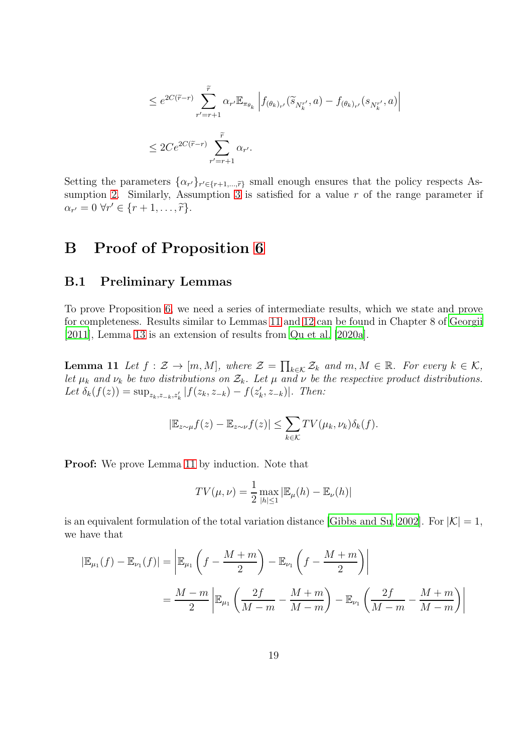$$
\leq e^{2C(\widetilde{r}-r)} \sum_{r'=r+1}^{\widetilde{r}} \alpha_{r'} \mathbb{E}_{\pi_{\theta_k}} \left| f_{(\theta_k)_{r'}}(\widetilde{s}_{N_k^{r'}}, a) - f_{(\theta_k)_{r'}}(s_{N_k^{r'}}, a) \right|
$$

$$
\leq 2C e^{2C(\widetilde{r}-r)} \sum_{r'=r+1}^{\widetilde{r}} \alpha_{r'}.
$$

Setting the parameters $\{\alpha_{r'}\}_{r' \in \{r+1,\ldots,\widetilde{r}\}}$ small enough ensures that the policy respects Assumption 2. Similarly, Assumption 3 is satisfied for a value $r$ of the range parameter if $\alpha_{r'} = 0 \ \forall r' \in \{r+1, \ldots, \widetilde{r}\}$.

# B Proof of Proposition 6

## B.1 Preliminary Lemmas

To prove Proposition 6, we need a series of intermediate results, which we state and prove for completeness. Results similar to Lemmas 11 and 12 can be found in Chapter 8 of Georgii [2011], Lemma 13 is an extension of results from Qu et al. [2020a].

**Lemma 11** *Let $f : \mathcal{Z} \to [m, M]$, where $\mathcal{Z} = \prod_{k \in \mathcal{K}} \mathcal{Z}_k$ and $m, M \in \mathbb{R}$. For every $k \in \mathcal{K}$, let $\mu_k$ and $\nu_k$ be two distributions on $\mathcal{Z}_k$. Let $\mu$ and $\nu$ be the respective product distributions. Let $\delta_k(f(z)) = \sup_{z_k, z_{-k}, z'_k} |f(z_k, z_{-k}) - f(z'_k, z_{-k})|$. Then:*

$$
|\mathbb{E}_{z \sim \mu} f(z) - \mathbb{E}_{z \sim \nu} f(z)| \leq \sum_{k \in \mathcal{K}} TV(\mu_k, \nu_k) \delta_k(f).
$$

**Proof:** We prove Lemma 11 by induction. Note that

$$
TV(\mu, \nu) = \frac{1}{2} \max_{|h| \leq 1} |\mathbb{E}_\mu(h) - \mathbb{E}_\nu(h)|
$$

is an equivalent formulation of the total variation distance [Gibbs and Su, 2002]. For $|\mathcal{K}| = 1$, we have that

$$
|\mathbb{E}_{\mu_1}(f) - \mathbb{E}_{\nu_1}(f)| = \left| \mathbb{E}_{\mu_1}\left(f - \frac{M+m}{2}\right) - \mathbb{E}_{\nu_1}\left(f - \frac{M+m}{2}\right) \right|
$$

$$
= \frac{M-m}{2} \left| \mathbb{E}_{\mu_1}\left(\frac{2f}{M-m} - \frac{M+m}{M-m}\right) - \mathbb{E}_{\nu_1}\left(\frac{2f}{M-m} - \frac{M+m}{M-m}\right) \right|
$$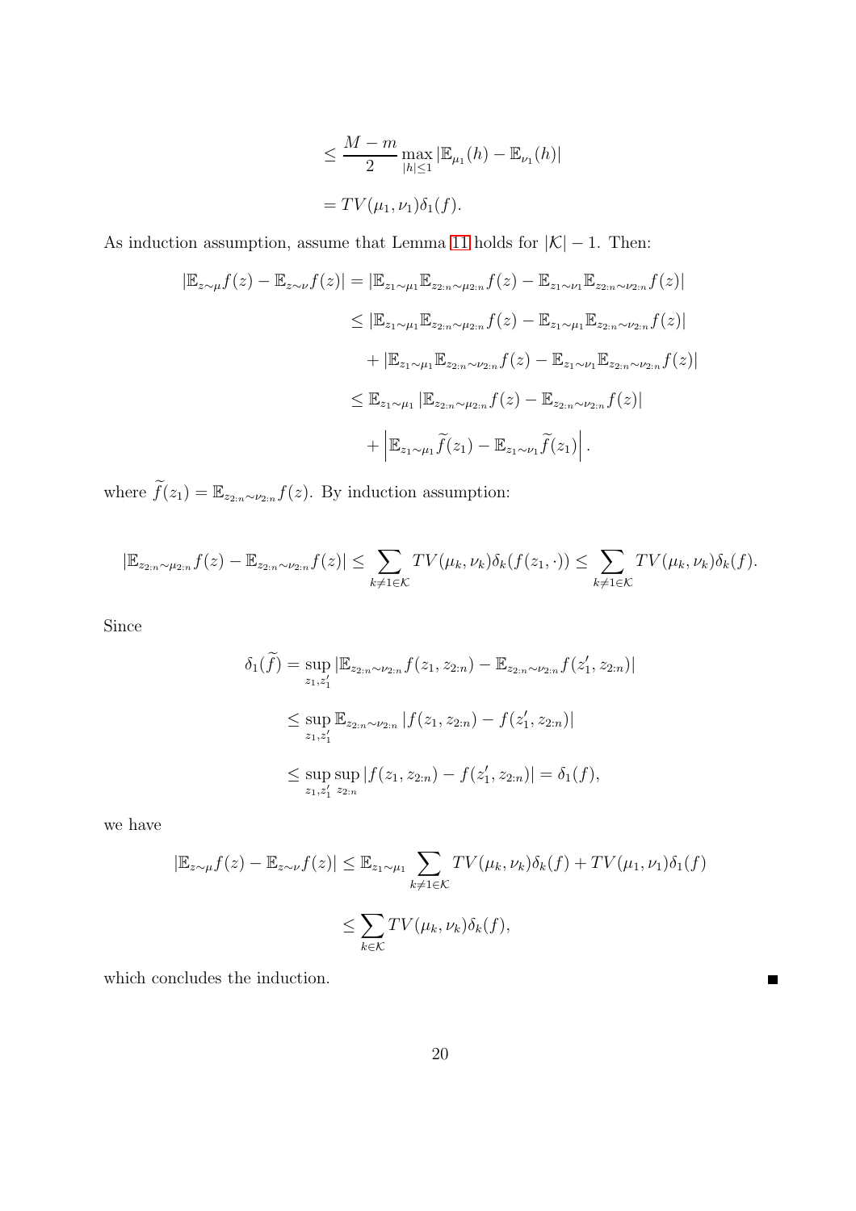$$
\begin{aligned}
&\leq \frac{M-m}{2} \max_{|h|\leq 1} |\mathbb{E}_{\mu_1}(h) - \mathbb{E}_{\nu_1}(h)| \\
&= TV(\mu_1, \nu_1)\delta_1(f).
\end{aligned}
$$

As induction assumption, assume that Lemma 11 holds for $|\mathcal{K}| - 1$. Then:

$$
\begin{aligned}
|\mathbb{E}_{z\sim\mu} f(z) - \mathbb{E}_{z\sim\nu} f(z)| &= |\mathbb{E}_{z_1\sim\mu_1}\mathbb{E}_{z_{2:n}\sim\mu_{2:n}} f(z) - \mathbb{E}_{z_1\sim\nu_1}\mathbb{E}_{z_{2:n}\sim\nu_{2:n}} f(z)| \\
&\leq |\mathbb{E}_{z_1\sim\mu_1}\mathbb{E}_{z_{2:n}\sim\mu_{2:n}} f(z) - \mathbb{E}_{z_1\sim\mu_1}\mathbb{E}_{z_{2:n}\sim\nu_{2:n}} f(z)| \\
&\quad + |\mathbb{E}_{z_1\sim\mu_1}\mathbb{E}_{z_{2:n}\sim\nu_{2:n}} f(z) - \mathbb{E}_{z_1\sim\nu_1}\mathbb{E}_{z_{2:n}\sim\nu_{2:n}} f(z)| \\
&\leq \mathbb{E}_{z_1\sim\mu_1} |\mathbb{E}_{z_{2:n}\sim\mu_{2:n}} f(z) - \mathbb{E}_{z_{2:n}\sim\nu_{2:n}} f(z)| \\
&\quad + \left|\mathbb{E}_{z_1\sim\mu_1} \widetilde{f}(z_1) - \mathbb{E}_{z_1\sim\nu_1} \widetilde{f}(z_1)\right|.
\end{aligned}
$$

where $\widetilde{f}(z_1) = \mathbb{E}_{z_{2:n}\sim\nu_{2:n}} f(z)$. By induction assumption:

$$
|\mathbb{E}_{z_{2:n}\sim\mu_{2:n}} f(z) - \mathbb{E}_{z_{2:n}\sim\nu_{2:n}} f(z)| \leq \sum_{k\neq 1\in\mathcal{K}} TV(\mu_k, \nu_k)\delta_k(f(z_1, \cdot)) \leq \sum_{k\neq 1\in\mathcal{K}} TV(\mu_k, \nu_k)\delta_k(f).
$$

Since

$$
\begin{aligned}
\delta_1(\widetilde{f}) &= \sup_{z_1, z_1'} |\mathbb{E}_{z_{2:n}\sim\nu_{2:n}} f(z_1, z_{2:n}) - \mathbb{E}_{z_{2:n}\sim\nu_{2:n}} f(z_1', z_{2:n})| \\
&\leq \sup_{z_1, z_1'} \mathbb{E}_{z_{2:n}\sim\nu_{2:n}} |f(z_1, z_{2:n}) - f(z_1', z_{2:n})| \\
&\leq \sup_{z_1, z_1'} \sup_{z_{2:n}} |f(z_1, z_{2:n}) - f(z_1', z_{2:n})| = \delta_1(f),
\end{aligned}
$$

we have

$$
\begin{aligned}
|\mathbb{E}_{z\sim\mu} f(z) - \mathbb{E}_{z\sim\nu} f(z)| &\leq \mathbb{E}_{z_1\sim\mu_1} \sum_{k\neq 1\in\mathcal{K}} TV(\mu_k, \nu_k)\delta_k(f) + TV(\mu_1, \nu_1)\delta_1(f) \\
&\leq \sum_{k\in\mathcal{K}} TV(\mu_k, \nu_k)\delta_k(f),
\end{aligned}
$$

which concludes the induction. ∎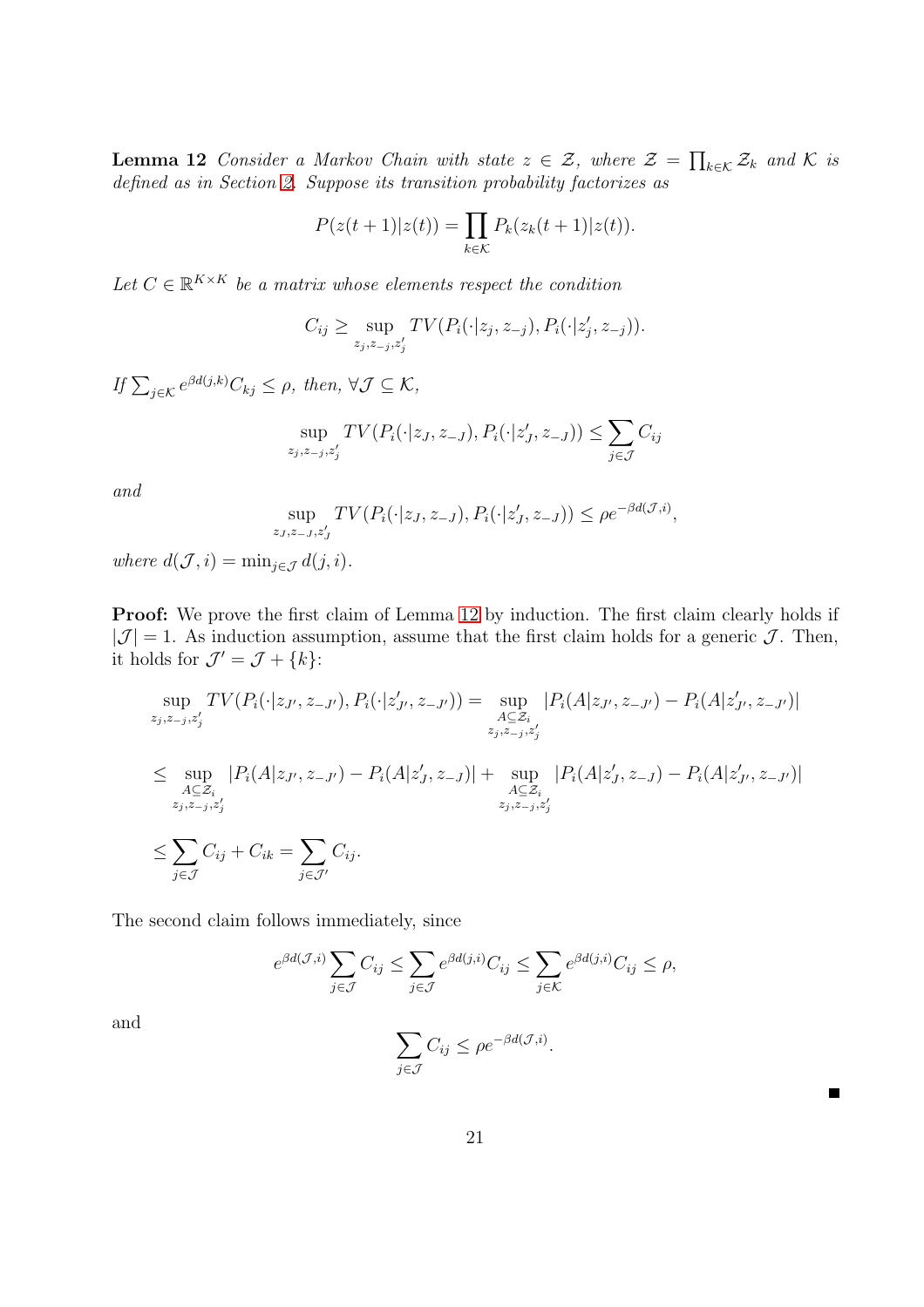**Lemma 12** *Consider a Markov Chain with state $z \in \mathcal{Z}$, where $\mathcal{Z} = \prod_{k \in \mathcal{K}} \mathcal{Z}_k$ and $\mathcal{K}$ is defined as in Section 2. Suppose its transition probability factorizes as*

$$P(z(t+1)|z(t)) = \prod_{k \in \mathcal{K}} P_k(z_k(t+1)|z(t)).$$

*Let $C \in \mathbb{R}^{K \times K}$ be a matrix whose elements respect the condition*

$$C_{ij} \geq \sup_{z_j, z_{-j}, z'_j} TV(P_i(\cdot|z_j, z_{-j}), P_i(\cdot|z'_j, z_{-j})).$$

*If $\sum_{j \in \mathcal{K}} e^{\beta d(j,k)} C_{kj} \leq \rho$, then, $\forall \mathcal{J} \subseteq \mathcal{K}$,*

$$\sup_{z_j, z_{-j}, z'_j} TV(P_i(\cdot|z_J, z_{-J}), P_i(\cdot|z'_J, z_{-J})) \leq \sum_{j \in \mathcal{J}} C_{ij}$$

*and*

$$\sup_{z_J, z_{-J}, z'_J} TV(P_i(\cdot|z_J, z_{-J}), P_i(\cdot|z'_J, z_{-J})) \leq \rho e^{-\beta d(\mathcal{J}, i)},$$

*where $d(\mathcal{J}, i) = \min_{j \in \mathcal{J}} d(j, i)$.*

**Proof:** We prove the first claim of Lemma 12 by induction. The first claim clearly holds if $|\mathcal{J}| = 1$. As induction assumption, assume that the first claim holds for a generic $\mathcal{J}$. Then, it holds for $\mathcal{J}' = \mathcal{J} + \{k\}$:

$$\sup_{z_j, z_{-j}, z'_j} TV(P_i(\cdot|z_{J'}, z_{-J'}), P_i(\cdot|z'_{J'}, z_{-J'})) = \sup_{\substack{A \subseteq \mathcal{Z}_i \\ z_j, z_{-j}, z'_j}} |P_i(A|z_{J'}, z_{-J'}) - P_i(A|z'_{J'}, z_{-J'})|$$

$$\leq \sup_{\substack{A \subseteq \mathcal{Z}_i \\ z_j, z_{-j}, z'_j}} |P_i(A|z_{J'}, z_{-J'}) - P_i(A|z'_J, z_{-J})| + \sup_{\substack{A \subseteq \mathcal{Z}_i \\ z_j, z_{-j}, z'_j}} |P_i(A|z'_J, z_{-J}) - P_i(A|z'_{J'}, z_{-J'})|$$

$$\leq \sum_{j \in \mathcal{J}} C_{ij} + C_{ik} = \sum_{j \in \mathcal{J}'} C_{ij}.$$

The second claim follows immediately, since

$$e^{\beta d(\mathcal{J}, i)} \sum_{j \in \mathcal{J}} C_{ij} \leq \sum_{j \in \mathcal{J}} e^{\beta d(j,i)} C_{ij} \leq \sum_{j \in \mathcal{K}} e^{\beta d(j,i)} C_{ij} \leq \rho,$$

and

$$\sum_{j \in \mathcal{J}} C_{ij} \leq \rho e^{-\beta d(\mathcal{J}, i)}.$$

■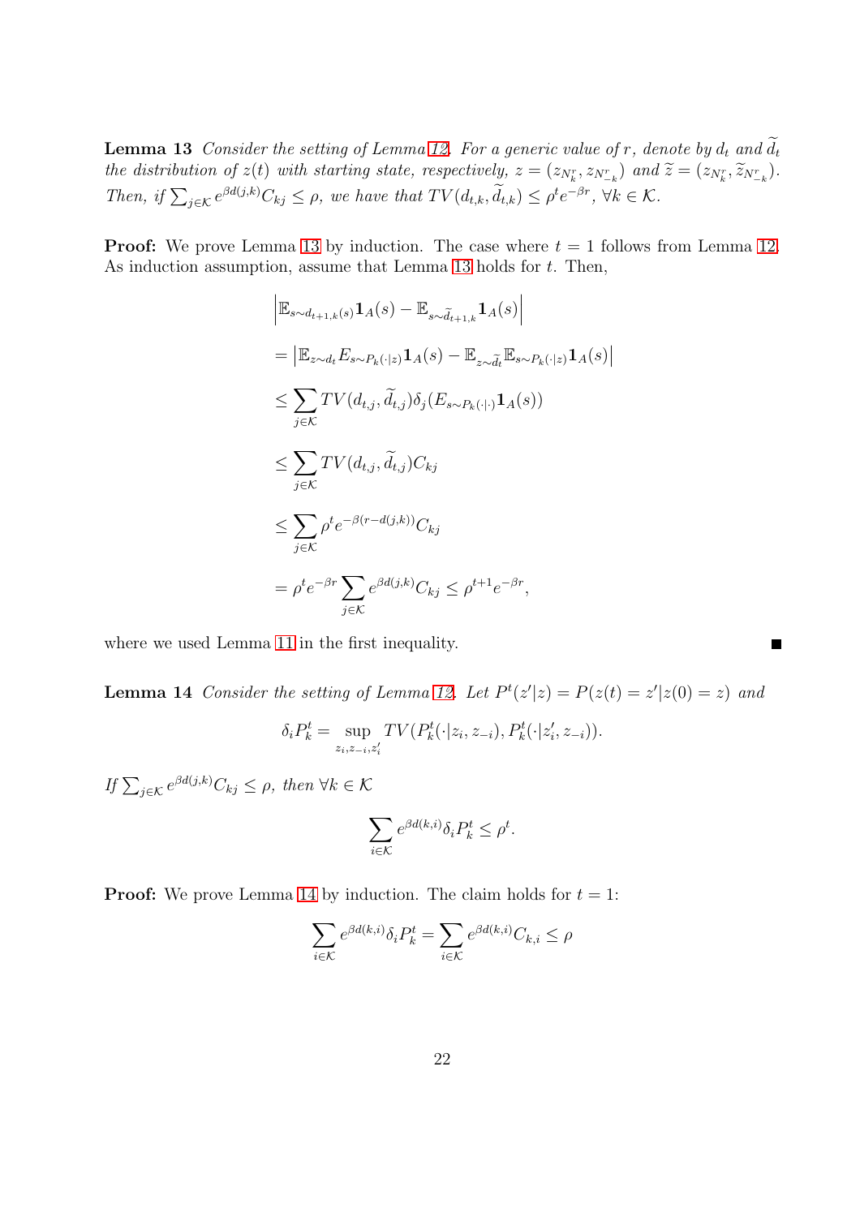**Lemma 13** *Consider the setting of Lemma 12. For a generic value of $r$, denote by $d_t$ and $\widetilde{d}_t$ the distribution of $z(t)$ with starting state, respectively, $z = (z_{N_k^r}, z_{N_{-k}^r})$ and $\widetilde{z} = (z_{N_k^r}, \widetilde{z}_{N_{-k}^r})$. Then, if $\sum_{j \in \mathcal{K}} e^{\beta d(j,k)} C_{kj} \leq \rho$, we have that $TV(d_{t,k}, \widetilde{d}_{t,k}) \leq \rho^t e^{-\beta r}$, $\forall k \in \mathcal{K}$.*

**Proof:** We prove Lemma 13 by induction. The case where $t = 1$ follows from Lemma 12. As induction assumption, assume that Lemma 13 holds for $t$. Then,

$$
\begin{aligned}
&\left|\mathbb{E}_{s \sim d_{t+1,k}(s)} \mathbf{1}_A(s) - \mathbb{E}_{s \sim \widetilde{d}_{t+1,k}} \mathbf{1}_A(s)\right| \\
&= \left|\mathbb{E}_{z \sim d_t} E_{s \sim P_k(\cdot|z)} \mathbf{1}_A(s) - \mathbb{E}_{z \sim \widetilde{d}_t} \mathbb{E}_{s \sim P_k(\cdot|z)} \mathbf{1}_A(s)\right| \\
&\leq \sum_{j \in \mathcal{K}} TV(d_{t,j}, \widetilde{d}_{t,j}) \delta_j (E_{s \sim P_k(\cdot|\cdot)} \mathbf{1}_A(s)) \\
&\leq \sum_{j \in \mathcal{K}} TV(d_{t,j}, \widetilde{d}_{t,j}) C_{kj} \\
&\leq \sum_{j \in \mathcal{K}} \rho^t e^{-\beta(r - d(j,k))} C_{kj} \\
&= \rho^t e^{-\beta r} \sum_{j \in \mathcal{K}} e^{\beta d(j,k)} C_{kj} \leq \rho^{t+1} e^{-\beta r},
\end{aligned}
$$

where we used Lemma 11 in the first inequality. ∎

**Lemma 14** *Consider the setting of Lemma 12. Let $P^t(z'|z) = P(z(t) = z'|z(0) = z)$ and*

$$
\delta_i P_k^t = \sup_{z_i, z_{-i}, z_i'} TV(P_k^t(\cdot|z_i, z_{-i}), P_k^t(\cdot|z_i', z_{-i})).
$$

*If $\sum_{j \in \mathcal{K}} e^{\beta d(j,k)} C_{kj} \leq \rho$, then $\forall k \in \mathcal{K}$*

$$
\sum_{i \in \mathcal{K}} e^{\beta d(k,i)} \delta_i P_k^t \leq \rho^t.
$$

**Proof:** We prove Lemma 14 by induction. The claim holds for $t = 1$:

$$
\sum_{i \in \mathcal{K}} e^{\beta d(k,i)} \delta_i P_k^t = \sum_{i \in \mathcal{K}} e^{\beta d(k,i)} C_{k,i} \leq \rho
$$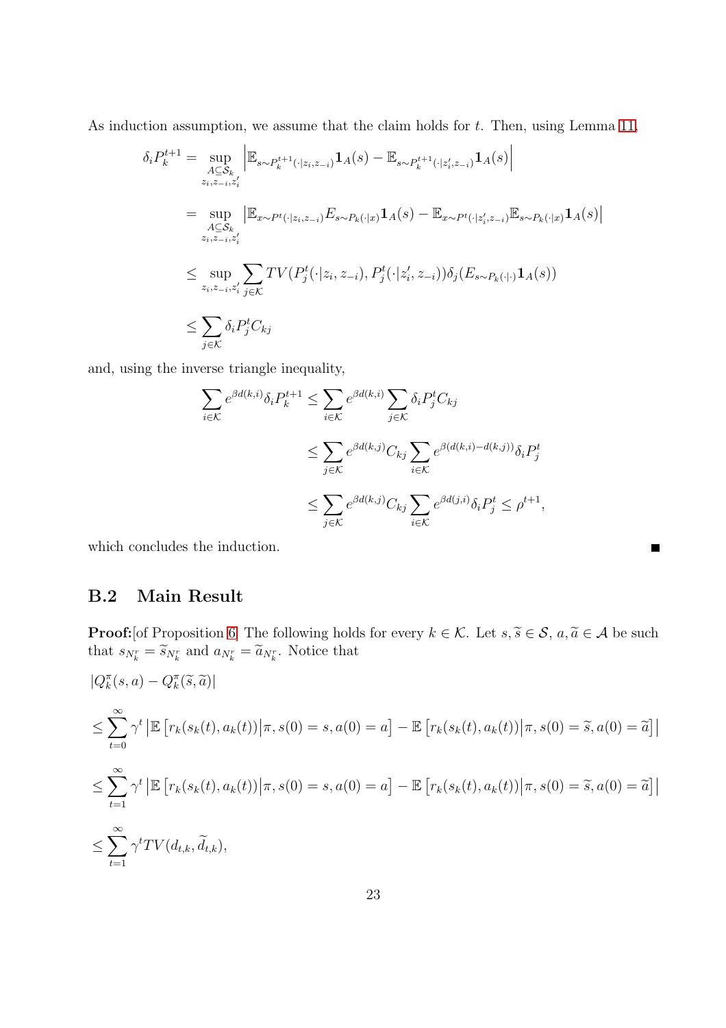As induction assumption, we assume that the claim holds for $t$. Then, using Lemma 11,

$$
\begin{aligned}
\delta_i P_k^{t+1} &= \sup_{\substack{A\subseteq \mathcal{S}_k \\ z_i, z_{-i}, z_i'}} \left| \mathbb{E}_{s\sim P_k^{t+1}(\cdot|z_i, z_{-i})} \mathbf{1}_A(s) - \mathbb{E}_{s\sim P_k^{t+1}(\cdot|z_i', z_{-i})} \mathbf{1}_A(s) \right| \\
&= \sup_{\substack{A\subseteq \mathcal{S}_k \\ z_i, z_{-i}, z_i'}} \left| \mathbb{E}_{x\sim P^t(\cdot|z_i, z_{-i})} E_{s\sim P_k(\cdot|x)} \mathbf{1}_A(s) - \mathbb{E}_{x\sim P^t(\cdot|z_i', z_{-i})} \mathbb{E}_{s\sim P_k(\cdot|x)} \mathbf{1}_A(s) \right| \\
&\leq \sup_{z_i, z_{-i}, z_i'} \sum_{j\in\mathcal{K}} TV(P_j^t(\cdot|z_i, z_{-i}), P_j^t(\cdot|z_i', z_{-i})) \delta_j (E_{s\sim P_k(\cdot|\cdot)} \mathbf{1}_A(s)) \\
&\leq \sum_{j\in\mathcal{K}} \delta_i P_j^t C_{kj}
\end{aligned}
$$

and, using the inverse triangle inequality,

$$
\begin{aligned}
\sum_{i\in\mathcal{K}} e^{\beta d(k,i)} \delta_i P_k^{t+1} &\leq \sum_{i\in\mathcal{K}} e^{\beta d(k,i)} \sum_{j\in\mathcal{K}} \delta_i P_j^t C_{kj} \\
&\leq \sum_{j\in\mathcal{K}} e^{\beta d(k,j)} C_{kj} \sum_{i\in\mathcal{K}} e^{\beta (d(k,i) - d(k,j))} \delta_i P_j^t \\
&\leq \sum_{j\in\mathcal{K}} e^{\beta d(k,j)} C_{kj} \sum_{i\in\mathcal{K}} e^{\beta d(j,i)} \delta_i P_j^t \leq \rho^{t+1},
\end{aligned}
$$

which concludes the induction. ■

## B.2 Main Result

**Proof:**[of Proposition 6] The following holds for every $k \in \mathcal{K}$. Let $s, \widetilde{s} \in \mathcal{S}$, $a, \widetilde{a} \in \mathcal{A}$ be such that $s_{N_k^r} = \widetilde{s}_{N_k^r}$ and $a_{N_k^r} = \widetilde{a}_{N_k^r}$. Notice that

$$
\begin{aligned}
&|Q_k^\pi(s,a) - Q_k^\pi(\widetilde{s}, \widetilde{a})| \\
&\leq \sum_{t=0}^{\infty} \gamma^t \left| \mathbb{E}\left[ r_k(s_k(t), a_k(t)) \middle| \pi, s(0) = s, a(0) = a \right] - \mathbb{E}\left[ r_k(s_k(t), a_k(t)) \middle| \pi, s(0) = \widetilde{s}, a(0) = \widetilde{a} \right] \right| \\
&\leq \sum_{t=1}^{\infty} \gamma^t \left| \mathbb{E}\left[ r_k(s_k(t), a_k(t)) \middle| \pi, s(0) = s, a(0) = a \right] - \mathbb{E}\left[ r_k(s_k(t), a_k(t)) \middle| \pi, s(0) = \widetilde{s}, a(0) = \widetilde{a} \right] \right| \\
&\leq \sum_{t=1}^{\infty} \gamma^t TV(d_{t,k}, \widetilde{d}_{t,k}),
\end{aligned}
$$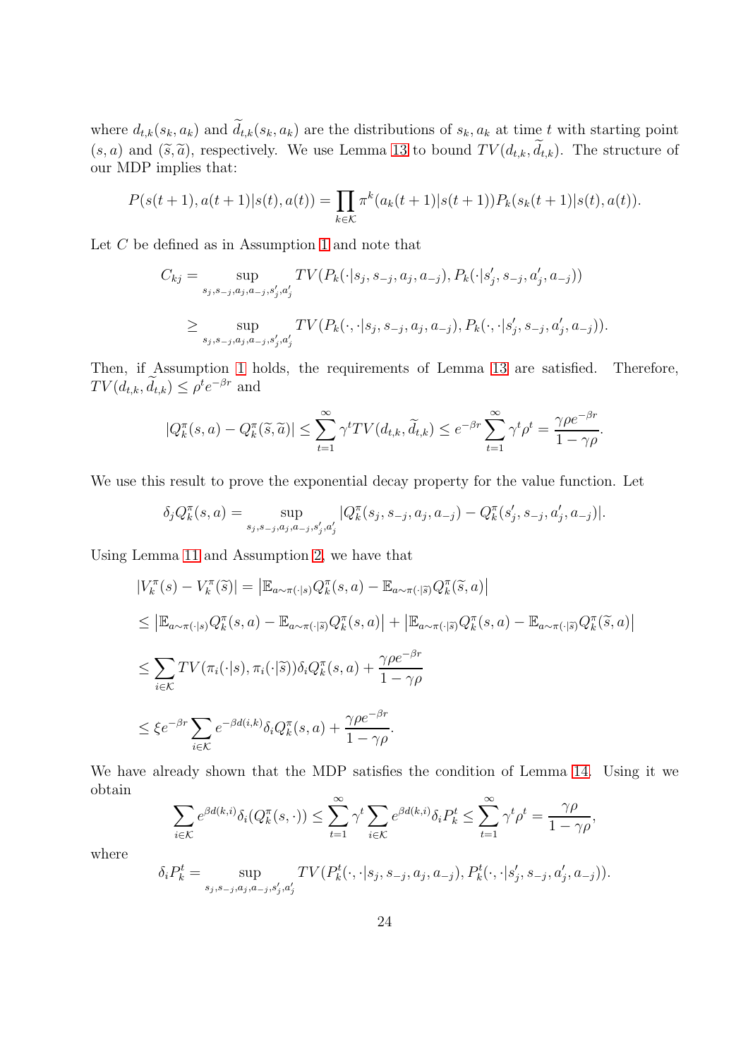where $d_{t,k}(s_k, a_k)$ and $\widetilde{d}_{t,k}(s_k, a_k)$ are the distributions of $s_k, a_k$ at time $t$ with starting point $(s, a)$ and $(\widetilde{s}, \widetilde{a})$, respectively. We use Lemma 13 to bound $TV(d_{t,k}, \widetilde{d}_{t,k})$. The structure of our MDP implies that:

$$P(s(t+1), a(t+1)|s(t), a(t)) = \prod_{k\in\mathcal{K}} \pi^k(a_k(t+1)|s(t+1))P_k(s_k(t+1)|s(t), a(t)).$$

Let $C$ be defined as in Assumption 1 and note that

$$C_{kj} = \sup_{s_j, s_{-j}, a_j, a_{-j}, s'_j, a'_j} TV(P_k(\cdot|s_j, s_{-j}, a_j, a_{-j}), P_k(\cdot|s'_j, s_{-j}, a'_j, a_{-j}))$$

$$\geq \sup_{s_j, s_{-j}, a_j, a_{-j}, s'_j, a'_j} TV(P_k(\cdot,\cdot|s_j, s_{-j}, a_j, a_{-j}), P_k(\cdot,\cdot|s'_j, s_{-j}, a'_j, a_{-j})).$$

Then, if Assumption 1 holds, the requirements of Lemma 13 are satisfied. Therefore, $TV(d_{t,k}, \widetilde{d}_{t,k}) \leq \rho^t e^{-\beta r}$ and

$$|Q_k^\pi(s, a) - Q_k^\pi(\widetilde{s}, \widetilde{a})| \leq \sum_{t=1}^{\infty} \gamma^t TV(d_{t,k}, \widetilde{d}_{t,k}) \leq e^{-\beta r} \sum_{t=1}^{\infty} \gamma^t \rho^t = \frac{\gamma\rho e^{-\beta r}}{1-\gamma\rho}.$$

We use this result to prove the exponential decay property for the value function. Let

$$\delta_j Q_k^\pi(s, a) = \sup_{s_j, s_{-j}, a_j, a_{-j}, s'_j, a'_j} |Q_k^\pi(s_j, s_{-j}, a_j, a_{-j}) - Q_k^\pi(s'_j, s_{-j}, a'_j, a_{-j})|.$$

Using Lemma 11 and Assumption 2, we have that

$$\begin{aligned}
|V_k^\pi(s) - V_k^\pi(\widetilde{s})| &= \left|\mathbb{E}_{a\sim\pi(\cdot|s)} Q_k^\pi(s, a) - \mathbb{E}_{a\sim\pi(\cdot|\widetilde{s})} Q_k^\pi(\widetilde{s}, a)\right| \\
&\leq \left|\mathbb{E}_{a\sim\pi(\cdot|s)} Q_k^\pi(s, a) - \mathbb{E}_{a\sim\pi(\cdot|\widetilde{s})} Q_k^\pi(s, a)\right| + \left|\mathbb{E}_{a\sim\pi(\cdot|\widetilde{s})} Q_k^\pi(s, a) - \mathbb{E}_{a\sim\pi(\cdot|\widetilde{s})} Q_k^\pi(\widetilde{s}, a)\right| \\
&\leq \sum_{i\in\mathcal{K}} TV(\pi_i(\cdot|s), \pi_i(\cdot|\widetilde{s}))\delta_i Q_k^\pi(s, a) + \frac{\gamma\rho e^{-\beta r}}{1-\gamma\rho} \\
&\leq \xi e^{-\beta r} \sum_{i\in\mathcal{K}} e^{-\beta d(i,k)} \delta_i Q_k^\pi(s, a) + \frac{\gamma\rho e^{-\beta r}}{1-\gamma\rho}.
\end{aligned}$$

We have already shown that the MDP satisfies the condition of Lemma 14. Using it we obtain

$$\sum_{i\in\mathcal{K}} e^{\beta d(k,i)} \delta_i(Q_k^\pi(s, \cdot)) \leq \sum_{t=1}^{\infty} \gamma^t \sum_{i\in\mathcal{K}} e^{\beta d(k,i)} \delta_i P_k^t \leq \sum_{t=1}^{\infty} \gamma^t \rho^t = \frac{\gamma\rho}{1-\gamma\rho},$$

where

$$\delta_i P_k^t = \sup_{s_j, s_{-j}, a_j, a_{-j}, s'_j, a'_j} TV(P_k^t(\cdot,\cdot|s_j, s_{-j}, a_j, a_{-j}), P_k^t(\cdot,\cdot|s'_j, s_{-j}, a'_j, a_{-j})).$$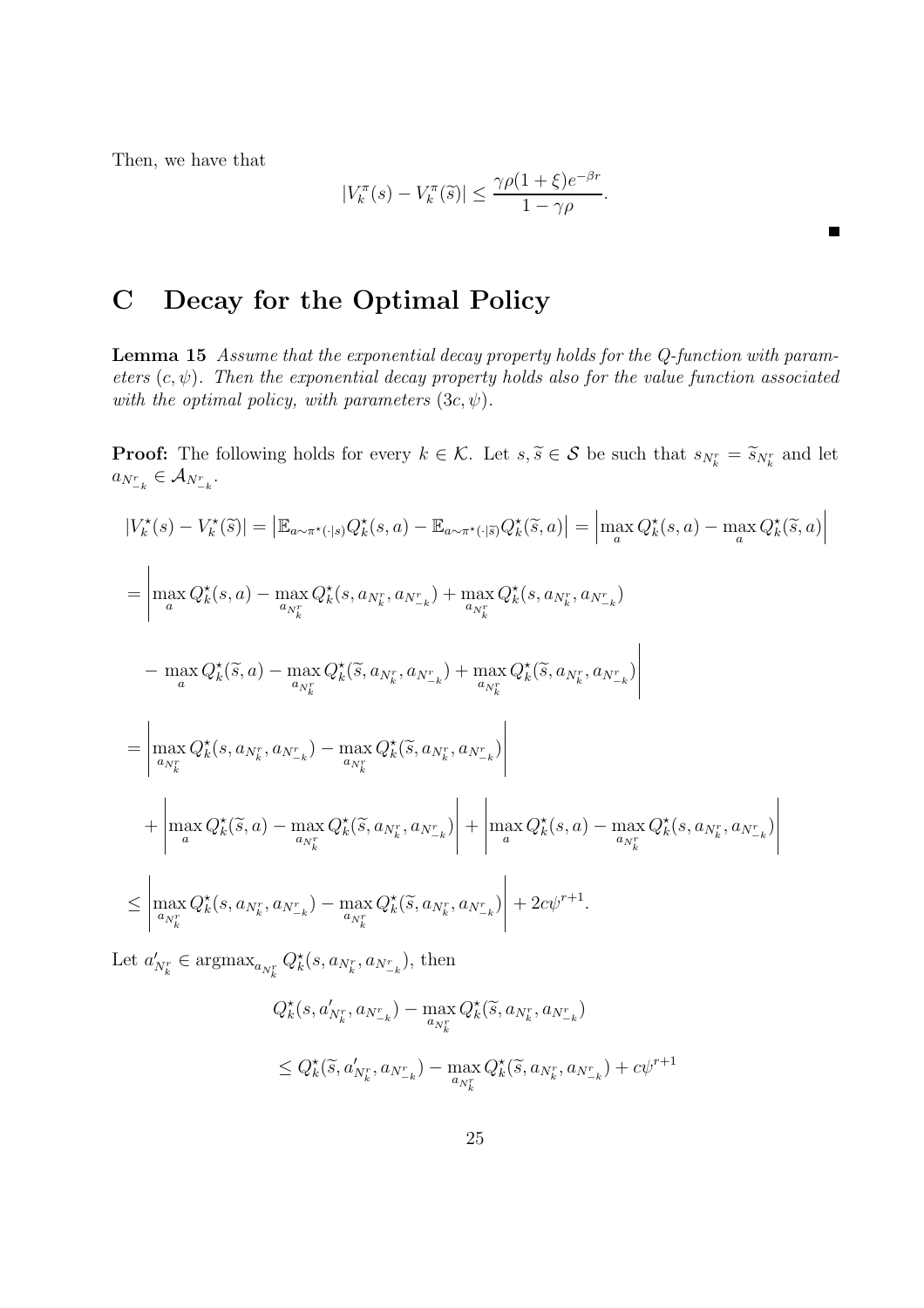Then, we have that

$$|V_k^\pi(s) - V_k^\pi(\widetilde{s})| \leq \frac{\gamma\rho(1+\xi)e^{-\beta r}}{1-\gamma\rho}.$$

■

# C Decay for the Optimal Policy

**Lemma 15** *Assume that the exponential decay property holds for the Q-function with parameters $(c, \psi)$. Then the exponential decay property holds also for the value function associated with the optimal policy, with parameters $(3c, \psi)$.*

**Proof:** The following holds for every $k \in \mathcal{K}$. Let $s, \widetilde{s} \in \mathcal{S}$ be such that $s_{N_k^r} = \widetilde{s}_{N_k^r}$ and let $a_{N_{-k}^r} \in \mathcal{A}_{N_{-k}^r}$.

$$|V_k^\star(s) - V_k^\star(\widetilde{s})| = \left|\mathbb{E}_{a\sim\pi^\star(\cdot|s)} Q_k^\star(s,a) - \mathbb{E}_{a\sim\pi^\star(\cdot|\widetilde{s})} Q_k^\star(\widetilde{s},a)\right| = \left|\max_a Q_k^\star(s,a) - \max_a Q_k^\star(\widetilde{s},a)\right|$$

$$= \Bigg|\max_a Q_k^\star(s,a) - \max_{a_{N_k^r}} Q_k^\star(s, a_{N_k^r}, a_{N_{-k}^r}) + \max_{a_{N_k^r}} Q_k^\star(s, a_{N_k^r}, a_{N_{-k}^r})$$

$$- \max_a Q_k^\star(\widetilde{s},a) - \max_{a_{N_k^r}} Q_k^\star(\widetilde{s}, a_{N_k^r}, a_{N_{-k}^r}) + \max_{a_{N_k^r}} Q_k^\star(\widetilde{s}, a_{N_k^r}, a_{N_{-k}^r})\Bigg|$$

$$= \left|\max_{a_{N_k^r}} Q_k^\star(s, a_{N_k^r}, a_{N_{-k}^r}) - \max_{a_{N_k^r}} Q_k^\star(\widetilde{s}, a_{N_k^r}, a_{N_{-k}^r})\right|$$

$$+ \left|\max_a Q_k^\star(\widetilde{s},a) - \max_{a_{N_k^r}} Q_k^\star(\widetilde{s}, a_{N_k^r}, a_{N_{-k}^r})\right| + \left|\max_a Q_k^\star(s,a) - \max_{a_{N_k^r}} Q_k^\star(s, a_{N_k^r}, a_{N_{-k}^r})\right|$$

$$\leq \left|\max_{a_{N_k^r}} Q_k^\star(s, a_{N_k^r}, a_{N_{-k}^r}) - \max_{a_{N_k^r}} Q_k^\star(\widetilde{s}, a_{N_k^r}, a_{N_{-k}^r})\right| + 2c\psi^{r+1}.$$

Let $a'_{N_k^r} \in \operatorname{argmax}_{a_{N_k^r}} Q_k^\star(s, a_{N_k^r}, a_{N_{-k}^r})$, then

$$Q_k^\star(s, a'_{N_k^r}, a_{N_{-k}^r}) - \max_{a_{N_k^r}} Q_k^\star(\widetilde{s}, a_{N_k^r}, a_{N_{-k}^r})$$

$$\leq Q_k^\star(\widetilde{s}, a'_{N_k^r}, a_{N_{-k}^r}) - \max_{a_{N_k^r}} Q_k^\star(\widetilde{s}, a_{N_k^r}, a_{N_{-k}^r}) + c\psi^{r+1}$$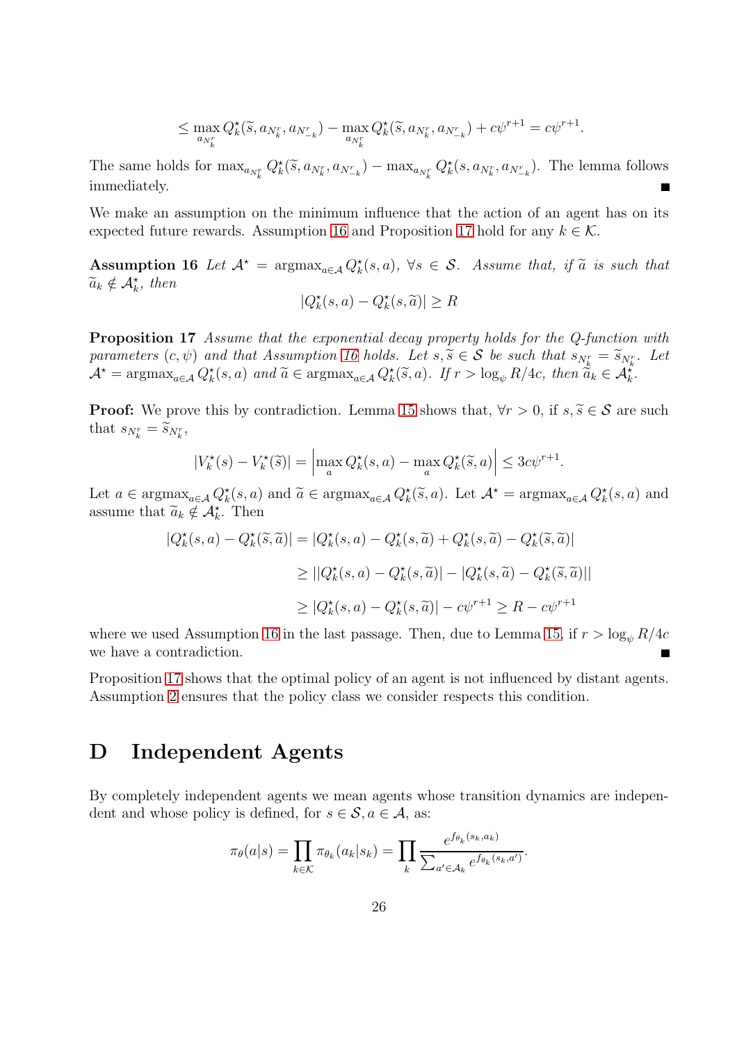$$\leq \max_{a_{N_k^r}} Q_k^\star(\widetilde{s}, a_{N_k^r}, a_{N_{-k}^r}) - \max_{a_{N_k^r}} Q_k^\star(\widetilde{s}, a_{N_k^r}, a_{N_{-k}^r}) + c\psi^{r+1} = c\psi^{r+1}.$$

The same holds for $\max_{a_{N_k^r}} Q_k^\star(\widetilde{s}, a_{N_k^r}, a_{N_{-k}^r}) - \max_{a_{N_k^r}} Q_k^\star(s, a_{N_k^r}, a_{N_{-k}^r})$. The lemma follows immediately. ∎

We make an assumption on the minimum influence that the action of an agent has on its expected future rewards. Assumption 16 and Proposition 17 hold for any $k \in \mathcal{K}$.

**Assumption 16** *Let $\mathcal{A}^\star = \operatorname{argmax}_{a \in \mathcal{A}} Q_k^\star(s, a)$, $\forall s \in \mathcal{S}$. Assume that, if $\widetilde{a}$ is such that $\widetilde{a}_k \notin \mathcal{A}_k^\star$, then*

$$|Q_k^\star(s, a) - Q_k^\star(s, \widetilde{a})| \geq R$$

**Proposition 17** *Assume that the exponential decay property holds for the Q-function with parameters $(c, \psi)$ and that Assumption 16 holds. Let $s, \widetilde{s} \in \mathcal{S}$ be such that $s_{N_k^r} = \widetilde{s}_{N_k^r}$. Let $\mathcal{A}^\star = \operatorname{argmax}_{a \in \mathcal{A}} Q_k^\star(s, a)$ and $\widetilde{a} \in \operatorname{argmax}_{a \in \mathcal{A}} Q_k^\star(\widetilde{s}, a)$. If $r > \log_\psi R/4c$, then $\widetilde{a}_k \in \mathcal{A}_k^\star$.*

**Proof:** We prove this by contradiction. Lemma 15 shows that, $\forall r > 0$, if $s, \widetilde{s} \in \mathcal{S}$ are such that $s_{N_k^r} = \widetilde{s}_{N_k^r}$,

$$|V_k^\star(s) - V_k^\star(\widetilde{s})| = \left| \max_a Q_k^\star(s, a) - \max_a Q_k^\star(\widetilde{s}, a) \right| \leq 3c\psi^{r+1}.$$

Let $a \in \operatorname{argmax}_{a \in \mathcal{A}} Q_k^\star(s, a)$ and $\widetilde{a} \in \operatorname{argmax}_{a \in \mathcal{A}} Q_k^\star(\widetilde{s}, a)$. Let $\mathcal{A}^\star = \operatorname{argmax}_{a \in \mathcal{A}} Q_k^\star(s, a)$ and assume that $\widetilde{a}_k \notin \mathcal{A}_k^\star$. Then

$$\begin{aligned}
|Q_k^\star(s, a) - Q_k^\star(\widetilde{s}, \widetilde{a})| &= |Q_k^\star(s, a) - Q_k^\star(s, \widetilde{a}) + Q_k^\star(s, \widetilde{a}) - Q_k^\star(\widetilde{s}, \widetilde{a})| \\
&\geq ||Q_k^\star(s, a) - Q_k^\star(s, \widetilde{a})| - |Q_k^\star(s, \widetilde{a}) - Q_k^\star(\widetilde{s}, \widetilde{a})|| \\
&\geq |Q_k^\star(s, a) - Q_k^\star(s, \widetilde{a})| - c\psi^{r+1} \geq R - c\psi^{r+1}
\end{aligned}$$

where we used Assumption 16 in the last passage. Then, due to Lemma 15, if $r > \log_\psi R/4c$ we have a contradiction. ∎

Proposition 17 shows that the optimal policy of an agent is not influenced by distant agents. Assumption 2 ensures that the policy class we consider respects this condition.

# D Independent Agents

By completely independent agents we mean agents whose transition dynamics are independent and whose policy is defined, for $s \in \mathcal{S}, a \in \mathcal{A}$, as:

$$\pi_\theta(a|s) = \prod_{k \in \mathcal{K}} \pi_{\theta_k}(a_k|s_k) = \prod_k \frac{e^{f_{\theta_k}(s_k, a_k)}}{\sum_{a' \in \mathcal{A}_k} e^{f_{\theta_k}(s_k, a')}}.$$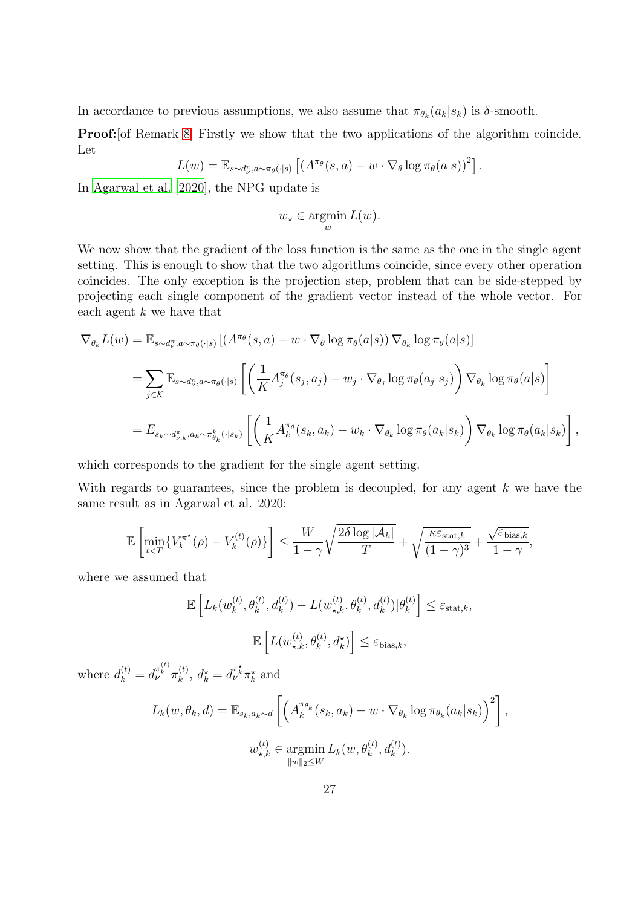In accordance to previous assumptions, we also assume that $\pi_{\theta_k}(a_k|s_k)$ is $\delta$-smooth.

**Proof:**[of Remark 8] Firstly we show that the two applications of the algorithm coincide. Let

$$L(w) = \mathbb{E}_{s\sim d_\nu^\pi, a\sim\pi_\theta(\cdot|s)}\left[\left(A^{\pi_\theta}(s,a) - w\cdot\nabla_\theta \log \pi_\theta(a|s)\right)^2\right].$$

In Agarwal et al. [2020], the NPG update is

$$w_\star \in \operatorname*{argmin}_w L(w).$$

We now show that the gradient of the loss function is the same as the one in the single agent setting. This is enough to show that the two algorithms coincide, since every other operation coincides. The only exception is the projection step, problem that can be side-stepped by projecting each single component of the gradient vector instead of the whole vector. For each agent $k$ we have that

$$\begin{aligned}
\nabla_{\theta_k} L(w) &= \mathbb{E}_{s\sim d_\nu^\pi, a\sim\pi_\theta(\cdot|s)}\left[\left(A^{\pi_\theta}(s,a) - w\cdot\nabla_\theta \log \pi_\theta(a|s)\right)\nabla_{\theta_k}\log\pi_\theta(a|s)\right] \\
&= \sum_{j\in\mathcal{K}} \mathbb{E}_{s\sim d_\nu^\pi, a\sim\pi_\theta(\cdot|s)}\left[\left(\frac{1}{K}A_j^{\pi_\theta}(s_j,a_j) - w_j\cdot\nabla_{\theta_j}\log\pi_\theta(a_j|s_j)\right)\nabla_{\theta_k}\log\pi_\theta(a|s)\right] \\
&= E_{s_k\sim d_{\nu,k}^\pi, a_k\sim\pi_{\theta_k}^k(\cdot|s_k)}\left[\left(\frac{1}{K}A_k^{\pi_\theta}(s_k,a_k) - w_k\cdot\nabla_{\theta_k}\log\pi_\theta(a_k|s_k)\right)\nabla_{\theta_k}\log\pi_\theta(a_k|s_k)\right],
\end{aligned}$$

which corresponds to the gradient for the single agent setting.

With regards to guarantees, since the problem is decoupled, for any agent $k$ we have the same result as in Agarwal et al. 2020:

$$\mathbb{E}\left[\min_{t<T}\{V_k^{\pi^\star}(\rho) - V_k^{(t)}(\rho)\}\right] \le \frac{W}{1-\gamma}\sqrt{\frac{2\delta\log|\mathcal{A}_k|}{T}} + \sqrt{\frac{\kappa\varepsilon_{\text{stat},k}}{(1-\gamma)^3}} + \frac{\sqrt{\varepsilon_{\text{bias},k}}}{1-\gamma},$$

where we assumed that

$$\mathbb{E}\left[L_k(w_k^{(t)},\theta_k^{(t)},d_k^{(t)}) - L(w_{\star,k}^{(t)},\theta_k^{(t)},d_k^{(t)})|\theta_k^{(t)}\right] \le \varepsilon_{\text{stat},k},$$

$$\mathbb{E}\left[L(w_{\star,k}^{(t)},\theta_k^{(t)},d_k^\star)\right] \le \varepsilon_{\text{bias},k},$$

where $d_k^{(t)} = d_\nu^{\pi_k^{(t)}}\pi_k^{(t)}$, $d_k^\star = d_\nu^{\pi_k^\star}\pi_k^\star$ and

$$L_k(w,\theta_k,d) = \mathbb{E}_{s_k,a_k\sim d}\left[\left(A_k^{\pi_{\theta_k}}(s_k,a_k) - w\cdot\nabla_{\theta_k}\log\pi_{\theta_k}(a_k|s_k)\right)^2\right],$$

$$w_{\star,k}^{(t)} \in \operatorname*{argmin}_{\|w\|_2\le W} L_k(w,\theta_k^{(t)},d_k^{(t)}).$$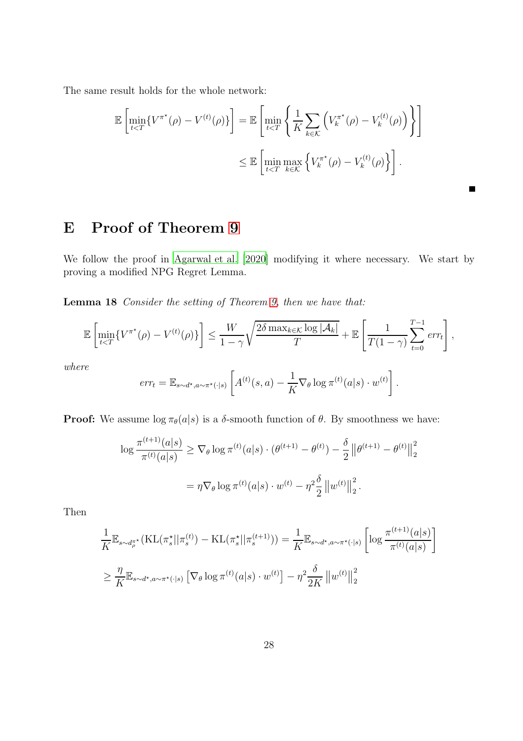The same result holds for the whole network:

$$\mathbb{E}\left[\min_{t<T}\{V^{\pi^\star}(\rho) - V^{(t)}(\rho)\}\right] = \mathbb{E}\left[\min_{t<T}\left\{\frac{1}{K}\sum_{k\in\mathcal{K}}\left(V_k^{\pi^\star}(\rho) - V_k^{(t)}(\rho)\right)\right\}\right]$$

$$\leq \mathbb{E}\left[\min_{t<T}\max_{k\in\mathcal{K}}\left\{V_k^{\pi^\star}(\rho) - V_k^{(t)}(\rho)\right\}\right].$$

■

# E Proof of Theorem 9

We follow the proof in Agarwal et al. [2020] modifying it where necessary. We start by proving a modified NPG Regret Lemma.

**Lemma 18** *Consider the setting of Theorem 9, then we have that:*

$$\mathbb{E}\left[\min_{t<T}\{V^{\pi^\star}(\rho) - V^{(t)}(\rho)\}\right] \leq \frac{W}{1-\gamma}\sqrt{\frac{2\delta \max_{k\in\mathcal{K}}\log|\mathcal{A}_k|}{T}} + \mathbb{E}\left[\frac{1}{T(1-\gamma)}\sum_{t=0}^{T-1} err_t\right],$$

*where*

$$err_t = \mathbb{E}_{s\sim d^\star, a\sim\pi^\star(\cdot|s)}\left[A^{(t)}(s,a) - \frac{1}{K}\nabla_\theta \log \pi^{(t)}(a|s)\cdot w^{(t)}\right].$$

**Proof:** We assume $\log \pi_\theta(a|s)$ is a $\delta$-smooth function of $\theta$. By smoothness we have:

$$\log\frac{\pi^{(t+1)}(a|s)}{\pi^{(t)}(a|s)} \geq \nabla_\theta \log\pi^{(t)}(a|s)\cdot(\theta^{(t+1)} - \theta^{(t)}) - \frac{\delta}{2}\left\|\theta^{(t+1)} - \theta^{(t)}\right\|_2^2$$

$$= \eta\nabla_\theta \log\pi^{(t)}(a|s)\cdot w^{(t)} - \eta^2\frac{\delta}{2}\left\|w^{(t)}\right\|_2^2.$$

Then

$$\frac{1}{K}\mathbb{E}_{s\sim d_\rho^{\pi^\star}}(\mathrm{KL}(\pi_s^\star||\pi_s^{(t)}) - \mathrm{KL}(\pi_s^\star||\pi_s^{(t+1)})) = \frac{1}{K}\mathbb{E}_{s\sim d^\star, a\sim\pi^\star(\cdot|s)}\left[\log\frac{\pi^{(t+1)}(a|s)}{\pi^{(t)}(a|s)}\right]$$

$$\geq \frac{\eta}{K}\mathbb{E}_{s\sim d^\star, a\sim\pi^\star(\cdot|s)}\left[\nabla_\theta\log\pi^{(t)}(a|s)\cdot w^{(t)}\right] - \eta^2\frac{\delta}{2K}\left\|w^{(t)}\right\|_2^2$$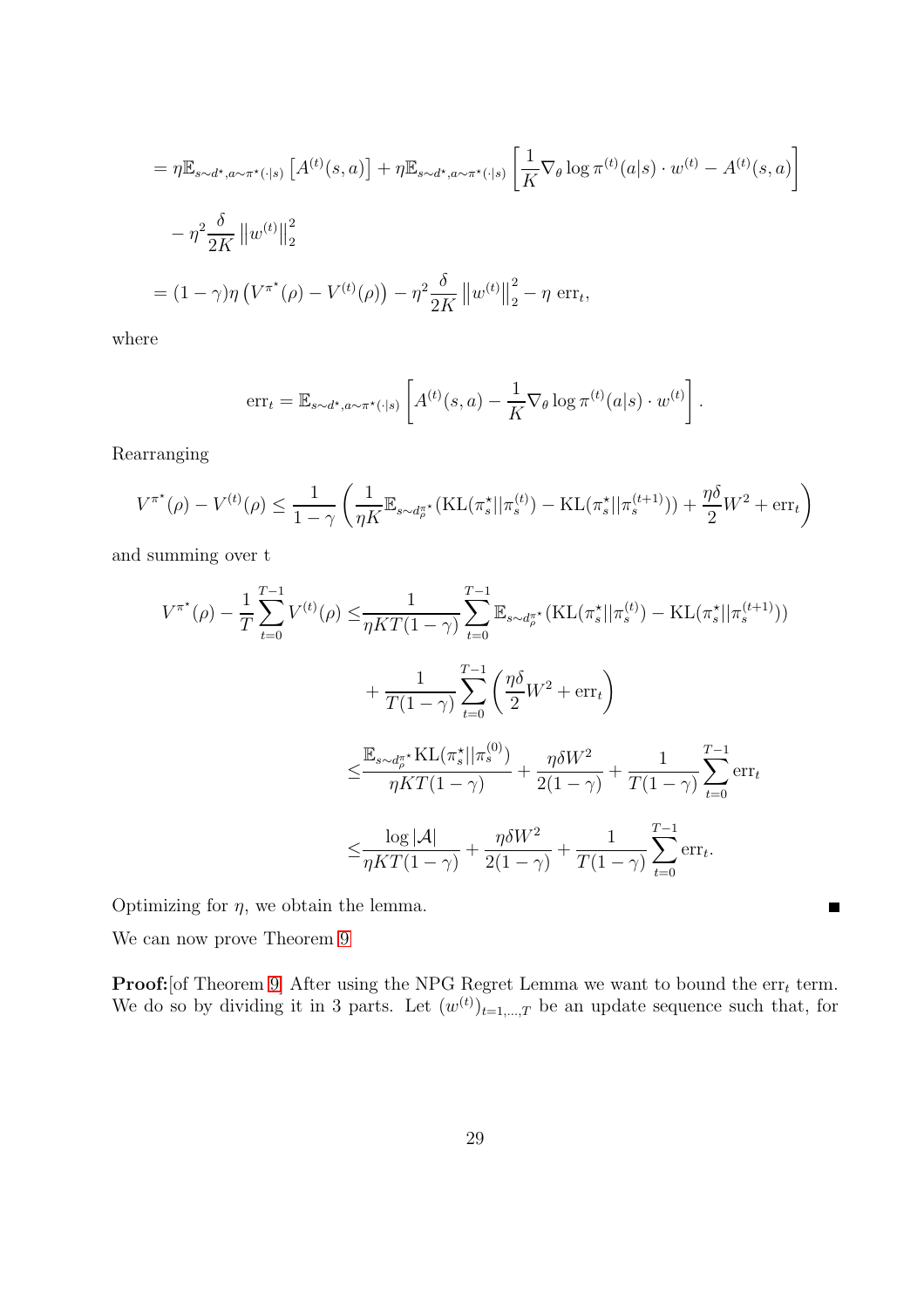$$
\begin{aligned}
&= \eta \mathbb{E}_{s\sim d^\star, a\sim \pi^\star(\cdot|s)} \left[A^{(t)}(s,a)\right] + \eta \mathbb{E}_{s\sim d^\star, a\sim \pi^\star(\cdot|s)} \left[\frac{1}{K}\nabla_\theta \log \pi^{(t)}(a|s) \cdot w^{(t)} - A^{(t)}(s,a)\right] \\
&\quad - \eta^2 \frac{\delta}{2K} \left\|w^{(t)}\right\|_2^2 \\
&= (1-\gamma)\eta \left(V^{\pi^\star}(\rho) - V^{(t)}(\rho)\right) - \eta^2 \frac{\delta}{2K} \left\|w^{(t)}\right\|_2^2 - \eta \, \mathrm{err}_t,
\end{aligned}
$$

where

$$
\mathrm{err}_t = \mathbb{E}_{s\sim d^\star, a\sim \pi^\star(\cdot|s)} \left[A^{(t)}(s,a) - \frac{1}{K}\nabla_\theta \log \pi^{(t)}(a|s) \cdot w^{(t)}\right].
$$

Rearranging

$$
V^{\pi^\star}(\rho) - V^{(t)}(\rho) \le \frac{1}{1-\gamma}\left(\frac{1}{\eta K}\mathbb{E}_{s\sim d_\rho^{\pi^\star}}(\mathrm{KL}(\pi_s^\star || \pi_s^{(t)}) - \mathrm{KL}(\pi_s^\star || \pi_s^{(t+1)})) + \frac{\eta\delta}{2}W^2 + \mathrm{err}_t\right)
$$

and summing over t

$$
\begin{aligned}
V^{\pi^\star}(\rho) - \frac{1}{T}\sum_{t=0}^{T-1} V^{(t)}(\rho) \le& \frac{1}{\eta K T(1-\gamma)} \sum_{t=0}^{T-1} \mathbb{E}_{s\sim d_\rho^{\pi^\star}}(\mathrm{KL}(\pi_s^\star || \pi_s^{(t)}) - \mathrm{KL}(\pi_s^\star || \pi_s^{(t+1)})) \\
&+ \frac{1}{T(1-\gamma)}\sum_{t=0}^{T-1}\left(\frac{\eta\delta}{2}W^2 + \mathrm{err}_t\right) \\
\le& \frac{\mathbb{E}_{s\sim d_\rho^{\pi^\star}} \mathrm{KL}(\pi_s^\star || \pi_s^{(0)})}{\eta K T(1-\gamma)} + \frac{\eta\delta W^2}{2(1-\gamma)} + \frac{1}{T(1-\gamma)}\sum_{t=0}^{T-1}\mathrm{err}_t \\
\le& \frac{\log|\mathcal{A}|}{\eta K T(1-\gamma)} + \frac{\eta\delta W^2}{2(1-\gamma)} + \frac{1}{T(1-\gamma)}\sum_{t=0}^{T-1}\mathrm{err}_t.
\end{aligned}
$$

Optimizing for $\eta$, we obtain the lemma. ∎

We can now prove Theorem 9

**Proof:**[of Theorem 9] After using the NPG Regret Lemma we want to bound the $\mathrm{err}_t$ term. We do so by dividing it in 3 parts. Let $(w^{(t)})_{t=1,\ldots,T}$ be an update sequence such that, for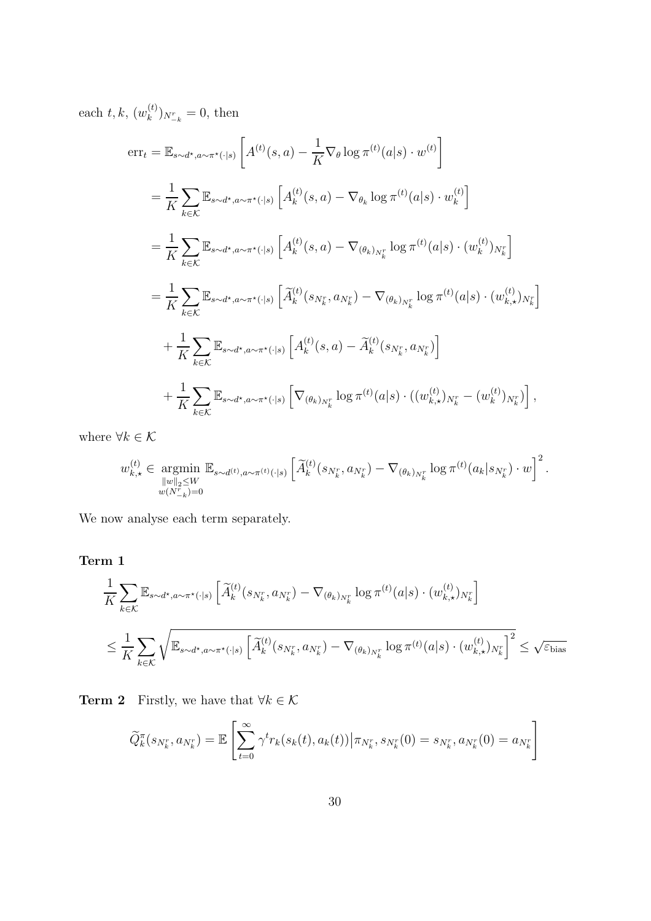each $t, k$, $(w_k^{(t)})_{N_{-k}^r} = 0$, then

$$
\begin{aligned}
\text{err}_t &= \mathbb{E}_{s\sim d^\star, a\sim\pi^\star(\cdot|s)}\left[A^{(t)}(s,a) - \frac{1}{K}\nabla_\theta \log \pi^{(t)}(a|s)\cdot w^{(t)}\right] \\
&= \frac{1}{K}\sum_{k\in\mathcal{K}} \mathbb{E}_{s\sim d^\star, a\sim\pi^\star(\cdot|s)}\left[A_k^{(t)}(s,a) - \nabla_{\theta_k}\log\pi^{(t)}(a|s)\cdot w_k^{(t)}\right] \\
&= \frac{1}{K}\sum_{k\in\mathcal{K}} \mathbb{E}_{s\sim d^\star, a\sim\pi^\star(\cdot|s)}\left[A_k^{(t)}(s,a) - \nabla_{(\theta_k)_{N_k^r}}\log\pi^{(t)}(a|s)\cdot (w_k^{(t)})_{N_k^r}\right] \\
&= \frac{1}{K}\sum_{k\in\mathcal{K}} \mathbb{E}_{s\sim d^\star, a\sim\pi^\star(\cdot|s)}\left[\widetilde{A}_k^{(t)}(s_{N_k^r},a_{N_k^r}) - \nabla_{(\theta_k)_{N_k^r}}\log\pi^{(t)}(a|s)\cdot (w_{k,\star}^{(t)})_{N_k^r}\right] \\
&\quad + \frac{1}{K}\sum_{k\in\mathcal{K}} \mathbb{E}_{s\sim d^\star, a\sim\pi^\star(\cdot|s)}\left[A_k^{(t)}(s,a) - \widetilde{A}_k^{(t)}(s_{N_k^r},a_{N_k^r})\right] \\
&\quad + \frac{1}{K}\sum_{k\in\mathcal{K}} \mathbb{E}_{s\sim d^\star, a\sim\pi^\star(\cdot|s)}\left[\nabla_{(\theta_k)_{N_k^r}}\log\pi^{(t)}(a|s)\cdot ((w_{k,\star}^{(t)})_{N_k^r} - (w_k^{(t)})_{N_k^r})\right],
\end{aligned}
$$

where $\forall k \in \mathcal{K}$

$$
w_{k,\star}^{(t)} \in \underset{\substack{\|w\|_2\le W \\ w(N_{-k}^r)=0}}{\operatorname{argmin}}\ \mathbb{E}_{s\sim d^{(t)}, a\sim\pi^{(t)}(\cdot|s)}\left[\widetilde{A}_k^{(t)}(s_{N_k^r},a_{N_k^r}) - \nabla_{(\theta_k)_{N_k^r}}\log\pi^{(t)}(a_k|s_{N_k^r})\cdot w\right]^2.
$$

We now analyse each term separately.

**Term 1**

$$
\begin{aligned}
&\frac{1}{K}\sum_{k\in\mathcal{K}} \mathbb{E}_{s\sim d^\star, a\sim\pi^\star(\cdot|s)}\left[\widetilde{A}_k^{(t)}(s_{N_k^r},a_{N_k^r}) - \nabla_{(\theta_k)_{N_k^r}}\log\pi^{(t)}(a|s)\cdot (w_{k,\star}^{(t)})_{N_k^r}\right] \\
&\le \frac{1}{K}\sum_{k\in\mathcal{K}} \sqrt{\mathbb{E}_{s\sim d^\star, a\sim\pi^\star(\cdot|s)}\left[\widetilde{A}_k^{(t)}(s_{N_k^r},a_{N_k^r}) - \nabla_{(\theta_k)_{N_k^r}}\log\pi^{(t)}(a|s)\cdot (w_{k,\star}^{(t)})_{N_k^r}\right]^2} \le \sqrt{\varepsilon_{\text{bias}}}
\end{aligned}
$$

**Term 2** Firstly, we have that $\forall k \in \mathcal{K}$

$$
\widetilde{Q}_k^\pi(s_{N_k^r},a_{N_k^r}) = \mathbb{E}\left[\sum_{t=0}^\infty \gamma^t r_k(s_k(t),a_k(t))\big|\pi_{N_k^r}, s_{N_k^r}(0)=s_{N_k^r}, a_{N_k^r}(0)=a_{N_k^r}\right]
$$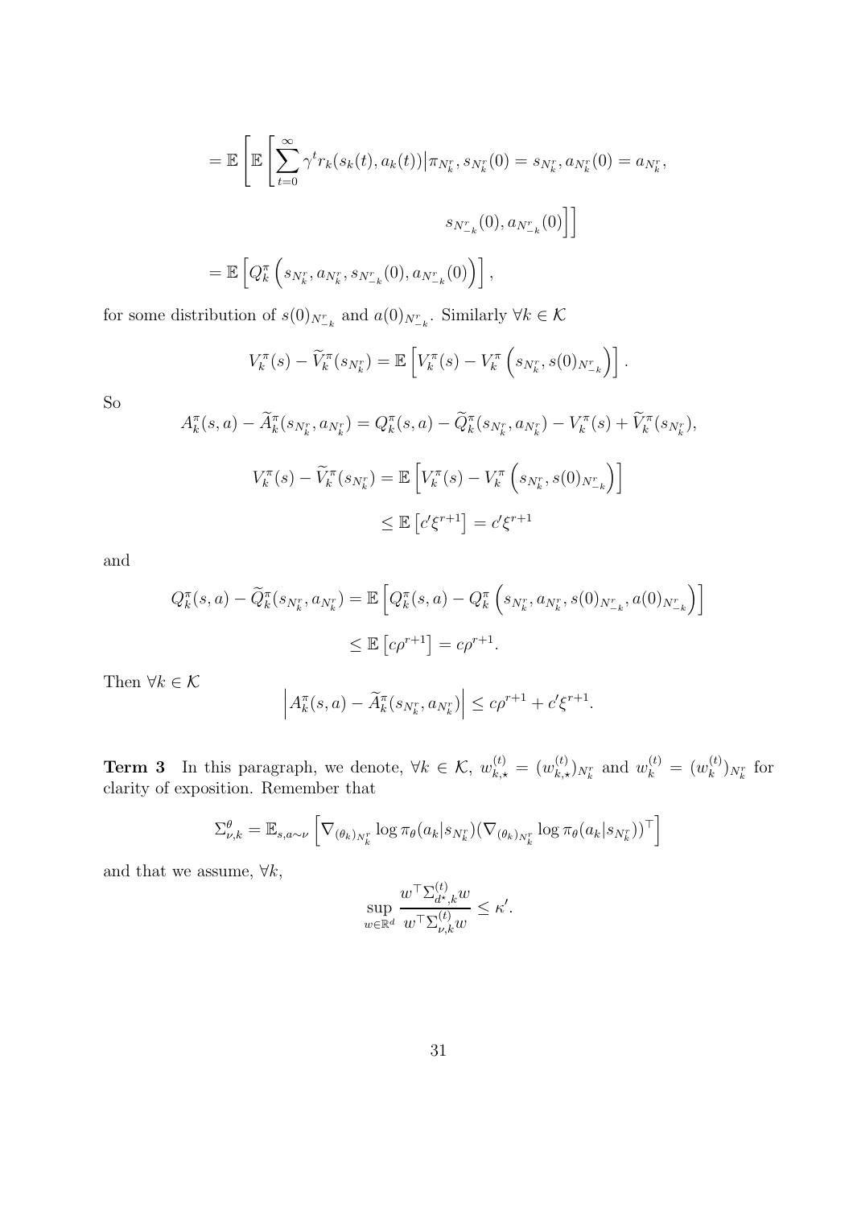$$= \mathbb{E}\left[\mathbb{E}\left[\sum_{t=0}^{\infty}\gamma^t r_k(s_k(t), a_k(t))\big|\pi_{N_k^r}, s_{N_k^r}(0) = s_{N_k^r}, a_{N_k^r}(0) = a_{N_k^r},\right.\right.$$

$$\left.\left. s_{N_{-k}^r}(0), a_{N_{-k}^r}(0)\right]\right]$$

$$= \mathbb{E}\left[Q_k^\pi\left(s_{N_k^r}, a_{N_k^r}, s_{N_{-k}^r}(0), a_{N_{-k}^r}(0)\right)\right],$$

for some distribution of $s(0)_{N_{-k}^r}$ and $a(0)_{N_{-k}^r}$. Similarly $\forall k \in \mathcal{K}$

$$V_k^\pi(s) - \widetilde{V}_k^\pi(s_{N_k^r}) = \mathbb{E}\left[V_k^\pi(s) - V_k^\pi\left(s_{N_k^r}, s(0)_{N_{-k}^r}\right)\right].$$

So

$$A_k^\pi(s,a) - \widetilde{A}_k^\pi(s_{N_k^r}, a_{N_k^r}) = Q_k^\pi(s,a) - \widetilde{Q}_k^\pi(s_{N_k^r}, a_{N_k^r}) - V_k^\pi(s) + \widetilde{V}_k^\pi(s_{N_k^r}),$$

$$V_k^\pi(s) - \widetilde{V}_k^\pi(s_{N_k^r}) = \mathbb{E}\left[V_k^\pi(s) - V_k^\pi\left(s_{N_k^r}, s(0)_{N_{-k}^r}\right)\right]$$

$$\leq \mathbb{E}\left[c'\xi^{r+1}\right] = c'\xi^{r+1}$$

and

$$Q_k^\pi(s,a) - \widetilde{Q}_k^\pi(s_{N_k^r}, a_{N_k^r}) = \mathbb{E}\left[Q_k^\pi(s,a) - Q_k^\pi\left(s_{N_k^r}, a_{N_k^r}, s(0)_{N_{-k}^r}, a(0)_{N_{-k}^r}\right)\right]$$

$$\leq \mathbb{E}\left[c\rho^{r+1}\right] = c\rho^{r+1}.$$

Then $\forall k \in \mathcal{K}$

$$\left|A_k^\pi(s,a) - \widetilde{A}_k^\pi(s_{N_k^r}, a_{N_k^r})\right| \leq c\rho^{r+1} + c'\xi^{r+1}.$$

**Term 3** In this paragraph, we denote, $\forall k \in \mathcal{K}$, $w_{k,\star}^{(t)} = (w_{k,\star}^{(t)})_{N_k^r}$ and $w_k^{(t)} = (w_k^{(t)})_{N_k^r}$ for clarity of exposition. Remember that

$$\Sigma_{\nu,k}^\theta = \mathbb{E}_{s,a\sim\nu}\left[\nabla_{(\theta_k)_{N_k^r}}\log\pi_\theta(a_k|s_{N_k^r})(\nabla_{(\theta_k)_{N_k^r}}\log\pi_\theta(a_k|s_{N_k^r}))^\top\right]$$

and that we assume, $\forall k$,

$$\sup_{w\in\mathbb{R}^d}\frac{w^\top\Sigma_{d^\star,k}^{(t)}w}{w^\top\Sigma_{\nu,k}^{(t)}w} \leq \kappa'.$$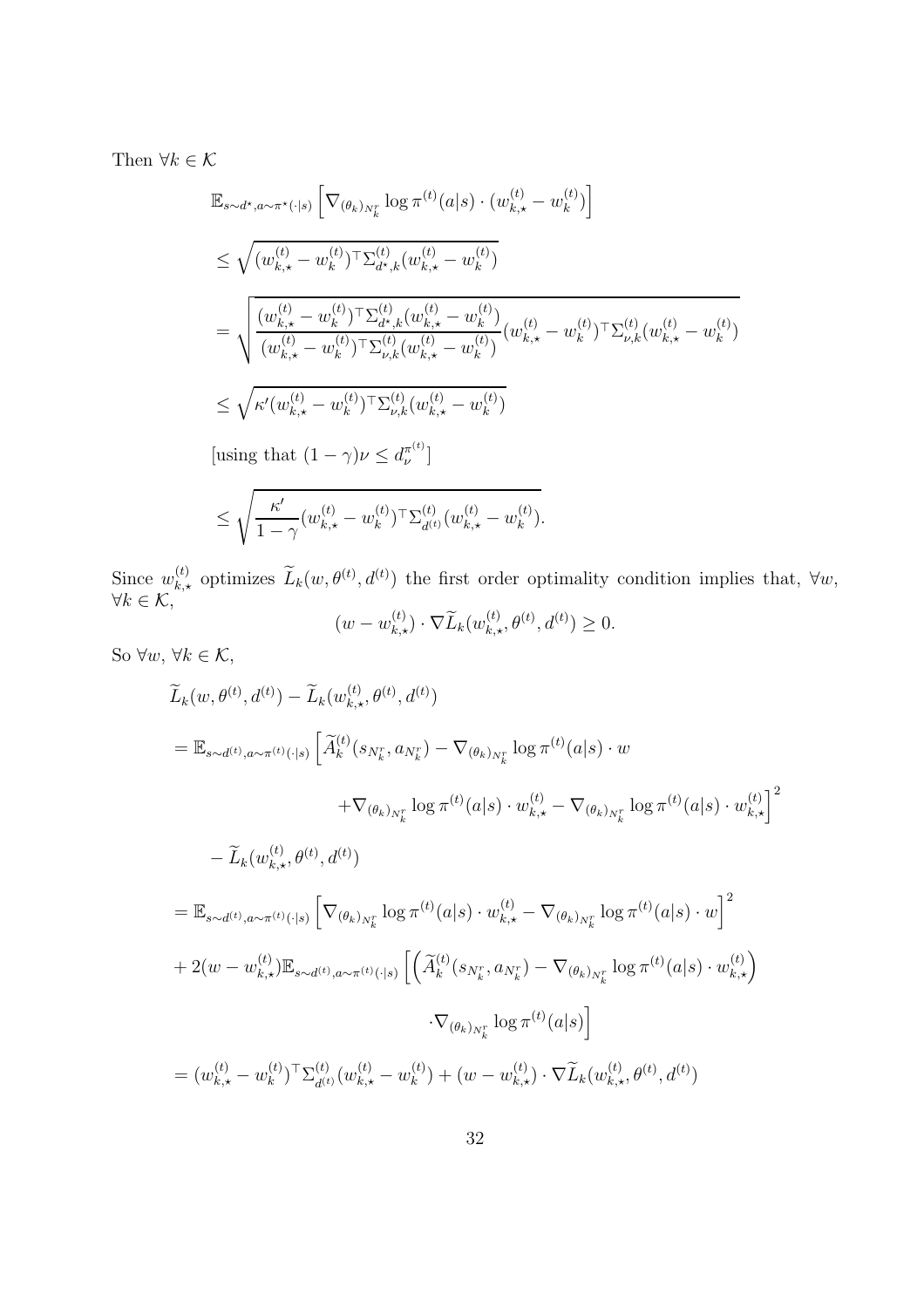Then $\forall k \in \mathcal{K}$

$$
\begin{aligned}
&\mathbb{E}_{s\sim d^\star, a\sim\pi^\star(\cdot|s)}\left[\nabla_{(\theta_k)_{N_k^r}} \log \pi^{(t)}(a|s)\cdot (w_{k,\star}^{(t)} - w_k^{(t)})\right] \\
&\le \sqrt{(w_{k,\star}^{(t)} - w_k^{(t)})^\top \Sigma_{d^\star,k}^{(t)} (w_{k,\star}^{(t)} - w_k^{(t)})} \\
&= \sqrt{\frac{(w_{k,\star}^{(t)} - w_k^{(t)})^\top \Sigma_{d^\star,k}^{(t)} (w_{k,\star}^{(t)} - w_k^{(t)})}{(w_{k,\star}^{(t)} - w_k^{(t)})^\top \Sigma_{\nu,k}^{(t)} (w_{k,\star}^{(t)} - w_k^{(t)})} (w_{k,\star}^{(t)} - w_k^{(t)})^\top \Sigma_{\nu,k}^{(t)} (w_{k,\star}^{(t)} - w_k^{(t)})} \\
&\le \sqrt{\kappa' (w_{k,\star}^{(t)} - w_k^{(t)})^\top \Sigma_{\nu,k}^{(t)} (w_{k,\star}^{(t)} - w_k^{(t)})} \\
&\text{[using that } (1-\gamma)\nu \le d_\nu^{\pi^{(t)}}\text{]} \\
&\le \sqrt{\frac{\kappa'}{1-\gamma} (w_{k,\star}^{(t)} - w_k^{(t)})^\top \Sigma_{d^{(t)}}^{(t)} (w_{k,\star}^{(t)} - w_k^{(t)})}.
\end{aligned}
$$

Since $w_{k,\star}^{(t)}$ optimizes $\widetilde{L}_k(w, \theta^{(t)}, d^{(t)})$ the first order optimality condition implies that, $\forall w$, $\forall k \in \mathcal{K}$,

$$
(w - w_{k,\star}^{(t)}) \cdot \nabla \widetilde{L}_k(w_{k,\star}^{(t)}, \theta^{(t)}, d^{(t)}) \ge 0.
$$

So $\forall w$, $\forall k \in \mathcal{K}$,

$$
\begin{aligned}
&\widetilde{L}_k(w, \theta^{(t)}, d^{(t)}) - \widetilde{L}_k(w_{k,\star}^{(t)}, \theta^{(t)}, d^{(t)}) \\
&= \mathbb{E}_{s\sim d^{(t)}, a\sim\pi^{(t)}(\cdot|s)}\Big[\widetilde{A}_k^{(t)}(s_{N_k^r}, a_{N_k^r}) - \nabla_{(\theta_k)_{N_k^r}} \log \pi^{(t)}(a|s)\cdot w \\
&\qquad\qquad + \nabla_{(\theta_k)_{N_k^r}} \log \pi^{(t)}(a|s)\cdot w_{k,\star}^{(t)} - \nabla_{(\theta_k)_{N_k^r}} \log \pi^{(t)}(a|s)\cdot w_{k,\star}^{(t)}\Big]^2 \\
&\quad - \widetilde{L}_k(w_{k,\star}^{(t)}, \theta^{(t)}, d^{(t)}) \\
&= \mathbb{E}_{s\sim d^{(t)}, a\sim\pi^{(t)}(\cdot|s)}\Big[\nabla_{(\theta_k)_{N_k^r}} \log \pi^{(t)}(a|s)\cdot w_{k,\star}^{(t)} - \nabla_{(\theta_k)_{N_k^r}} \log \pi^{(t)}(a|s)\cdot w\Big]^2 \\
&\quad + 2(w - w_{k,\star}^{(t)})\mathbb{E}_{s\sim d^{(t)}, a\sim\pi^{(t)}(\cdot|s)}\Big[\Big(\widetilde{A}_k^{(t)}(s_{N_k^r}, a_{N_k^r}) - \nabla_{(\theta_k)_{N_k^r}} \log \pi^{(t)}(a|s)\cdot w_{k,\star}^{(t)}\Big) \\
&\qquad\qquad \cdot \nabla_{(\theta_k)_{N_k^r}} \log \pi^{(t)}(a|s)\Big] \\
&= (w_{k,\star}^{(t)} - w_k^{(t)})^\top \Sigma_{d^{(t)}}^{(t)} (w_{k,\star}^{(t)} - w_k^{(t)}) + (w - w_{k,\star}^{(t)}) \cdot \nabla \widetilde{L}_k(w_{k,\star}^{(t)}, \theta^{(t)}, d^{(t)})
\end{aligned}
$$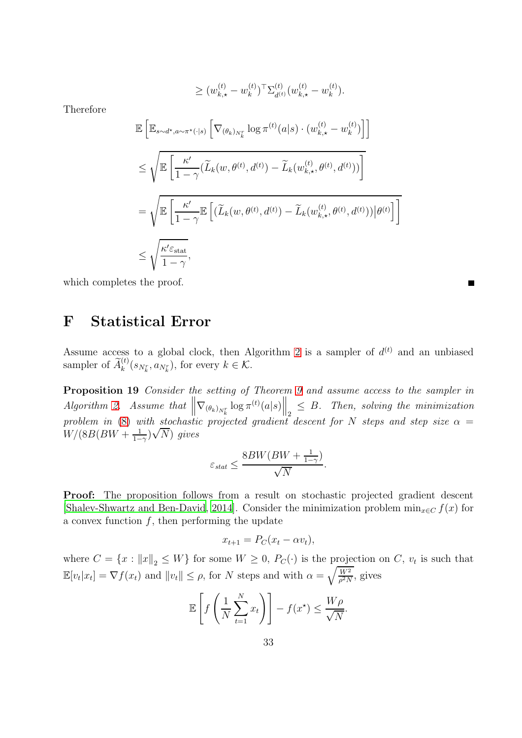$$\geq (w_{k,\star}^{(t)} - w_k^{(t)})^\top \Sigma_{d^{(t)}}^{(t)} (w_{k,\star}^{(t)} - w_k^{(t)}).$$

Therefore

$$\mathbb{E}\left[\mathbb{E}_{s\sim d^\star, a\sim\pi^\star(\cdot|s)}\left[\nabla_{(\theta_k)_{N_k^\tau}} \log \pi^{(t)}(a|s) \cdot (w_{k,\star}^{(t)} - w_k^{(t)})\right]\right]$$

$$\leq \sqrt{\mathbb{E}\left[\frac{\kappa'}{1-\gamma}(\widetilde{L}_k(w, \theta^{(t)}, d^{(t)}) - \widetilde{L}_k(w_{k,\star}^{(t)}, \theta^{(t)}, d^{(t)}))\right]}$$

$$= \sqrt{\mathbb{E}\left[\frac{\kappa'}{1-\gamma}\mathbb{E}\left[(\widetilde{L}_k(w, \theta^{(t)}, d^{(t)}) - \widetilde{L}_k(w_{k,\star}^{(t)}, \theta^{(t)}, d^{(t)}))\big|\theta^{(t)}\right]\right]}$$

$$\leq \sqrt{\frac{\kappa'\varepsilon_{\text{stat}}}{1-\gamma}},$$

which completes the proof. ■

# F Statistical Error

Assume access to a global clock, then Algorithm 2 is a sampler of $d^{(t)}$ and an unbiased sampler of $\widetilde{A}_k^{(t)}(s_{N_k^\tau}, a_{N_k^\tau})$, for every $k \in \mathcal{K}$.

**Proposition 19** *Consider the setting of Theorem 9 and assume access to the sampler in Algorithm 2. Assume that $\left\|\nabla_{(\theta_k)_{N_k^\tau}} \log \pi^{(t)}(a|s)\right\|_2 \leq B$. Then, solving the minimization problem in (8) with stochastic projected gradient descent for $N$ steps and step size $\alpha = W/(8B(BW + \frac{1}{1-\gamma})\sqrt{N})$ gives*

$$\varepsilon_{stat} \leq \frac{8BW(BW + \frac{1}{1-\gamma})}{\sqrt{N}}.$$

**Proof:** The proposition follows from a result on stochastic projected gradient descent [Shalev-Shwartz and Ben-David, 2014]. Consider the minimization problem $\min_{x\in C} f(x)$ for a convex function $f$, then performing the update

$$x_{t+1} = P_C(x_t - \alpha v_t),$$

where $C = \{x : \|x\|_2 \leq W\}$ for some $W \geq 0$, $P_C(\cdot)$ is the projection on $C$, $v_t$ is such that $\mathbb{E}[v_t|x_t] = \nabla f(x_t)$ and $\|v_t\| \leq \rho$, for $N$ steps and with $\alpha = \sqrt{\frac{W^2}{\rho^2 N}}$, gives

$$\mathbb{E}\left[f\left(\frac{1}{N}\sum_{t=1}^{N} x_t\right)\right] - f(x^\star) \leq \frac{W\rho}{\sqrt{N}}.$$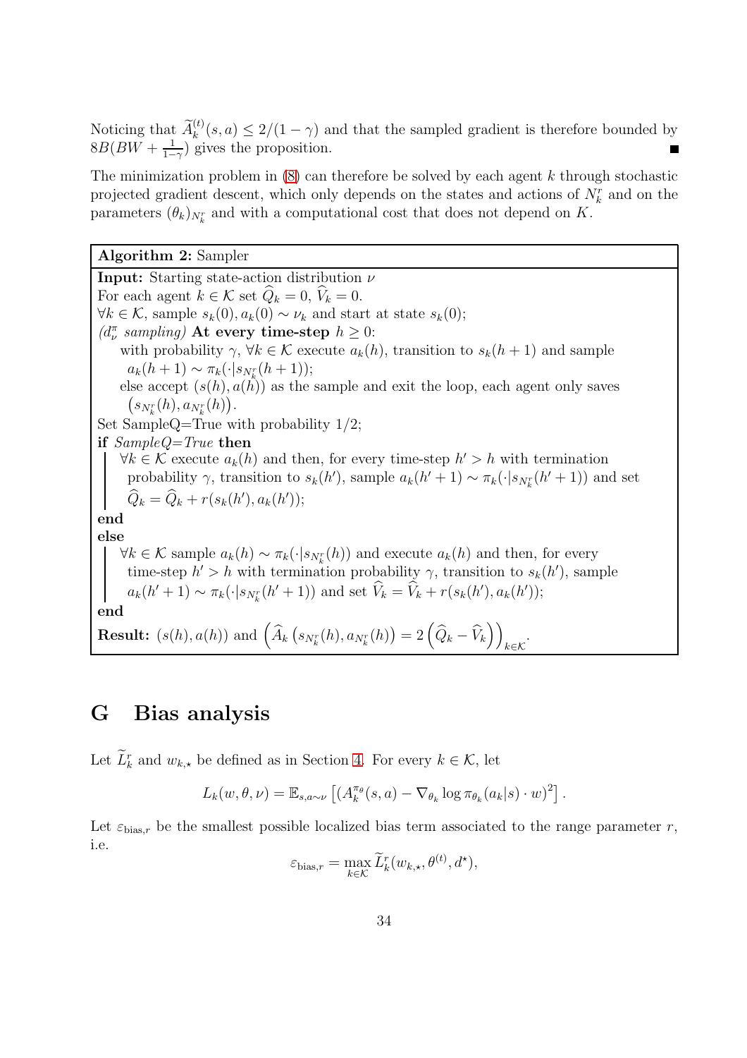Noticing that $\widetilde{A}_k^{(t)}(s,a) \leq 2/(1-\gamma)$ and that the sampled gradient is therefore bounded by $8B(BW + \frac{1}{1-\gamma})$ gives the proposition. ∎

The minimization problem in (8) can therefore be solved by each agent $k$ through stochastic projected gradient descent, which only depends on the states and actions of $N_k^r$ and on the parameters $(\theta_k)_{N_k^r}$ and with a computational cost that does not depend on $K$.

---

**Algorithm 2:** Sampler

**Input:** Starting state-action distribution $\nu$

For each agent $k \in \mathcal{K}$ set $\widehat{Q}_k = 0$, $\widehat{V}_k = 0$.

$\forall k \in \mathcal{K}$, sample $s_k(0), a_k(0) \sim \nu_k$ and start at state $s_k(0)$;

*($d_\nu^\pi$ sampling)* **At every time-step $h \geq 0$:**

  with probability $\gamma$, $\forall k \in \mathcal{K}$ execute $a_k(h)$, transition to $s_k(h+1)$ and sample $a_k(h+1) \sim \pi_k(\cdot | s_{N_k^r}(h+1))$;

  else accept $(s(h), a(h))$ as the sample and exit the loop, each agent only saves $\left(s_{N_k^r}(h), a_{N_k^r}(h)\right)$.

Set SampleQ=True with probability 1/2;

**if** *SampleQ=True* **then**

  $\forall k \in \mathcal{K}$ execute $a_k(h)$ and then, for every time-step $h' > h$ with termination probability $\gamma$, transition to $s_k(h')$, sample $a_k(h'+1) \sim \pi_k(\cdot | s_{N_k^r}(h'+1))$ and set $\widehat{Q}_k = \widehat{Q}_k + r(s_k(h'), a_k(h'))$;

**end**

**else**

  $\forall k \in \mathcal{K}$ sample $a_k(h) \sim \pi_k(\cdot | s_{N_k^r}(h))$ and execute $a_k(h)$ and then, for every time-step $h' > h$ with termination probability $\gamma$, transition to $s_k(h')$, sample $a_k(h'+1) \sim \pi_k(\cdot | s_{N_k^r}(h'+1))$ and set $\widehat{V}_k = \widehat{V}_k + r(s_k(h'), a_k(h'))$;

**end**

**Result:** $(s(h), a(h))$ and $\left(\widehat{A}_k\left(s_{N_k^r}(h), a_{N_k^r}(h)\right) = 2\left(\widehat{Q}_k - \widehat{V}_k\right)\right)_{k \in \mathcal{K}}$.

---

# G Bias analysis

Let $\widetilde{L}_k^r$ and $w_{k,\star}$ be defined as in Section 4. For every $k \in \mathcal{K}$, let

$$L_k(w, \theta, \nu) = \mathbb{E}_{s,a\sim\nu}\left[\left(A_k^{\pi_\theta}(s,a) - \nabla_{\theta_k} \log \pi_{\theta_k}(a_k|s) \cdot w\right)^2\right].$$

Let $\varepsilon_{\text{bias},r}$ be the smallest possible localized bias term associated to the range parameter $r$, i.e.

$$\varepsilon_{\text{bias},r} = \max_{k\in\mathcal{K}} \widetilde{L}_k^r(w_{k,\star}, \theta^{(t)}, d^\star),$$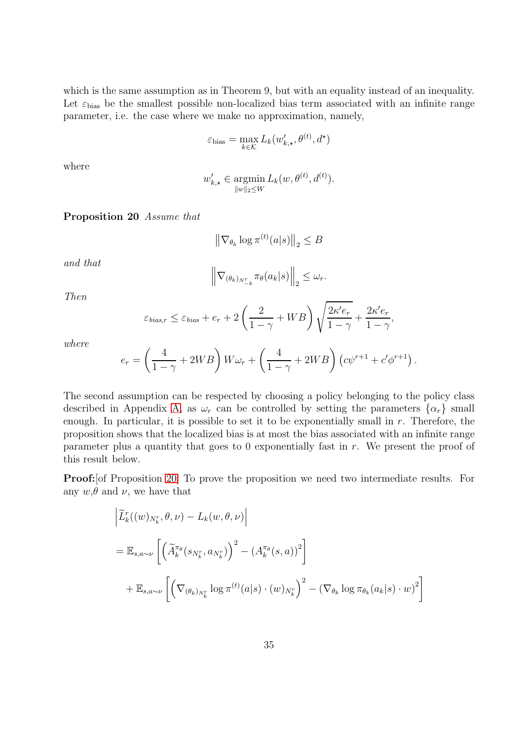which is the same assumption as in Theorem 9, but with an equality instead of an inequality. Let $\varepsilon_{\text{bias}}$ be the smallest possible non-localized bias term associated with an infinite range parameter, i.e. the case where we make no approximation, namely,

$$\varepsilon_{\text{bias}} = \max_{k \in \mathcal{K}} L_k(w'_{k,\star}, \theta^{(t)}, d^\star)$$

where

$$w'_{k,\star} \in \operatorname*{argmin}_{\|w\|_2 \leq W} L_k(w, \theta^{(t)}, d^{(t)}).$$

**Proposition 20** *Assume that*

$$\left\|\nabla_{\theta_k} \log \pi^{(t)}(a|s)\right\|_2 \leq B$$

*and that*

$$\left\|\nabla_{(\theta_k)_{N^r_{-k}}} \pi_\theta(a_k|s)\right\|_2 \leq \omega_r.$$

*Then*

$$\varepsilon_{bias,r} \leq \varepsilon_{bias} + e_r + 2\left(\frac{2}{1-\gamma} + WB\right)\sqrt{\frac{2\kappa' e_r}{1-\gamma}} + \frac{2\kappa' e_r}{1-\gamma},$$

*where*

$$e_r = \left(\frac{4}{1-\gamma} + 2WB\right) W\omega_r + \left(\frac{4}{1-\gamma} + 2WB\right)\left(c\psi^{r+1} + c'\phi^{r+1}\right).$$

The second assumption can be respected by choosing a policy belonging to the policy class described in Appendix A, as $\omega_r$ can be controlled by setting the parameters $\{\alpha_r\}$ small enough. In particular, it is possible to set it to be exponentially small in $r$. Therefore, the proposition shows that the localized bias is at most the bias associated with an infinite range parameter plus a quantity that goes to 0 exponentially fast in $r$. We present the proof of this result below.

**Proof:**[of Proposition 20] To prove the proposition we need two intermediate results. For any $w$,$\theta$ and $\nu$, we have that

$$\begin{aligned}
&\left|\widetilde{L}^r_k((w)_{N^r_k}, \theta, \nu) - L_k(w, \theta, \nu)\right| \\
&= \mathbb{E}_{s,a\sim\nu}\left[\left(\widetilde{A}^{\pi_\theta}_k(s_{N^r_k}, a_{N^r_k})\right)^2 - \left(A^{\pi_\theta}_k(s,a)\right)^2\right] \\
&\quad + \mathbb{E}_{s,a\sim\nu}\left[\left(\nabla_{(\theta_k)_{N^r_k}} \log \pi^{(t)}(a|s) \cdot (w)_{N^r_k}\right)^2 - \left(\nabla_{\theta_k} \log \pi_{\theta_k}(a_k|s) \cdot w\right)^2\right]
\end{aligned}$$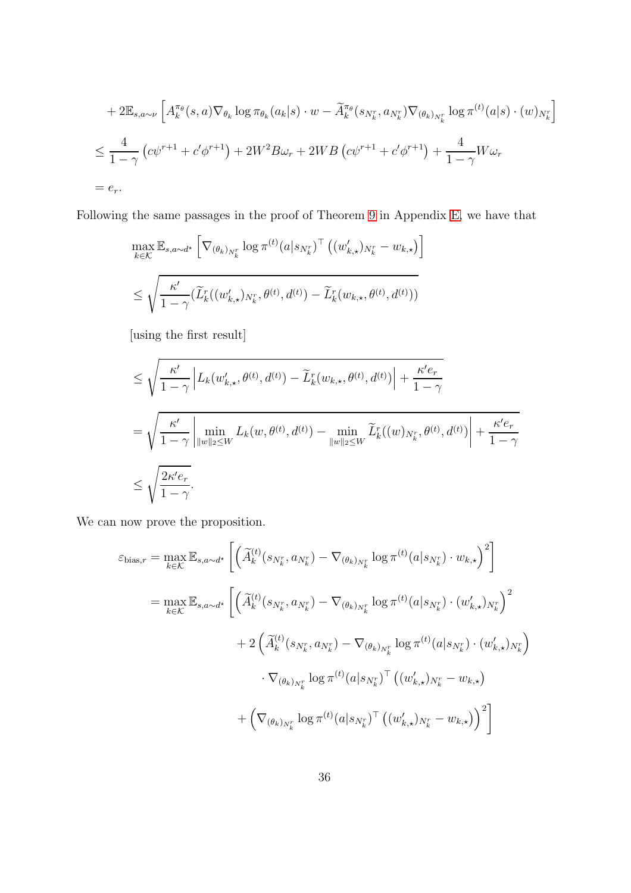$$
\begin{aligned}
&+ 2\mathbb{E}_{s,a\sim\nu}\left[A_k^{\pi_\theta}(s,a)\nabla_{\theta_k}\log\pi_{\theta_k}(a_k|s)\cdot w - \widetilde{A}_k^{\pi_\theta}(s_{N_k^r},a_{N_k^r})\nabla_{(\theta_k)_{N_k^r}}\log\pi^{(t)}(a|s)\cdot(w)_{N_k^r}\right] \\
&\le \frac{4}{1-\gamma}\left(c\psi^{r+1}+c'\phi^{r+1}\right) + 2W^2B\omega_r + 2WB\left(c\psi^{r+1}+c'\phi^{r+1}\right) + \frac{4}{1-\gamma}W\omega_r \\
&= e_r.
\end{aligned}
$$

Following the same passages in the proof of Theorem 9 in Appendix E, we have that

$$
\begin{aligned}
&\max_{k\in\mathcal{K}}\mathbb{E}_{s,a\sim d^\star}\left[\nabla_{(\theta_k)_{N_k^r}}\log\pi^{(t)}(a|s_{N_k^r})^\top\left((w'_{k,\star})_{N_k^r}-w_{k,\star}\right)\right] \\
&\le \sqrt{\frac{\kappa'}{1-\gamma}(\widetilde{L}_k^r((w'_{k,\star})_{N_k^r},\theta^{(t)},d^{(t)})-\widetilde{L}_k^r(w_{k,\star},\theta^{(t)},d^{(t)}))}
\end{aligned}
$$

[using the first result]

$$
\begin{aligned}
&\le \sqrt{\frac{\kappa'}{1-\gamma}\left|L_k(w'_{k,\star},\theta^{(t)},d^{(t)})-\widetilde{L}_k^r(w_{k,\star},\theta^{(t)},d^{(t)})\right| + \frac{\kappa' e_r}{1-\gamma}} \\
&= \sqrt{\frac{\kappa'}{1-\gamma}\left|\min_{\|w\|_2\le W}L_k(w,\theta^{(t)},d^{(t)})-\min_{\|w\|_2\le W}\widetilde{L}_k^r((w)_{N_k^r},\theta^{(t)},d^{(t)})\right| + \frac{\kappa' e_r}{1-\gamma}} \\
&\le \sqrt{\frac{2\kappa' e_r}{1-\gamma}}.
\end{aligned}
$$

We can now prove the proposition.

$$
\begin{aligned}
\varepsilon_{\text{bias},r} &= \max_{k\in\mathcal{K}}\mathbb{E}_{s,a\sim d^\star}\left[\left(\widetilde{A}_k^{(t)}(s_{N_k^r},a_{N_k^r})-\nabla_{(\theta_k)_{N_k^r}}\log\pi^{(t)}(a|s_{N_k^r})\cdot w_{k,\star}\right)^2\right] \\
&= \max_{k\in\mathcal{K}}\mathbb{E}_{s,a\sim d^\star}\left[\left(\widetilde{A}_k^{(t)}(s_{N_k^r},a_{N_k^r})-\nabla_{(\theta_k)_{N_k^r}}\log\pi^{(t)}(a|s_{N_k^r})\cdot(w'_{k,\star})_{N_k^r}\right)^2\right. \\
&\qquad + 2\left(\widetilde{A}_k^{(t)}(s_{N_k^r},a_{N_k^r})-\nabla_{(\theta_k)_{N_k^r}}\log\pi^{(t)}(a|s_{N_k^r})\cdot(w'_{k,\star})_{N_k^r}\right) \\
&\qquad \cdot\nabla_{(\theta_k)_{N_k^r}}\log\pi^{(t)}(a|s_{N_k^r})^\top\left((w'_{k,\star})_{N_k^r}-w_{k,\star}\right) \\
&\qquad \left.+\left(\nabla_{(\theta_k)_{N_k^r}}\log\pi^{(t)}(a|s_{N_k^r})^\top\left((w'_{k,\star})_{N_k^r}-w_{k,\star}\right)\right)^2\right]
\end{aligned}
$$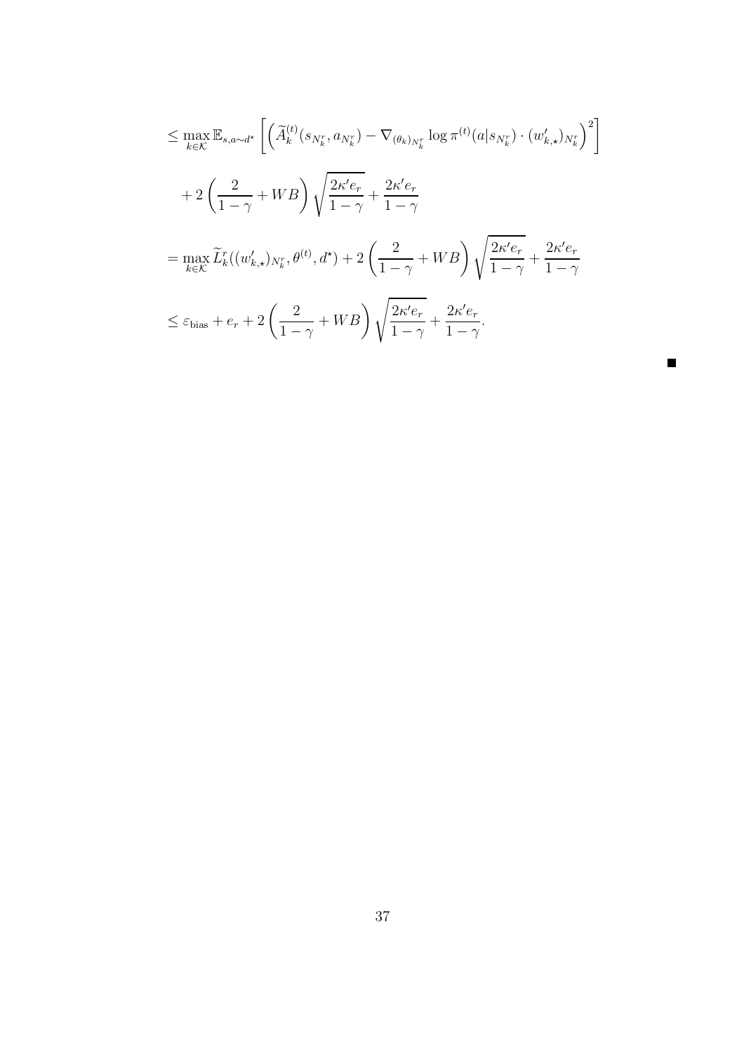$$
\begin{aligned}
&\leq \max_{k \in \mathcal{K}} \mathbb{E}_{s,a\sim d^\star}\left[\left(\widetilde{A}_k^{(t)}(s_{N_k^r}, a_{N_k^r}) - \nabla_{(\theta_k)_{N_k^r}} \log \pi^{(t)}(a|s_{N_k^r}) \cdot (w'_{k,\star})_{N_k^r}\right)^2\right] \\
&\quad + 2\left(\frac{2}{1-\gamma} + WB\right)\sqrt{\frac{2\kappa' e_r}{1-\gamma}} + \frac{2\kappa' e_r}{1-\gamma} \\
&= \max_{k \in \mathcal{K}} \widetilde{L}_k^r((w'_{k,\star})_{N_k^r}, \theta^{(t)}, d^\star) + 2\left(\frac{2}{1-\gamma} + WB\right)\sqrt{\frac{2\kappa' e_r}{1-\gamma}} + \frac{2\kappa' e_r}{1-\gamma} \\
&\leq \varepsilon_{\text{bias}} + e_r + 2\left(\frac{2}{1-\gamma} + WB\right)\sqrt{\frac{2\kappa' e_r}{1-\gamma}} + \frac{2\kappa' e_r}{1-\gamma}.
\end{aligned}
$$

■